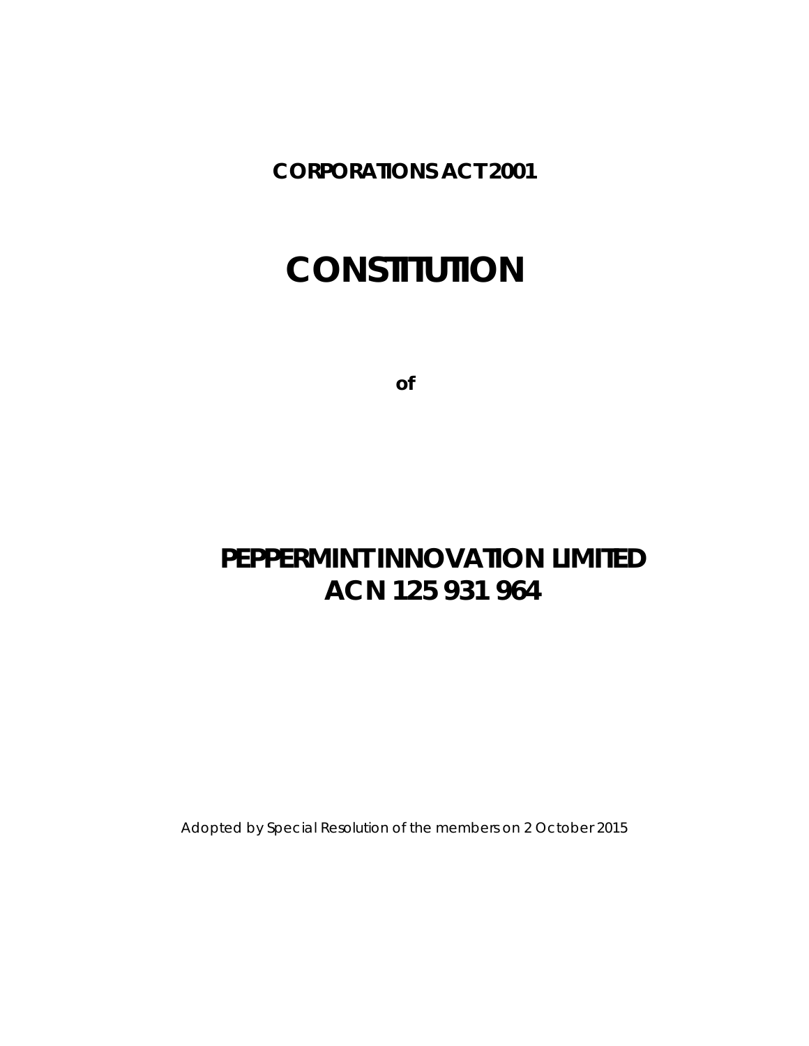**CORPORATIONS ACT 2001**

# CONSTITUTION

**of**

## PEPPERMINT INNOVATION LIMITED
## ACN 125 931 964

Adopted by Special Resolution of the members on 2 October 2015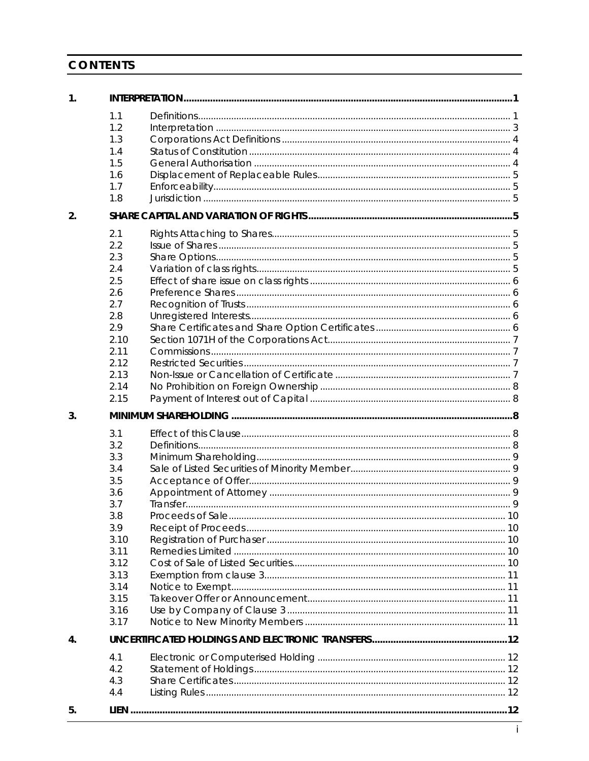# CONTENTS

| | | | |
|---|---|---|---|
| **1.** | **INTERPRETATION** | | **1** |
| | 1.1 | Definitions | 1 |
| | 1.2 | Interpretation | 3 |
| | 1.3 | Corporations Act Definitions | 4 |
| | 1.4 | Status of Constitution | 4 |
| | 1.5 | General Authorisation | 4 |
| | 1.6 | Displacement of Replaceable Rules | 5 |
| | 1.7 | Enforceability | 5 |
| | 1.8 | Jurisdiction | 5 |
| **2.** | **SHARE CAPITAL AND VARIATION OF RIGHTS** | | **5** |
| | 2.1 | Rights Attaching to Shares | 5 |
| | 2.2 | Issue of Shares | 5 |
| | 2.3 | Share Options | 5 |
| | 2.4 | Variation of class rights | 5 |
| | 2.5 | Effect of share issue on class rights | 6 |
| | 2.6 | Preference Shares | 6 |
| | 2.7 | Recognition of Trusts | 6 |
| | 2.8 | Unregistered Interests | 6 |
| | 2.9 | Share Certificates and Share Option Certificates | 6 |
| | 2.10 | Section 1071H of the Corporations Act | 7 |
| | 2.11 | Commissions | 7 |
| | 2.12 | Restricted Securities | 7 |
| | 2.13 | Non-Issue or Cancellation of Certificate | 7 |
| | 2.14 | No Prohibition on Foreign Ownership | 8 |
| | 2.15 | Payment of Interest out of Capital | 8 |
| **3.** | **MINIMUM SHAREHOLDING** | | **8** |
| | 3.1 | Effect of this Clause | 8 |
| | 3.2 | Definitions | 8 |
| | 3.3 | Minimum Shareholding | 9 |
| | 3.4 | Sale of Listed Securities of Minority Member | 9 |
| | 3.5 | Acceptance of Offer | 9 |
| | 3.6 | Appointment of Attorney | 9 |
| | 3.7 | Transfer | 9 |
| | 3.8 | Proceeds of Sale | 10 |
| | 3.9 | Receipt of Proceeds | 10 |
| | 3.10 | Registration of Purchaser | 10 |
| | 3.11 | Remedies Limited | 10 |
| | 3.12 | Cost of Sale of Listed Securities | 10 |
| | 3.13 | Exemption from clause 3 | 11 |
| | 3.14 | Notice to Exempt | 11 |
| | 3.15 | Takeover Offer or Announcement | 11 |
| | 3.16 | Use by Company of Clause 3 | 11 |
| | 3.17 | Notice to New Minority Members | 11 |
| **4.** | **UNCERTIFICATED HOLDINGS AND ELECTRONIC TRANSFERS** | | **12** |
| | 4.1 | Electronic or Computerised Holding | 12 |
| | 4.2 | Statement of Holdings | 12 |
| | 4.3 | Share Certificates | 12 |
| | 4.4 | Listing Rules | 12 |
| **5.** | **LIEN** | | **12** |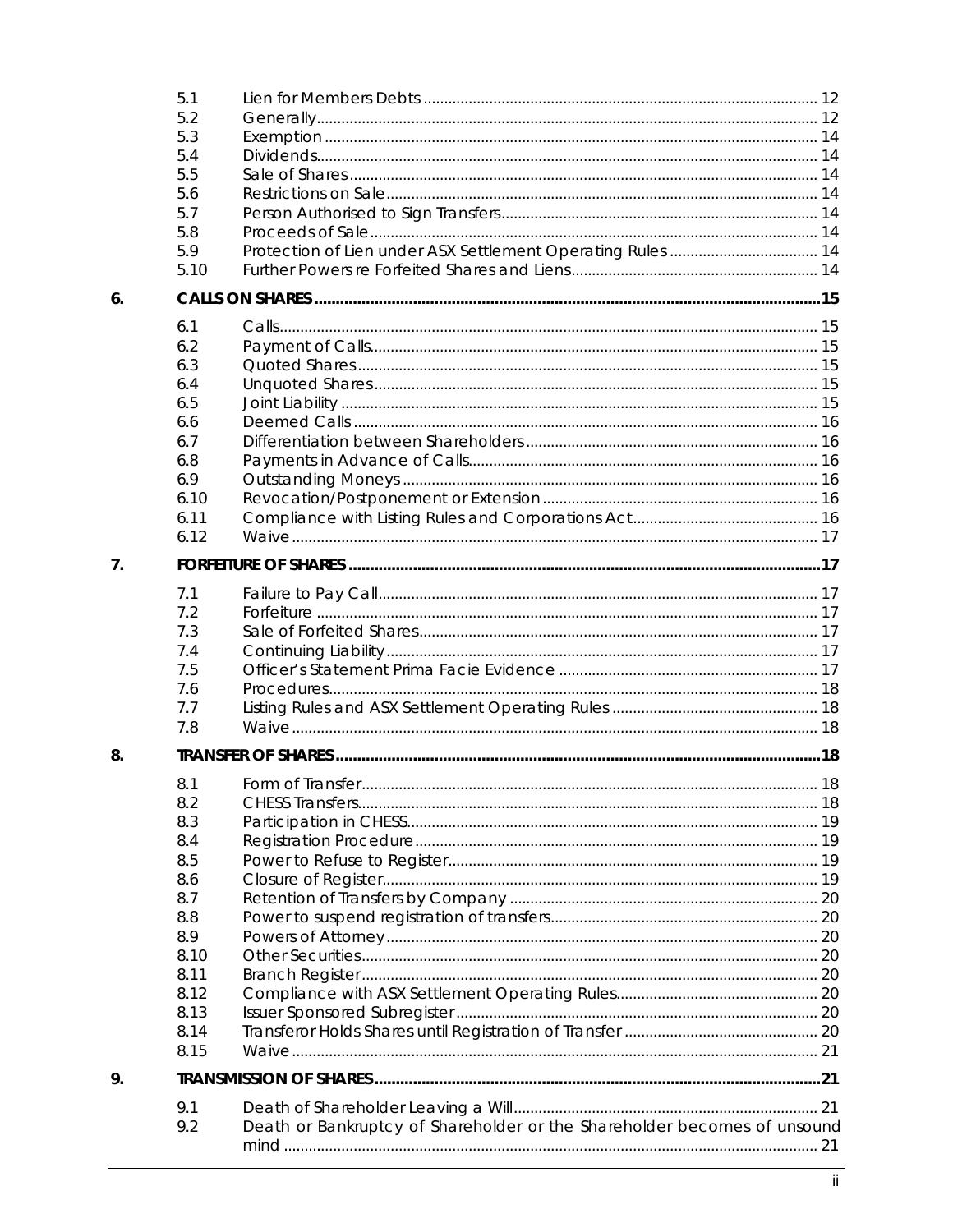| | | |
|---|---|---|
| 5.1 | Lien for Members Debts | 12 |
| 5.2 | Generally | 12 |
| 5.3 | Exemption | 14 |
| 5.4 | Dividends | 14 |
| 5.5 | Sale of Shares | 14 |
| 5.6 | Restrictions on Sale | 14 |
| 5.7 | Person Authorised to Sign Transfers | 14 |
| 5.8 | Proceeds of Sale | 14 |
| 5.9 | Protection of Lien under ASX Settlement Operating Rules | 14 |
| 5.10 | Further Powers re Forfeited Shares and Liens | 14 |

**6. CALLS ON SHARES** ..... **15**

| | | |
|---|---|---|
| 6.1 | Calls | 15 |
| 6.2 | Payment of Calls | 15 |
| 6.3 | Quoted Shares | 15 |
| 6.4 | Unquoted Shares | 15 |
| 6.5 | Joint Liability | 15 |
| 6.6 | Deemed Calls | 16 |
| 6.7 | Differentiation between Shareholders | 16 |
| 6.8 | Payments in Advance of Calls | 16 |
| 6.9 | Outstanding Moneys | 16 |
| 6.10 | Revocation/Postponement or Extension | 16 |
| 6.11 | Compliance with Listing Rules and Corporations Act | 16 |
| 6.12 | Waive | 17 |

**7. FORFEITURE OF SHARES** ..... **17**

| | | |
|---|---|---|
| 7.1 | Failure to Pay Call | 17 |
| 7.2 | Forfeiture | 17 |
| 7.3 | Sale of Forfeited Shares | 17 |
| 7.4 | Continuing Liability | 17 |
| 7.5 | Officer's Statement Prima Facie Evidence | 17 |
| 7.6 | Procedures | 18 |
| 7.7 | Listing Rules and ASX Settlement Operating Rules | 18 |
| 7.8 | Waive | 18 |

**8. TRANSFER OF SHARES** ..... **18**

| | | |
|---|---|---|
| 8.1 | Form of Transfer | 18 |
| 8.2 | CHESS Transfers | 18 |
| 8.3 | Participation in CHESS | 19 |
| 8.4 | Registration Procedure | 19 |
| 8.5 | Power to Refuse to Register | 19 |
| 8.6 | Closure of Register | 19 |
| 8.7 | Retention of Transfers by Company | 20 |
| 8.8 | Power to suspend registration of transfers | 20 |
| 8.9 | Powers of Attorney | 20 |
| 8.10 | Other Securities | 20 |
| 8.11 | Branch Register | 20 |
| 8.12 | Compliance with ASX Settlement Operating Rules | 20 |
| 8.13 | Issuer Sponsored Subregister | 20 |
| 8.14 | Transferor Holds Shares until Registration of Transfer | 20 |
| 8.15 | Waive | 21 |

**9. TRANSMISSION OF SHARES** ..... **21**

| | | |
|---|---|---|
| 9.1 | Death of Shareholder Leaving a Will | 21 |
| 9.2 | Death or Bankruptcy of Shareholder or the Shareholder becomes of unsound mind | 21 |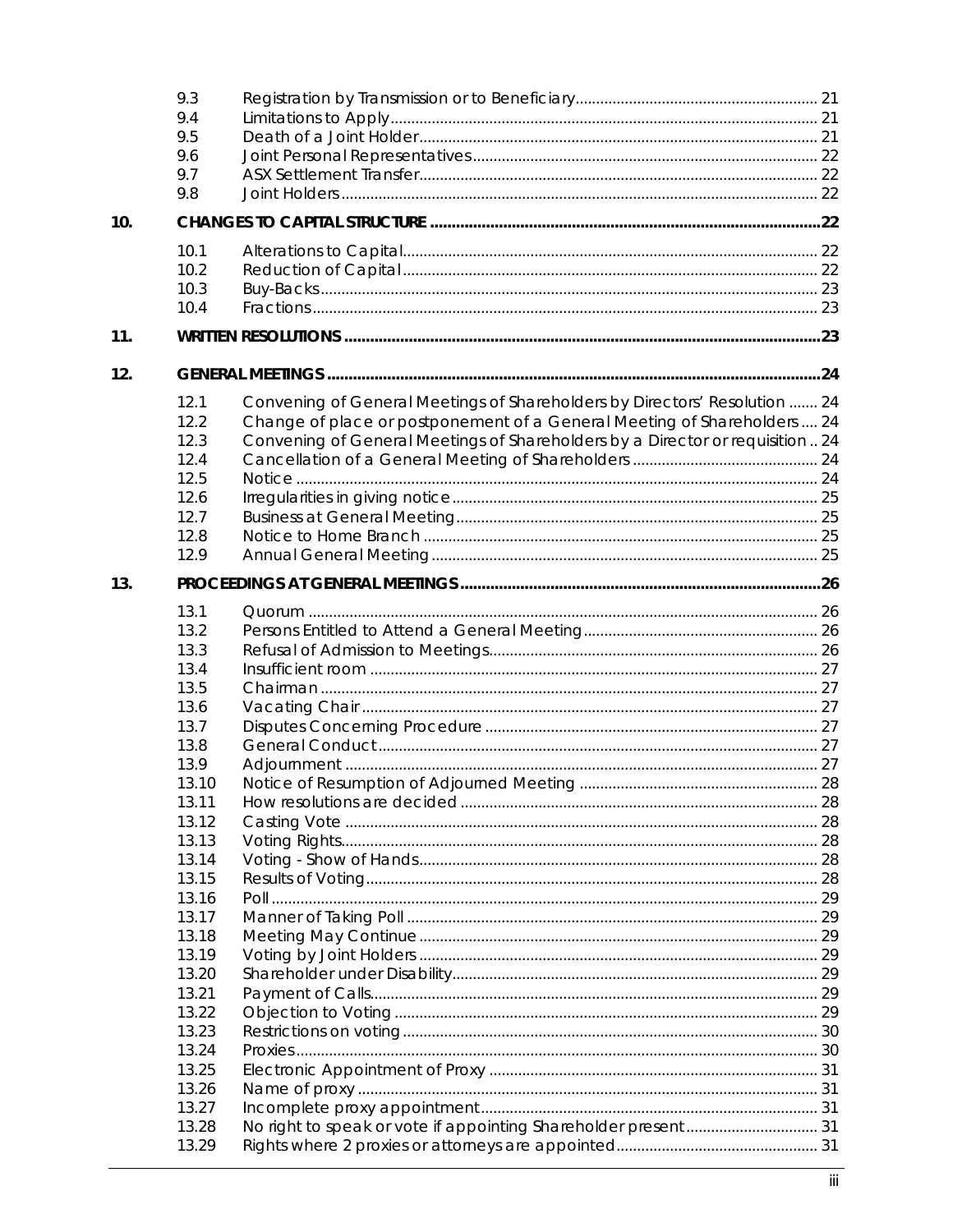| | | |
|---|---|---|
| 9.3 | Registration by Transmission or to Beneficiary | 21 |
| 9.4 | Limitations to Apply | 21 |
| 9.5 | Death of a Joint Holder | 21 |
| 9.6 | Joint Personal Representatives | 22 |
| 9.7 | ASX Settlement Transfer | 22 |
| 9.8 | Joint Holders | 22 |
| **10.** | **CHANGES TO CAPITAL STRUCTURE** | **22** |
| 10.1 | Alterations to Capital | 22 |
| 10.2 | Reduction of Capital | 22 |
| 10.3 | Buy-Backs | 23 |
| 10.4 | Fractions | 23 |
| **11.** | **WRITTEN RESOLUTIONS** | **23** |
| **12.** | **GENERAL MEETINGS** | **24** |
| 12.1 | Convening of General Meetings of Shareholders by Directors' Resolution | 24 |
| 12.2 | Change of place or postponement of a General Meeting of Shareholders | 24 |
| 12.3 | Convening of General Meetings of Shareholders by a Director or requisition | 24 |
| 12.4 | Cancellation of a General Meeting of Shareholders | 24 |
| 12.5 | Notice | 24 |
| 12.6 | Irregularities in giving notice | 25 |
| 12.7 | Business at General Meeting | 25 |
| 12.8 | Notice to Home Branch | 25 |
| 12.9 | Annual General Meeting | 25 |
| **13.** | **PROCEEDINGS AT GENERAL MEETINGS** | **26** |
| 13.1 | Quorum | 26 |
| 13.2 | Persons Entitled to Attend a General Meeting | 26 |
| 13.3 | Refusal of Admission to Meetings | 26 |
| 13.4 | Insufficient room | 27 |
| 13.5 | Chairman | 27 |
| 13.6 | Vacating Chair | 27 |
| 13.7 | Disputes Concerning Procedure | 27 |
| 13.8 | General Conduct | 27 |
| 13.9 | Adjournment | 27 |
| 13.10 | Notice of Resumption of Adjourned Meeting | 28 |
| 13.11 | How resolutions are decided | 28 |
| 13.12 | Casting Vote | 28 |
| 13.13 | Voting Rights | 28 |
| 13.14 | Voting - Show of Hands | 28 |
| 13.15 | Results of Voting | 28 |
| 13.16 | Poll | 29 |
| 13.17 | Manner of Taking Poll | 29 |
| 13.18 | Meeting May Continue | 29 |
| 13.19 | Voting by Joint Holders | 29 |
| 13.20 | Shareholder under Disability | 29 |
| 13.21 | Payment of Calls | 29 |
| 13.22 | Objection to Voting | 29 |
| 13.23 | Restrictions on voting | 30 |
| 13.24 | Proxies | 30 |
| 13.25 | Electronic Appointment of Proxy | 31 |
| 13.26 | Name of proxy | 31 |
| 13.27 | Incomplete proxy appointment | 31 |
| 13.28 | No right to speak or vote if appointing Shareholder present | 31 |
| 13.29 | Rights where 2 proxies or attorneys are appointed | 31 |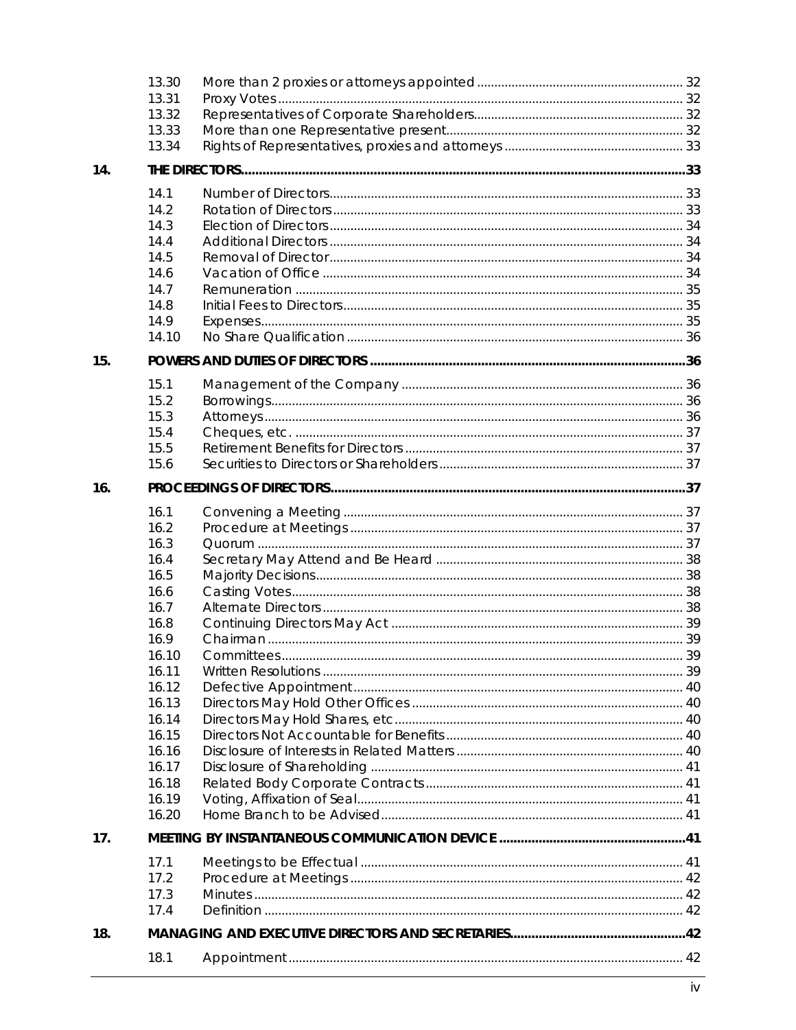| | | |
|---|---|---|
| 13.30 | More than 2 proxies or attorneys appointed | 32 |
| 13.31 | Proxy Votes | 32 |
| 13.32 | Representatives of Corporate Shareholders | 32 |
| 13.33 | More than one Representative present | 32 |
| 13.34 | Rights of Representatives, proxies and attorneys | 33 |
| **14.** | **THE DIRECTORS** | **33** |
| 14.1 | Number of Directors | 33 |
| 14.2 | Rotation of Directors | 33 |
| 14.3 | Election of Directors | 34 |
| 14.4 | Additional Directors | 34 |
| 14.5 | Removal of Director | 34 |
| 14.6 | Vacation of Office | 34 |
| 14.7 | Remuneration | 35 |
| 14.8 | Initial Fees to Directors | 35 |
| 14.9 | Expenses | 35 |
| 14.10 | No Share Qualification | 36 |
| **15.** | **POWERS AND DUTIES OF DIRECTORS** | **36** |
| 15.1 | Management of the Company | 36 |
| 15.2 | Borrowings | 36 |
| 15.3 | Attorneys | 36 |
| 15.4 | Cheques, etc. | 37 |
| 15.5 | Retirement Benefits for Directors | 37 |
| 15.6 | Securities to Directors or Shareholders | 37 |
| **16.** | **PROCEEDINGS OF DIRECTORS** | **37** |
| 16.1 | Convening a Meeting | 37 |
| 16.2 | Procedure at Meetings | 37 |
| 16.3 | Quorum | 37 |
| 16.4 | Secretary May Attend and Be Heard | 38 |
| 16.5 | Majority Decisions | 38 |
| 16.6 | Casting Votes | 38 |
| 16.7 | Alternate Directors | 38 |
| 16.8 | Continuing Directors May Act | 39 |
| 16.9 | Chairman | 39 |
| 16.10 | Committees | 39 |
| 16.11 | Written Resolutions | 39 |
| 16.12 | Defective Appointment | 40 |
| 16.13 | Directors May Hold Other Offices | 40 |
| 16.14 | Directors May Hold Shares, etc | 40 |
| 16.15 | Directors Not Accountable for Benefits | 40 |
| 16.16 | Disclosure of Interests in Related Matters | 40 |
| 16.17 | Disclosure of Shareholding | 41 |
| 16.18 | Related Body Corporate Contracts | 41 |
| 16.19 | Voting, Affixation of Seal | 41 |
| 16.20 | Home Branch to be Advised | 41 |
| **17.** | **MEETING BY INSTANTANEOUS COMMUNICATION DEVICE** | **41** |
| 17.1 | Meetings to be Effectual | 41 |
| 17.2 | Procedure at Meetings | 42 |
| 17.3 | Minutes | 42 |
| 17.4 | Definition | 42 |
| **18.** | **MANAGING AND EXECUTIVE DIRECTORS AND SECRETARIES** | **42** |
| 18.1 | Appointment | 42 |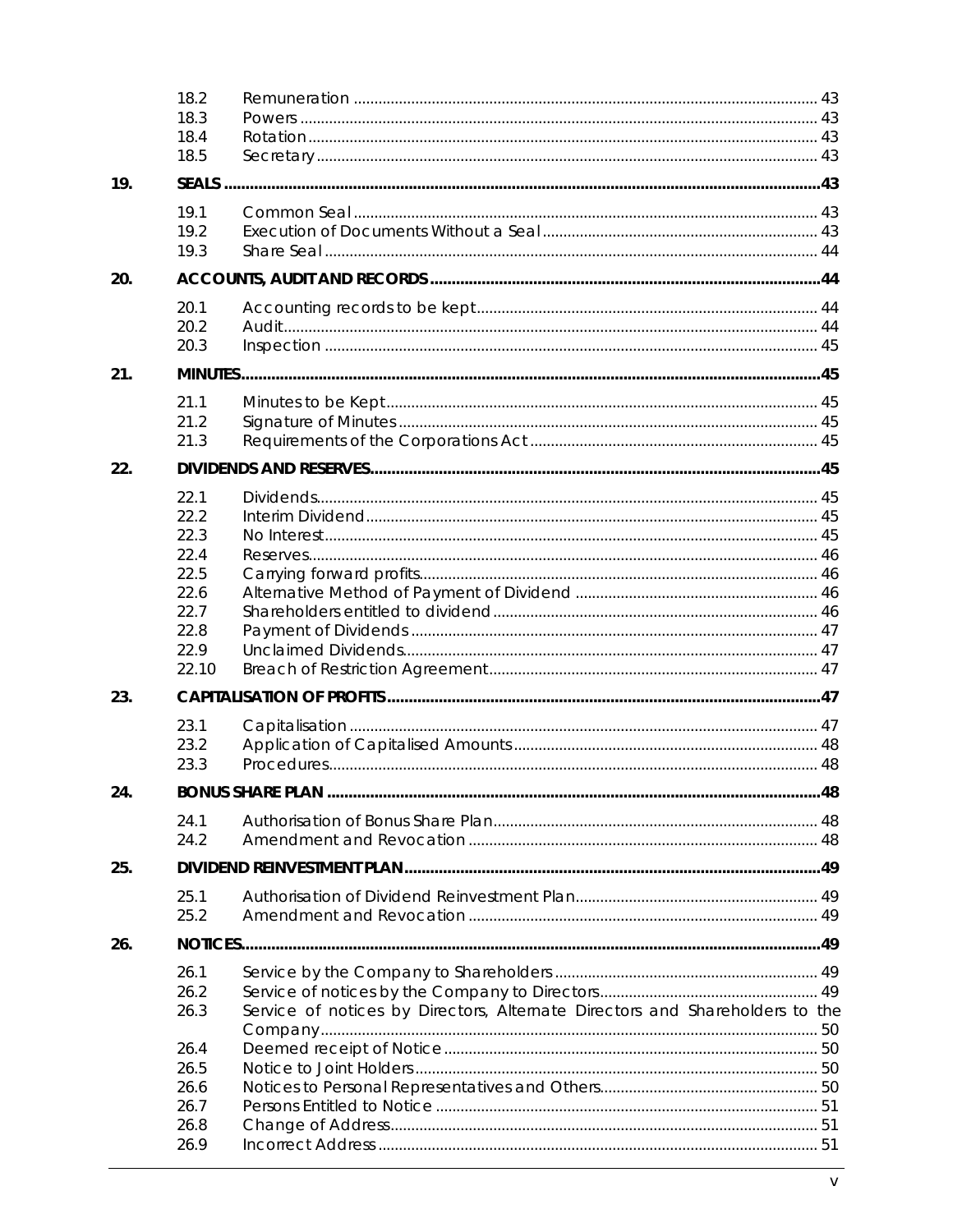| | | | |
|---|---|---|---|
| | 18.2 | Remuneration | 43 |
| | 18.3 | Powers | 43 |
| | 18.4 | Rotation | 43 |
| | 18.5 | Secretary | 43 |
| **19.** | **SEALS** | | **43** |
| | 19.1 | Common Seal | 43 |
| | 19.2 | Execution of Documents Without a Seal | 43 |
| | 19.3 | Share Seal | 44 |
| **20.** | **ACCOUNTS, AUDIT AND RECORDS** | | **44** |
| | 20.1 | Accounting records to be kept | 44 |
| | 20.2 | Audit | 44 |
| | 20.3 | Inspection | 45 |
| **21.** | **MINUTES** | | **45** |
| | 21.1 | Minutes to be Kept | 45 |
| | 21.2 | Signature of Minutes | 45 |
| | 21.3 | Requirements of the Corporations Act | 45 |
| **22.** | **DIVIDENDS AND RESERVES** | | **45** |
| | 22.1 | Dividends | 45 |
| | 22.2 | Interim Dividend | 45 |
| | 22.3 | No Interest | 45 |
| | 22.4 | Reserves | 46 |
| | 22.5 | Carrying forward profits | 46 |
| | 22.6 | Alternative Method of Payment of Dividend | 46 |
| | 22.7 | Shareholders entitled to dividend | 46 |
| | 22.8 | Payment of Dividends | 47 |
| | 22.9 | Unclaimed Dividends | 47 |
| | 22.10 | Breach of Restriction Agreement | 47 |
| **23.** | **CAPITALISATION OF PROFITS** | | **47** |
| | 23.1 | Capitalisation | 47 |
| | 23.2 | Application of Capitalised Amounts | 48 |
| | 23.3 | Procedures | 48 |
| **24.** | **BONUS SHARE PLAN** | | **48** |
| | 24.1 | Authorisation of Bonus Share Plan | 48 |
| | 24.2 | Amendment and Revocation | 48 |
| **25.** | **DIVIDEND REINVESTMENT PLAN** | | **49** |
| | 25.1 | Authorisation of Dividend Reinvestment Plan | 49 |
| | 25.2 | Amendment and Revocation | 49 |
| **26.** | **NOTICES** | | **49** |
| | 26.1 | Service by the Company to Shareholders | 49 |
| | 26.2 | Service of notices by the Company to Directors | 49 |
| | 26.3 | Service of notices by Directors, Alternate Directors and Shareholders to the Company | 50 |
| | 26.4 | Deemed receipt of Notice | 50 |
| | 26.5 | Notice to Joint Holders | 50 |
| | 26.6 | Notices to Personal Representatives and Others | 50 |
| | 26.7 | Persons Entitled to Notice | 51 |
| | 26.8 | Change of Address | 51 |
| | 26.9 | Incorrect Address | 51 |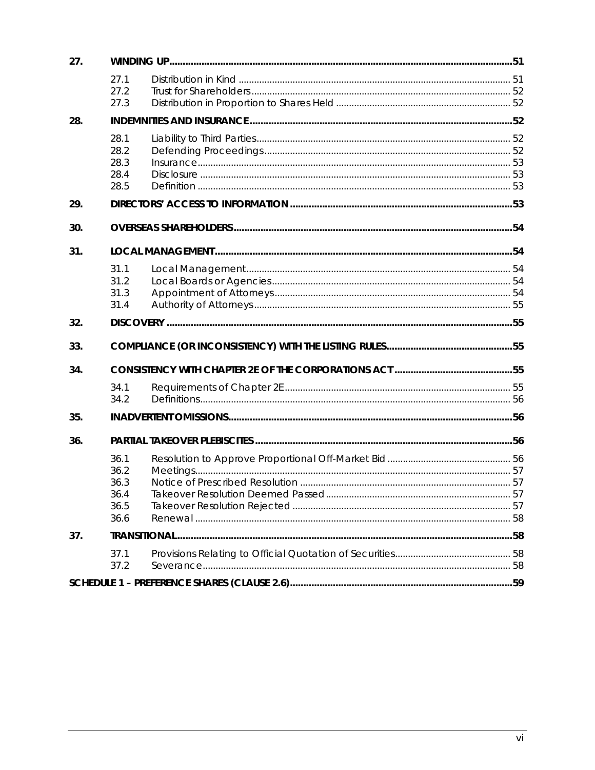| | | | |
|---|---|---|---|
| **27.** | **WINDING UP** | | **51** |
| | 27.1 | Distribution in Kind | 51 |
| | 27.2 | Trust for Shareholders | 52 |
| | 27.3 | Distribution in Proportion to Shares Held | 52 |
| **28.** | **INDEMNITIES AND INSURANCE** | | **52** |
| | 28.1 | Liability to Third Parties | 52 |
| | 28.2 | Defending Proceedings | 52 |
| | 28.3 | Insurance | 53 |
| | 28.4 | Disclosure | 53 |
| | 28.5 | Definition | 53 |
| **29.** | **DIRECTORS' ACCESS TO INFORMATION** | | **53** |
| **30.** | **OVERSEAS SHAREHOLDERS** | | **54** |
| **31.** | **LOCAL MANAGEMENT** | | **54** |
| | 31.1 | Local Management | 54 |
| | 31.2 | Local Boards or Agencies | 54 |
| | 31.3 | Appointment of Attorneys | 54 |
| | 31.4 | Authority of Attorneys | 55 |
| **32.** | **DISCOVERY** | | **55** |
| **33.** | **COMPLIANCE (OR INCONSISTENCY) WITH THE LISTING RULES** | | **55** |
| **34.** | **CONSISTENCY WITH CHAPTER 2E OF THE CORPORATIONS ACT** | | **55** |
| | 34.1 | Requirements of Chapter 2E | 55 |
| | 34.2 | Definitions | 56 |
| **35.** | **INADVERTENT OMISSIONS** | | **56** |
| **36.** | **PARTIAL TAKEOVER PLEBISCITES** | | **56** |
| | 36.1 | Resolution to Approve Proportional Off-Market Bid | 56 |
| | 36.2 | Meetings | 57 |
| | 36.3 | Notice of Prescribed Resolution | 57 |
| | 36.4 | Takeover Resolution Deemed Passed | 57 |
| | 36.5 | Takeover Resolution Rejected | 57 |
| | 36.6 | Renewal | 58 |
| **37.** | **TRANSITIONAL** | | **58** |
| | 37.1 | Provisions Relating to Official Quotation of Securities | 58 |
| | 37.2 | Severance | 58 |
| **SCHEDULE 1 – PREFERENCE SHARES (CLAUSE 2.6)** | | | **59** |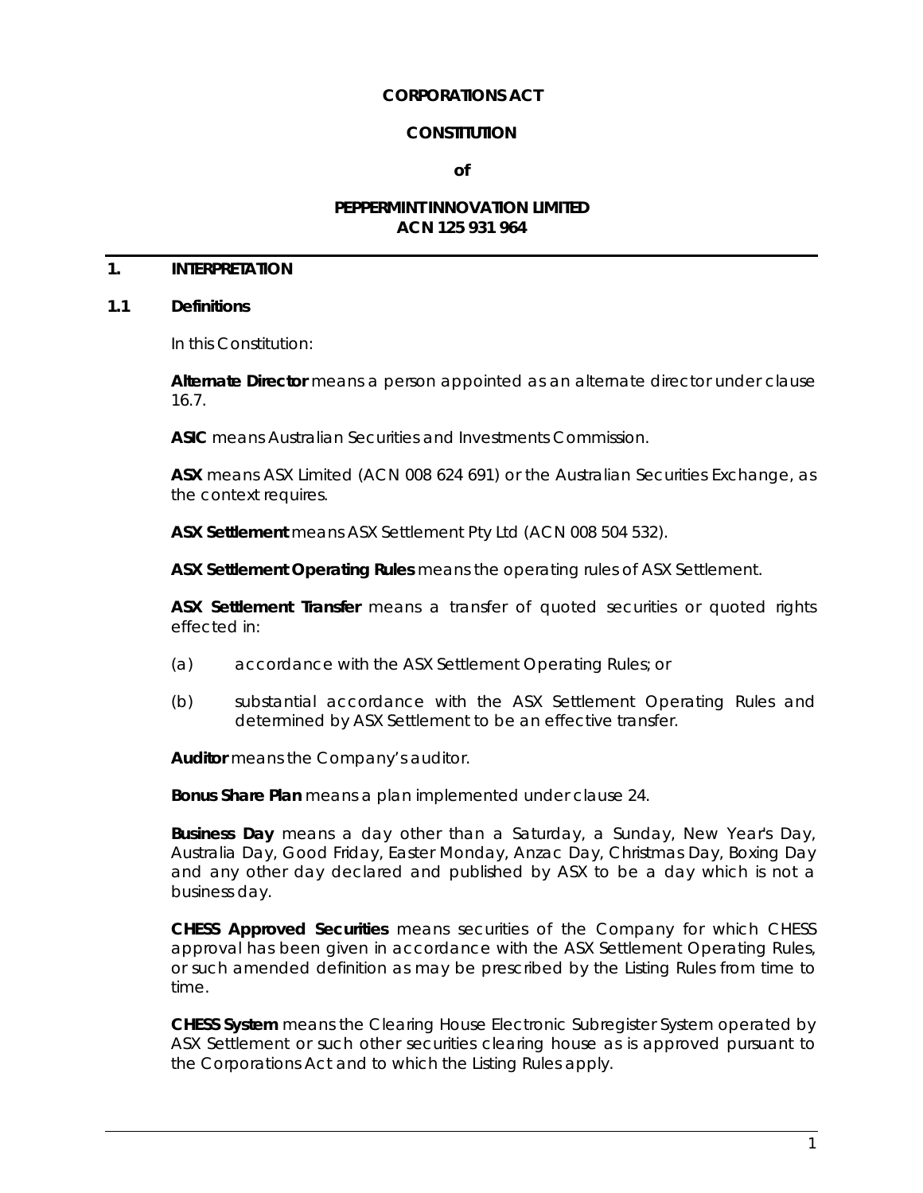**CORPORATIONS ACT**

**CONSTITUTION**

**of**

**PEPPERMINT INNOVATION LIMITED**
**ACN 125 931 964**

## 1. INTERPRETATION

### 1.1 Definitions

In this Constitution:

**Alternate Director** means a person appointed as an alternate director under clause 16.7.

**ASIC** means Australian Securities and Investments Commission.

**ASX** means ASX Limited (ACN 008 624 691) or the Australian Securities Exchange, as the context requires.

**ASX Settlement** means ASX Settlement Pty Ltd (ACN 008 504 532).

**ASX Settlement Operating Rules** means the operating rules of ASX Settlement.

**ASX Settlement Transfer** means a transfer of quoted securities or quoted rights effected in:

(a) accordance with the ASX Settlement Operating Rules; or

(b) substantial accordance with the ASX Settlement Operating Rules and determined by ASX Settlement to be an effective transfer.

**Auditor** means the Company's auditor.

**Bonus Share Plan** means a plan implemented under clause 24.

**Business Day** means a day other than a Saturday, a Sunday, New Year's Day, Australia Day, Good Friday, Easter Monday, Anzac Day, Christmas Day, Boxing Day and any other day declared and published by ASX to be a day which is not a business day.

**CHESS Approved Securities** means securities of the Company for which CHESS approval has been given in accordance with the ASX Settlement Operating Rules, or such amended definition as may be prescribed by the Listing Rules from time to time.

**CHESS System** means the Clearing House Electronic Subregister System operated by ASX Settlement or such other securities clearing house as is approved pursuant to the Corporations Act and to which the Listing Rules apply.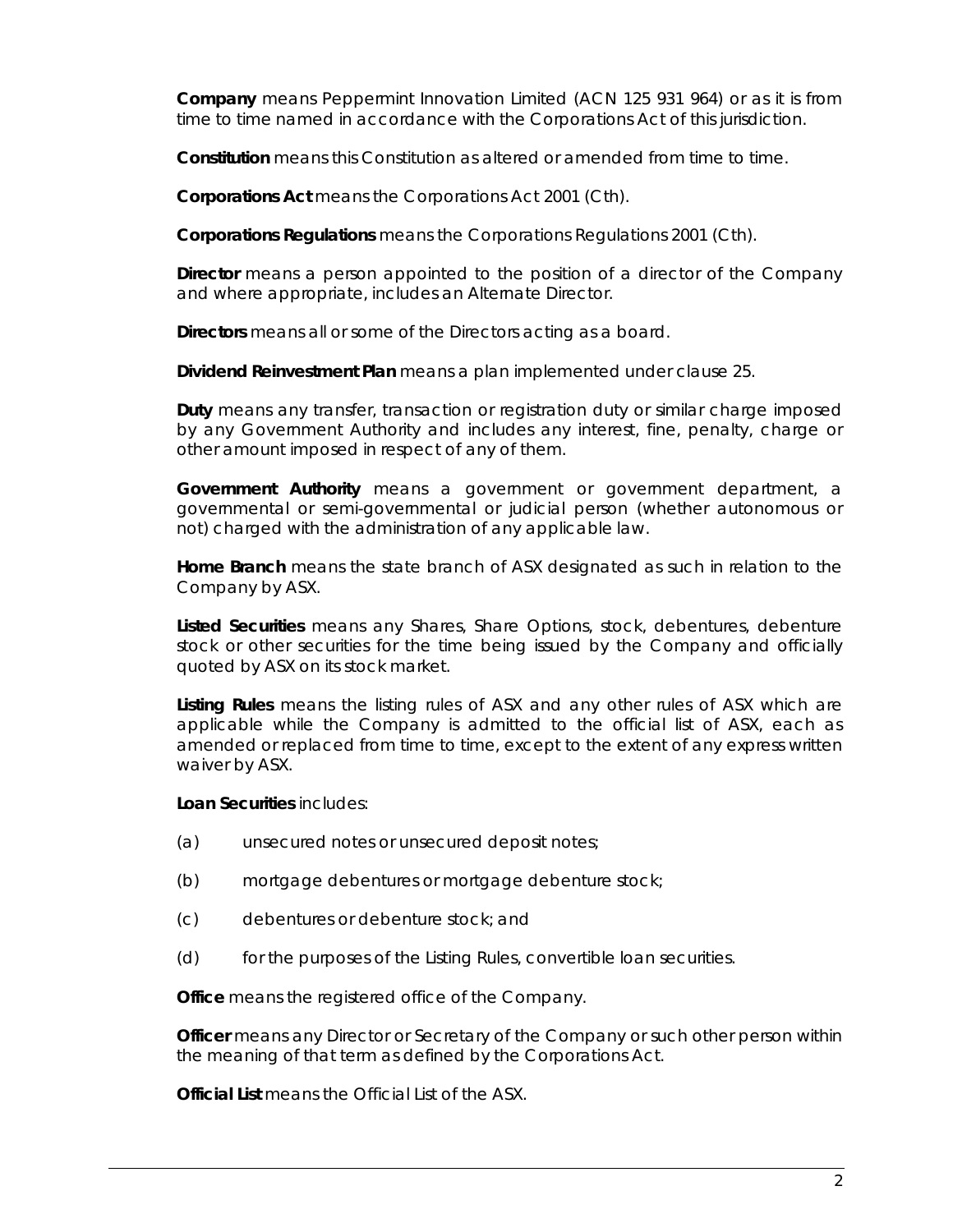**Company** means Peppermint Innovation Limited (ACN 125 931 964) or as it is from time to time named in accordance with the Corporations Act of this jurisdiction.

**Constitution** means this Constitution as altered or amended from time to time.

**Corporations Act** means the Corporations Act 2001 (Cth).

**Corporations Regulations** means the Corporations Regulations 2001 (Cth).

**Director** means a person appointed to the position of a director of the Company and where appropriate, includes an Alternate Director.

**Directors** means all or some of the Directors acting as a board.

**Dividend Reinvestment Plan** means a plan implemented under clause 25.

**Duty** means any transfer, transaction or registration duty or similar charge imposed by any Government Authority and includes any interest, fine, penalty, charge or other amount imposed in respect of any of them.

**Government Authority** means a government or government department, a governmental or semi-governmental or judicial person (whether autonomous or not) charged with the administration of any applicable law.

**Home Branch** means the state branch of ASX designated as such in relation to the Company by ASX.

**Listed Securities** means any Shares, Share Options, stock, debentures, debenture stock or other securities for the time being issued by the Company and officially quoted by ASX on its stock market.

**Listing Rules** means the listing rules of ASX and any other rules of ASX which are applicable while the Company is admitted to the official list of ASX, each as amended or replaced from time to time, except to the extent of any express written waiver by ASX.

**Loan Securities** includes:

(a) unsecured notes or unsecured deposit notes;

(b) mortgage debentures or mortgage debenture stock;

(c) debentures or debenture stock; and

(d) for the purposes of the Listing Rules, convertible loan securities.

**Office** means the registered office of the Company.

**Officer** means any Director or Secretary of the Company or such other person within the meaning of that term as defined by the Corporations Act.

**Official List** means the Official List of the ASX.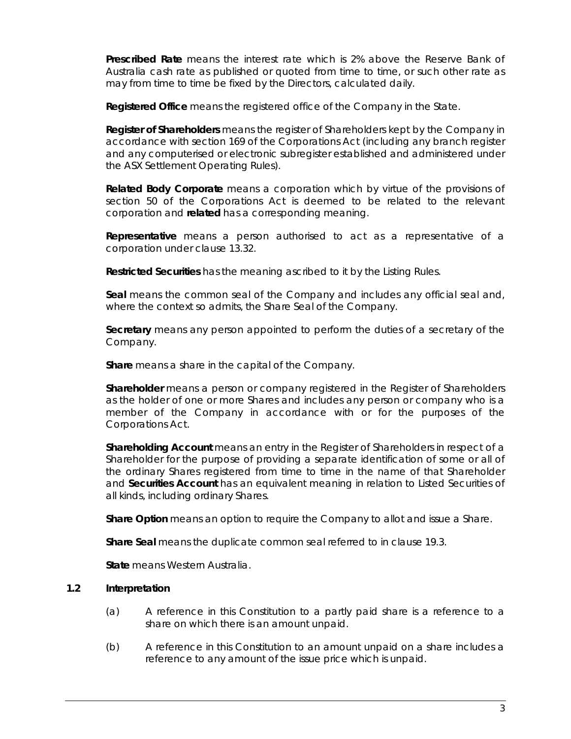**Prescribed Rate** means the interest rate which is 2% above the Reserve Bank of Australia cash rate as published or quoted from time to time, or such other rate as may from time to time be fixed by the Directors, calculated daily.

**Registered Office** means the registered office of the Company in the State.

**Register of Shareholders** means the register of Shareholders kept by the Company in accordance with section 169 of the Corporations Act (including any branch register and any computerised or electronic subregister established and administered under the ASX Settlement Operating Rules).

**Related Body Corporate** means a corporation which by virtue of the provisions of section 50 of the Corporations Act is deemed to be related to the relevant corporation and **related** has a corresponding meaning.

**Representative** means a person authorised to act as a representative of a corporation under clause 13.32.

**Restricted Securities** has the meaning ascribed to it by the Listing Rules.

**Seal** means the common seal of the Company and includes any official seal and, where the context so admits, the Share Seal of the Company.

**Secretary** means any person appointed to perform the duties of a secretary of the Company.

**Share** means a share in the capital of the Company.

**Shareholder** means a person or company registered in the Register of Shareholders as the holder of one or more Shares and includes any person or company who is a member of the Company in accordance with or for the purposes of the Corporations Act.

**Shareholding Account** means an entry in the Register of Shareholders in respect of a Shareholder for the purpose of providing a separate identification of some or all of the ordinary Shares registered from time to time in the name of that Shareholder and **Securities Account** has an equivalent meaning in relation to Listed Securities of all kinds, including ordinary Shares.

**Share Option** means an option to require the Company to allot and issue a Share.

**Share Seal** means the duplicate common seal referred to in clause 19.3.

**State** means Western Australia.

### 1.2 Interpretation

(a) A reference in this Constitution to a partly paid share is a reference to a share on which there is an amount unpaid.

(b) A reference in this Constitution to an amount unpaid on a share includes a reference to any amount of the issue price which is unpaid.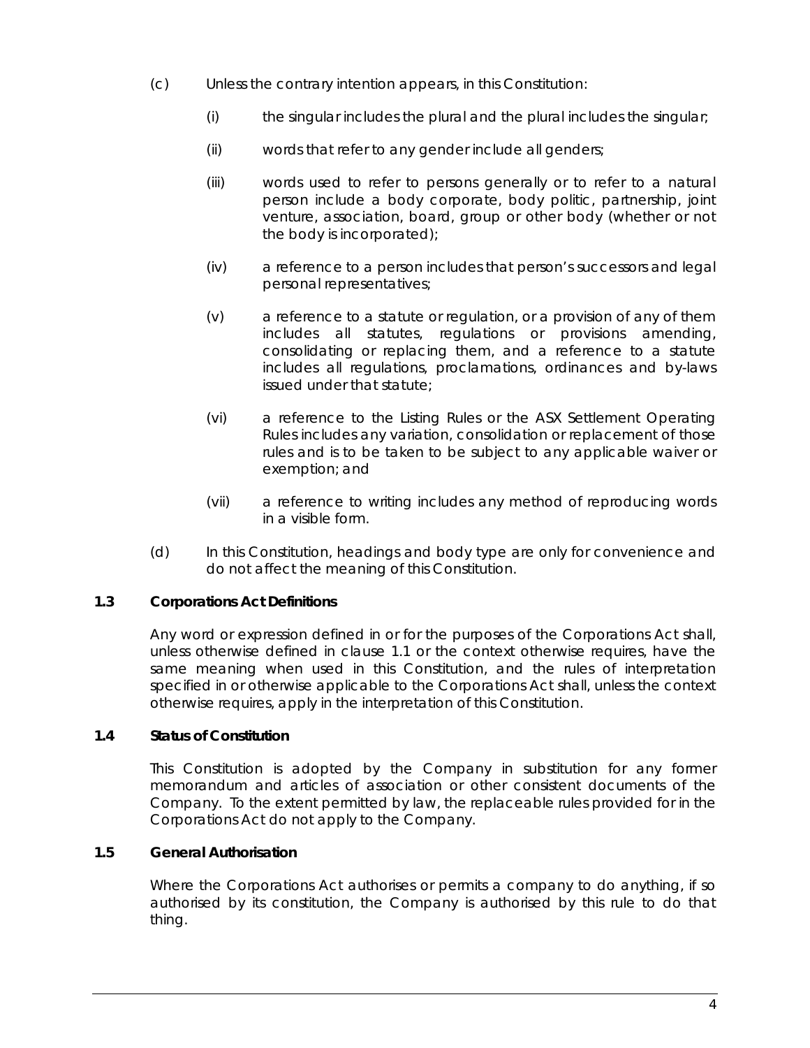(c) Unless the contrary intention appears, in this Constitution:

(i) the singular includes the plural and the plural includes the singular;

(ii) words that refer to any gender include all genders;

(iii) words used to refer to persons generally or to refer to a natural person include a body corporate, body politic, partnership, joint venture, association, board, group or other body (whether or not the body is incorporated);

(iv) a reference to a person includes that person's successors and legal personal representatives;

(v) a reference to a statute or regulation, or a provision of any of them includes all statutes, regulations or provisions amending, consolidating or replacing them, and a reference to a statute includes all regulations, proclamations, ordinances and by-laws issued under that statute;

(vi) a reference to the Listing Rules or the ASX Settlement Operating Rules includes any variation, consolidation or replacement of those rules and is to be taken to be subject to any applicable waiver or exemption; and

(vii) a reference to writing includes any method of reproducing words in a visible form.

(d) In this Constitution, headings and body type are only for convenience and do not affect the meaning of this Constitution.

### 1.3 Corporations Act Definitions

Any word or expression defined in or for the purposes of the Corporations Act shall, unless otherwise defined in clause 1.1 or the context otherwise requires, have the same meaning when used in this Constitution, and the rules of interpretation specified in or otherwise applicable to the Corporations Act shall, unless the context otherwise requires, apply in the interpretation of this Constitution.

### 1.4 Status of Constitution

This Constitution is adopted by the Company in substitution for any former memorandum and articles of association or other consistent documents of the Company. To the extent permitted by law, the replaceable rules provided for in the Corporations Act do not apply to the Company.

### 1.5 General Authorisation

Where the Corporations Act authorises or permits a company to do anything, if so authorised by its constitution, the Company is authorised by this rule to do that thing.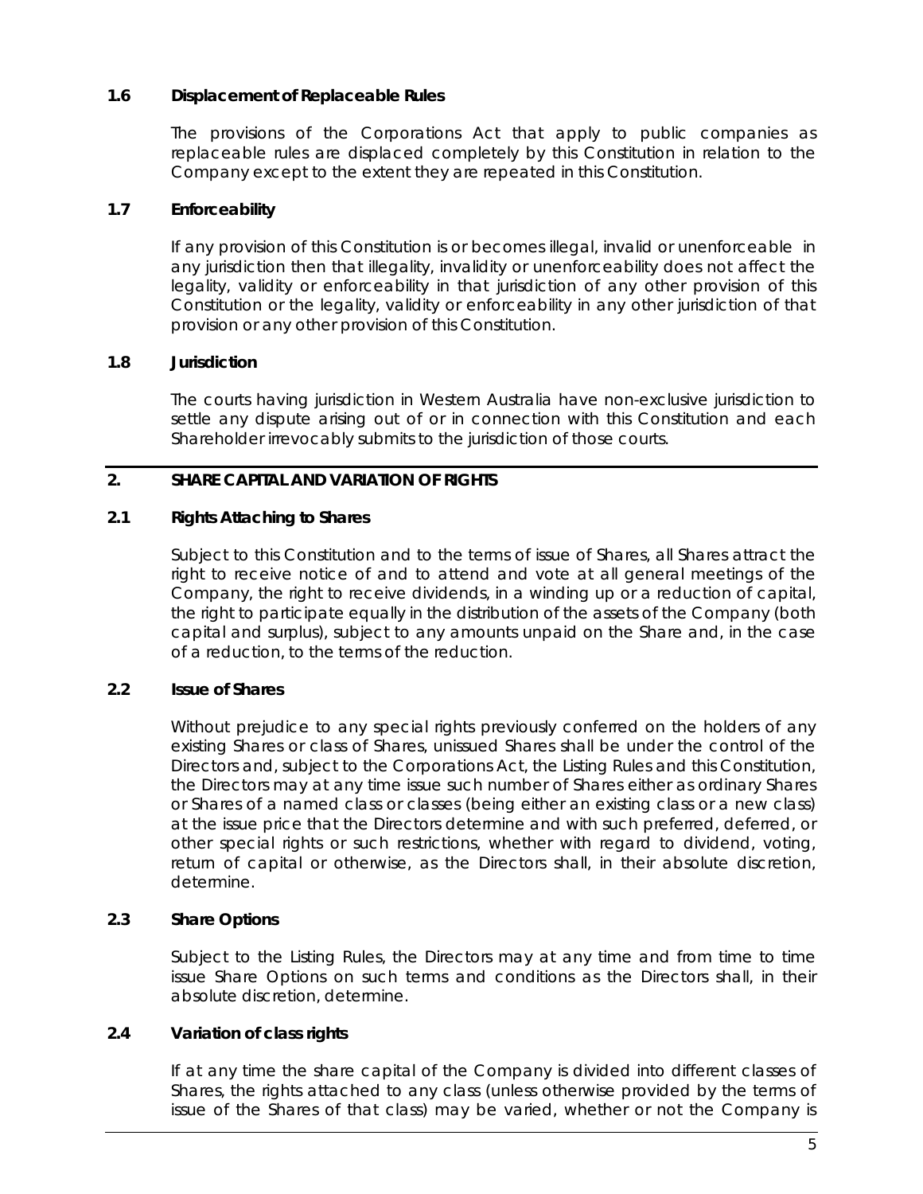### 1.6 Displacement of Replaceable Rules

The provisions of the Corporations Act that apply to public companies as replaceable rules are displaced completely by this Constitution in relation to the Company except to the extent they are repeated in this Constitution.

### 1.7 Enforceability

If any provision of this Constitution is or becomes illegal, invalid or unenforceable in any jurisdiction then that illegality, invalidity or unenforceability does not affect the legality, validity or enforceability in that jurisdiction of any other provision of this Constitution or the legality, validity or enforceability in any other jurisdiction of that provision or any other provision of this Constitution.

### 1.8 Jurisdiction

The courts having jurisdiction in Western Australia have non-exclusive jurisdiction to settle any dispute arising out of or in connection with this Constitution and each Shareholder irrevocably submits to the jurisdiction of those courts.

## 2. SHARE CAPITAL AND VARIATION OF RIGHTS

### 2.1 Rights Attaching to Shares

Subject to this Constitution and to the terms of issue of Shares, all Shares attract the right to receive notice of and to attend and vote at all general meetings of the Company, the right to receive dividends, in a winding up or a reduction of capital, the right to participate equally in the distribution of the assets of the Company (both capital and surplus), subject to any amounts unpaid on the Share and, in the case of a reduction, to the terms of the reduction.

### 2.2 Issue of Shares

Without prejudice to any special rights previously conferred on the holders of any existing Shares or class of Shares, unissued Shares shall be under the control of the Directors and, subject to the Corporations Act, the Listing Rules and this Constitution, the Directors may at any time issue such number of Shares either as ordinary Shares or Shares of a named class or classes (being either an existing class or a new class) at the issue price that the Directors determine and with such preferred, deferred, or other special rights or such restrictions, whether with regard to dividend, voting, return of capital or otherwise, as the Directors shall, in their absolute discretion, determine.

### 2.3 Share Options

Subject to the Listing Rules, the Directors may at any time and from time to time issue Share Options on such terms and conditions as the Directors shall, in their absolute discretion, determine.

### 2.4 Variation of class rights

If at any time the share capital of the Company is divided into different classes of Shares, the rights attached to any class (unless otherwise provided by the terms of issue of the Shares of that class) may be varied, whether or not the Company is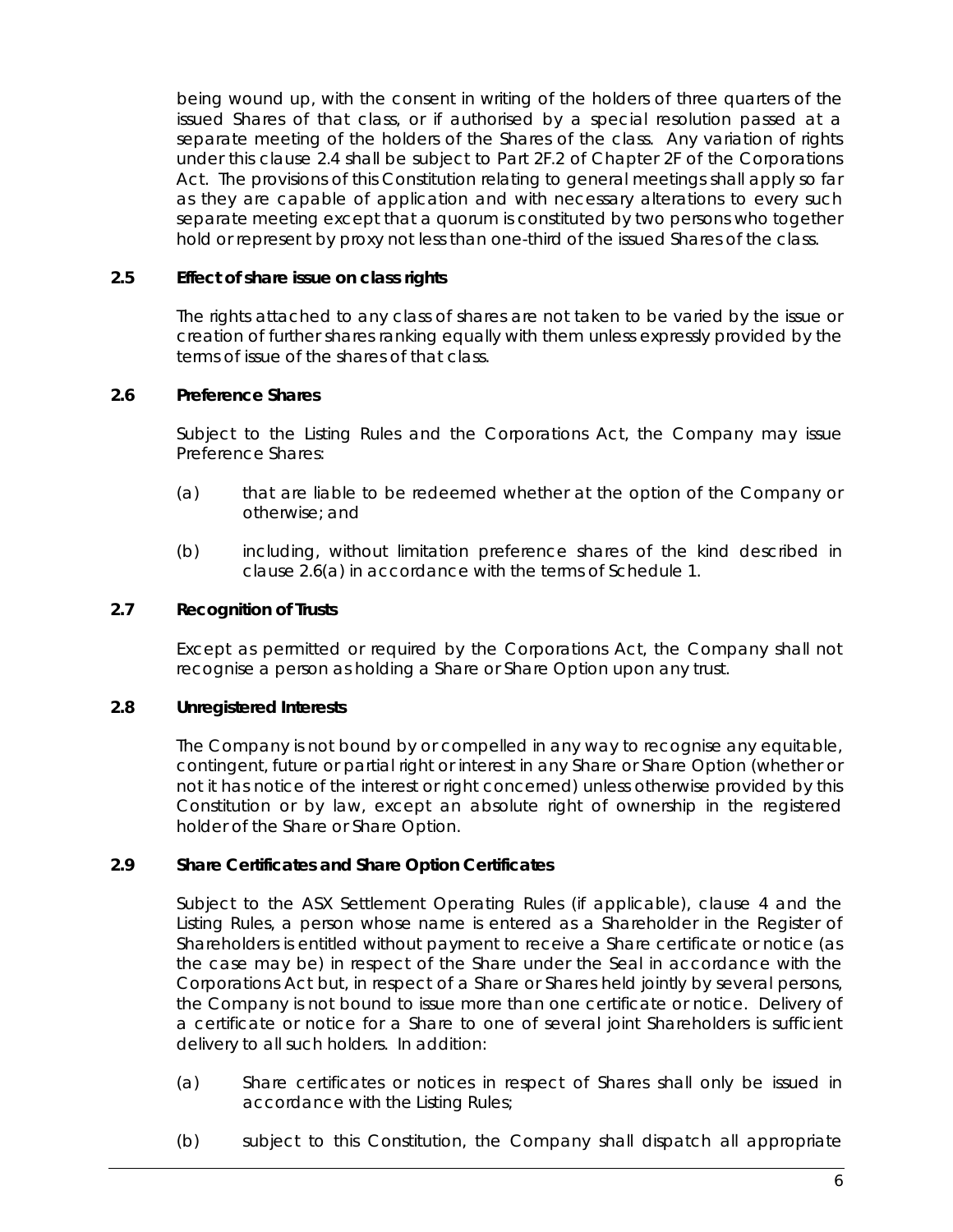being wound up, with the consent in writing of the holders of three quarters of the issued Shares of that class, or if authorised by a special resolution passed at a separate meeting of the holders of the Shares of the class. Any variation of rights under this clause 2.4 shall be subject to Part 2F.2 of Chapter 2F of the Corporations Act. The provisions of this Constitution relating to general meetings shall apply so far as they are capable of application and with necessary alterations to every such separate meeting except that a quorum is constituted by two persons who together hold or represent by proxy not less than one-third of the issued Shares of the class.

### 2.5 Effect of share issue on class rights

The rights attached to any class of shares are not taken to be varied by the issue or creation of further shares ranking equally with them unless expressly provided by the terms of issue of the shares of that class.

### 2.6 Preference Shares

Subject to the Listing Rules and the Corporations Act, the Company may issue Preference Shares:

(a) that are liable to be redeemed whether at the option of the Company or otherwise; and

(b) including, without limitation preference shares of the kind described in clause 2.6(a) in accordance with the terms of Schedule 1.

### 2.7 Recognition of Trusts

Except as permitted or required by the Corporations Act, the Company shall not recognise a person as holding a Share or Share Option upon any trust.

### 2.8 Unregistered Interests

The Company is not bound by or compelled in any way to recognise any equitable, contingent, future or partial right or interest in any Share or Share Option (whether or not it has notice of the interest or right concerned) unless otherwise provided by this Constitution or by law, except an absolute right of ownership in the registered holder of the Share or Share Option.

### 2.9 Share Certificates and Share Option Certificates

Subject to the ASX Settlement Operating Rules (if applicable), clause 4 and the Listing Rules, a person whose name is entered as a Shareholder in the Register of Shareholders is entitled without payment to receive a Share certificate or notice (as the case may be) in respect of the Share under the Seal in accordance with the Corporations Act but, in respect of a Share or Shares held jointly by several persons, the Company is not bound to issue more than one certificate or notice. Delivery of a certificate or notice for a Share to one of several joint Shareholders is sufficient delivery to all such holders. In addition:

(a) Share certificates or notices in respect of Shares shall only be issued in accordance with the Listing Rules;

(b) subject to this Constitution, the Company shall dispatch all appropriate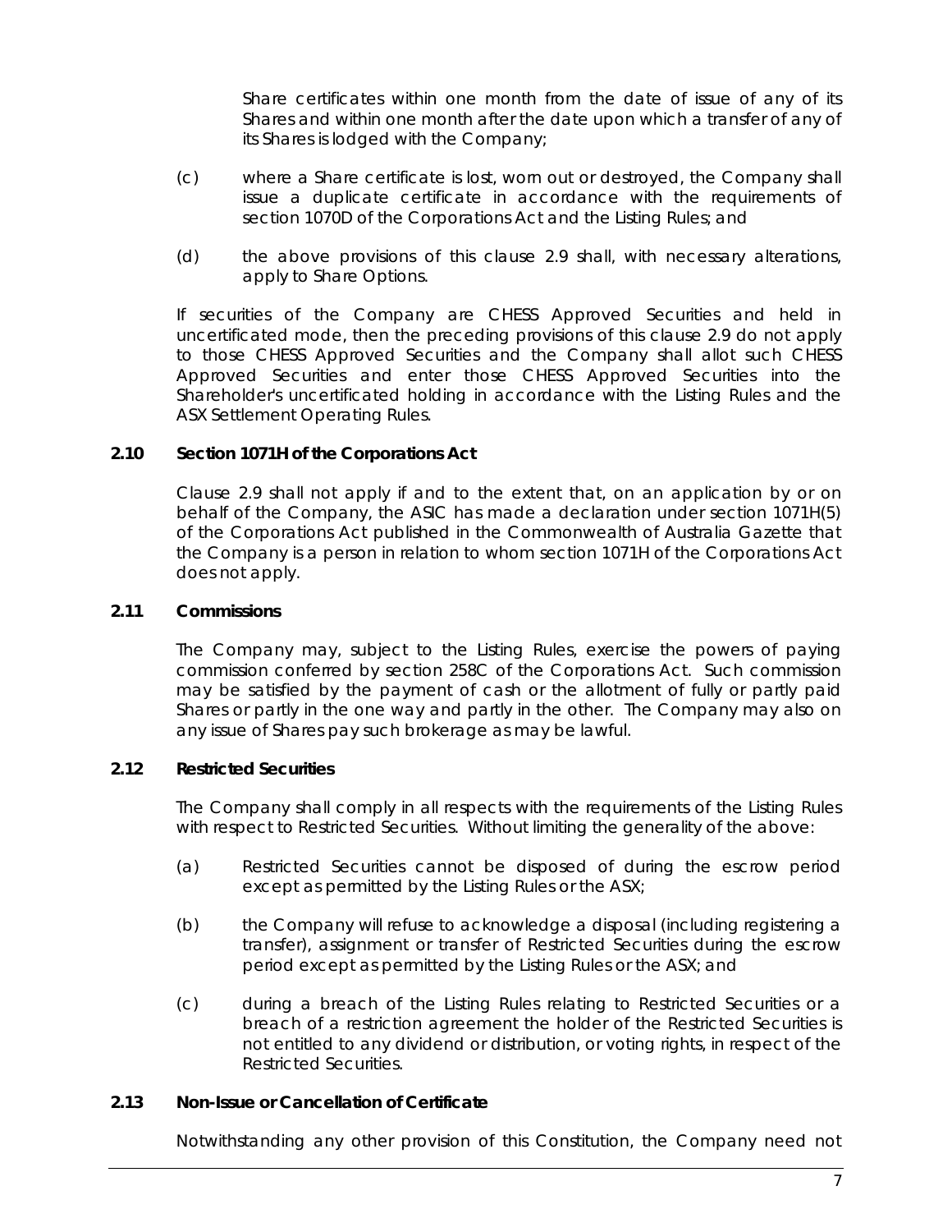Share certificates within one month from the date of issue of any of its Shares and within one month after the date upon which a transfer of any of its Shares is lodged with the Company;

(c) where a Share certificate is lost, worn out or destroyed, the Company shall issue a duplicate certificate in accordance with the requirements of section 1070D of the Corporations Act and the Listing Rules; and

(d) the above provisions of this clause 2.9 shall, with necessary alterations, apply to Share Options.

If securities of the Company are CHESS Approved Securities and held in uncertificated mode, then the preceding provisions of this clause 2.9 do not apply to those CHESS Approved Securities and the Company shall allot such CHESS Approved Securities and enter those CHESS Approved Securities into the Shareholder's uncertificated holding in accordance with the Listing Rules and the ASX Settlement Operating Rules.

### 2.10 Section 1071H of the Corporations Act

Clause 2.9 shall not apply if and to the extent that, on an application by or on behalf of the Company, the ASIC has made a declaration under section 1071H(5) of the Corporations Act published in the Commonwealth of Australia Gazette that the Company is a person in relation to whom section 1071H of the Corporations Act does not apply.

### 2.11 Commissions

The Company may, subject to the Listing Rules, exercise the powers of paying commission conferred by section 258C of the Corporations Act. Such commission may be satisfied by the payment of cash or the allotment of fully or partly paid Shares or partly in the one way and partly in the other. The Company may also on any issue of Shares pay such brokerage as may be lawful.

### 2.12 Restricted Securities

The Company shall comply in all respects with the requirements of the Listing Rules with respect to Restricted Securities. Without limiting the generality of the above:

(a) Restricted Securities cannot be disposed of during the escrow period except as permitted by the Listing Rules or the ASX;

(b) the Company will refuse to acknowledge a disposal (including registering a transfer), assignment or transfer of Restricted Securities during the escrow period except as permitted by the Listing Rules or the ASX; and

(c) during a breach of the Listing Rules relating to Restricted Securities or a breach of a restriction agreement the holder of the Restricted Securities is not entitled to any dividend or distribution, or voting rights, in respect of the Restricted Securities.

### 2.13 Non-Issue or Cancellation of Certificate

Notwithstanding any other provision of this Constitution, the Company need not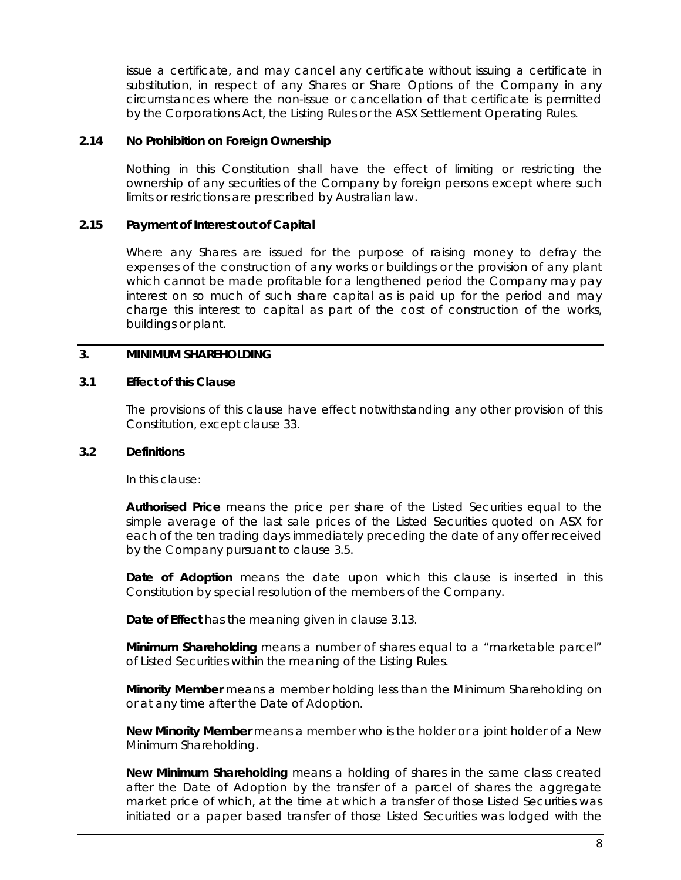issue a certificate, and may cancel any certificate without issuing a certificate in substitution, in respect of any Shares or Share Options of the Company in any circumstances where the non-issue or cancellation of that certificate is permitted by the Corporations Act, the Listing Rules or the ASX Settlement Operating Rules.

### 2.14 No Prohibition on Foreign Ownership

Nothing in this Constitution shall have the effect of limiting or restricting the ownership of any securities of the Company by foreign persons except where such limits or restrictions are prescribed by Australian law.

### 2.15 Payment of Interest out of Capital

Where any Shares are issued for the purpose of raising money to defray the expenses of the construction of any works or buildings or the provision of any plant which cannot be made profitable for a lengthened period the Company may pay interest on so much of such share capital as is paid up for the period and may charge this interest to capital as part of the cost of construction of the works, buildings or plant.

## 3. MINIMUM SHAREHOLDING

### 3.1 Effect of this Clause

The provisions of this clause have effect notwithstanding any other provision of this Constitution, except clause 33.

### 3.2 Definitions

In this clause:

**Authorised Price** means the price per share of the Listed Securities equal to the simple average of the last sale prices of the Listed Securities quoted on ASX for each of the ten trading days immediately preceding the date of any offer received by the Company pursuant to clause 3.5.

**Date of Adoption** means the date upon which this clause is inserted in this Constitution by special resolution of the members of the Company.

**Date of Effect** has the meaning given in clause 3.13.

**Minimum Shareholding** means a number of shares equal to a "marketable parcel" of Listed Securities within the meaning of the Listing Rules.

**Minority Member** means a member holding less than the Minimum Shareholding on or at any time after the Date of Adoption.

**New Minority Member** means a member who is the holder or a joint holder of a New Minimum Shareholding.

**New Minimum Shareholding** means a holding of shares in the same class created after the Date of Adoption by the transfer of a parcel of shares the aggregate market price of which, at the time at which a transfer of those Listed Securities was initiated or a paper based transfer of those Listed Securities was lodged with the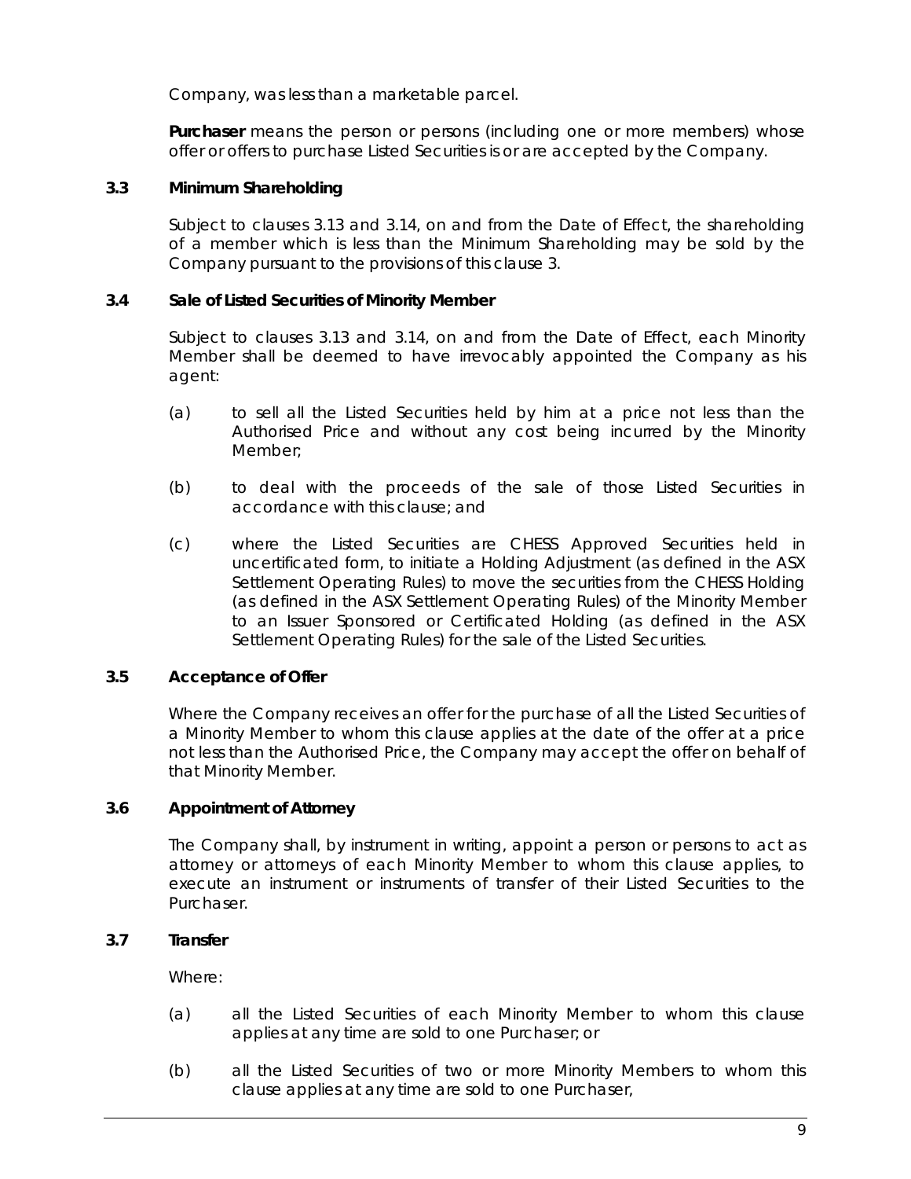Company, was less than a marketable parcel.

**Purchaser** means the person or persons (including one or more members) whose offer or offers to purchase Listed Securities is or are accepted by the Company.

### 3.3 Minimum Shareholding

Subject to clauses 3.13 and 3.14, on and from the Date of Effect, the shareholding of a member which is less than the Minimum Shareholding may be sold by the Company pursuant to the provisions of this clause 3.

### 3.4 Sale of Listed Securities of Minority Member

Subject to clauses 3.13 and 3.14, on and from the Date of Effect, each Minority Member shall be deemed to have irrevocably appointed the Company as his agent:

(a) to sell all the Listed Securities held by him at a price not less than the Authorised Price and without any cost being incurred by the Minority Member;

(b) to deal with the proceeds of the sale of those Listed Securities in accordance with this clause; and

(c) where the Listed Securities are CHESS Approved Securities held in uncertificated form, to initiate a Holding Adjustment (as defined in the ASX Settlement Operating Rules) to move the securities from the CHESS Holding (as defined in the ASX Settlement Operating Rules) of the Minority Member to an Issuer Sponsored or Certificated Holding (as defined in the ASX Settlement Operating Rules) for the sale of the Listed Securities.

### 3.5 Acceptance of Offer

Where the Company receives an offer for the purchase of all the Listed Securities of a Minority Member to whom this clause applies at the date of the offer at a price not less than the Authorised Price, the Company may accept the offer on behalf of that Minority Member.

### 3.6 Appointment of Attorney

The Company shall, by instrument in writing, appoint a person or persons to act as attorney or attorneys of each Minority Member to whom this clause applies, to execute an instrument or instruments of transfer of their Listed Securities to the Purchaser.

### 3.7 Transfer

Where:

(a) all the Listed Securities of each Minority Member to whom this clause applies at any time are sold to one Purchaser; or

(b) all the Listed Securities of two or more Minority Members to whom this clause applies at any time are sold to one Purchaser,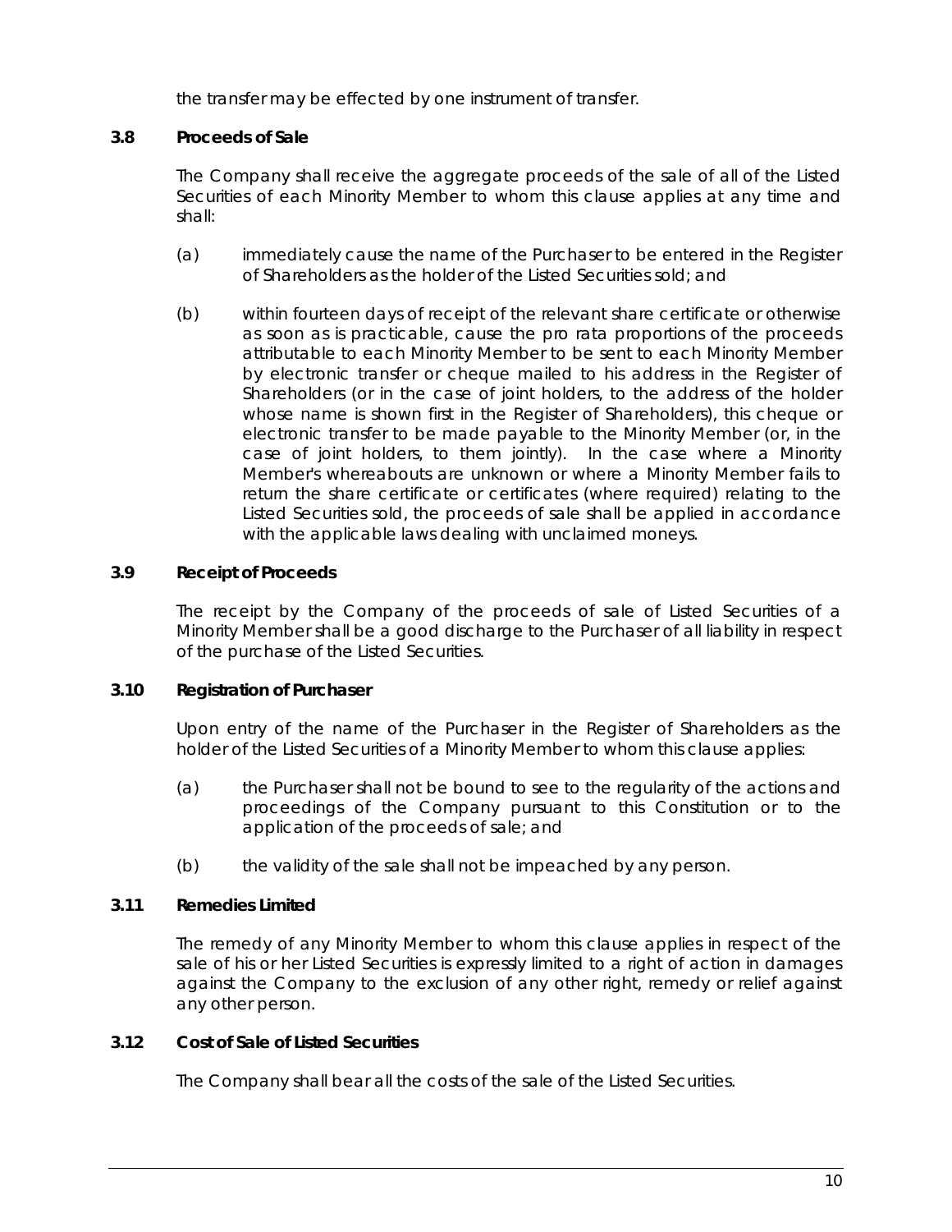the transfer may be effected by one instrument of transfer.

### 3.8 Proceeds of Sale

The Company shall receive the aggregate proceeds of the sale of all of the Listed Securities of each Minority Member to whom this clause applies at any time and shall:

(a) immediately cause the name of the Purchaser to be entered in the Register of Shareholders as the holder of the Listed Securities sold; and

(b) within fourteen days of receipt of the relevant share certificate or otherwise as soon as is practicable, cause the pro rata proportions of the proceeds attributable to each Minority Member to be sent to each Minority Member by electronic transfer or cheque mailed to his address in the Register of Shareholders (or in the case of joint holders, to the address of the holder whose name is shown first in the Register of Shareholders), this cheque or electronic transfer to be made payable to the Minority Member (or, in the case of joint holders, to them jointly). In the case where a Minority Member's whereabouts are unknown or where a Minority Member fails to return the share certificate or certificates (where required) relating to the Listed Securities sold, the proceeds of sale shall be applied in accordance with the applicable laws dealing with unclaimed moneys.

### 3.9 Receipt of Proceeds

The receipt by the Company of the proceeds of sale of Listed Securities of a Minority Member shall be a good discharge to the Purchaser of all liability in respect of the purchase of the Listed Securities.

### 3.10 Registration of Purchaser

Upon entry of the name of the Purchaser in the Register of Shareholders as the holder of the Listed Securities of a Minority Member to whom this clause applies:

(a) the Purchaser shall not be bound to see to the regularity of the actions and proceedings of the Company pursuant to this Constitution or to the application of the proceeds of sale; and

(b) the validity of the sale shall not be impeached by any person.

### 3.11 Remedies Limited

The remedy of any Minority Member to whom this clause applies in respect of the sale of his or her Listed Securities is expressly limited to a right of action in damages against the Company to the exclusion of any other right, remedy or relief against any other person.

### 3.12 Cost of Sale of Listed Securities

The Company shall bear all the costs of the sale of the Listed Securities.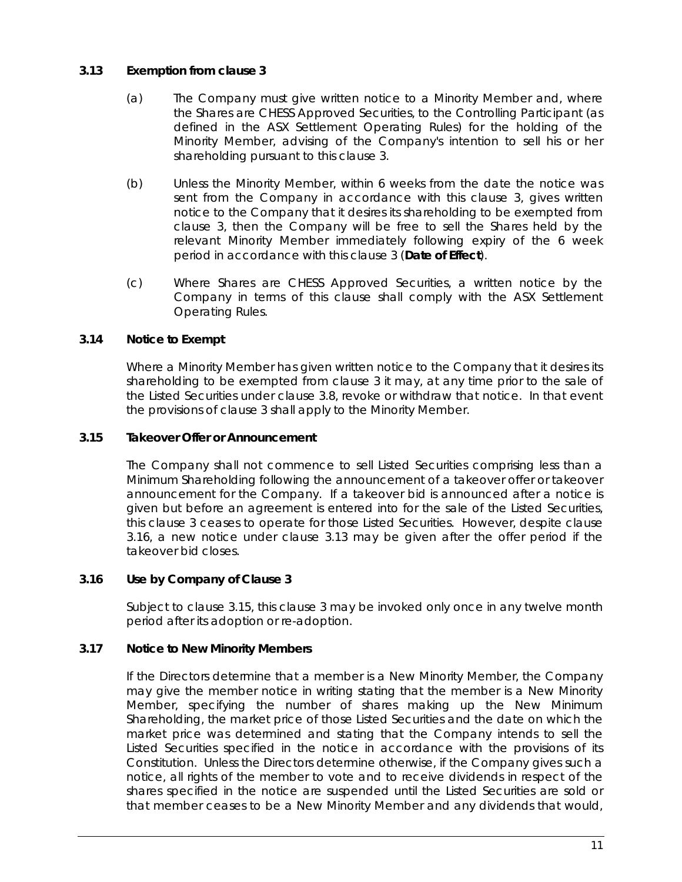### 3.13 Exemption from clause 3

(a) The Company must give written notice to a Minority Member and, where the Shares are CHESS Approved Securities, to the Controlling Participant (as defined in the ASX Settlement Operating Rules) for the holding of the Minority Member, advising of the Company's intention to sell his or her shareholding pursuant to this clause 3.

(b) Unless the Minority Member, within 6 weeks from the date the notice was sent from the Company in accordance with this clause 3, gives written notice to the Company that it desires its shareholding to be exempted from clause 3, then the Company will be free to sell the Shares held by the relevant Minority Member immediately following expiry of the 6 week period in accordance with this clause 3 (**Date of Effect**).

(c) Where Shares are CHESS Approved Securities, a written notice by the Company in terms of this clause shall comply with the ASX Settlement Operating Rules.

### 3.14 Notice to Exempt

Where a Minority Member has given written notice to the Company that it desires its shareholding to be exempted from clause 3 it may, at any time prior to the sale of the Listed Securities under clause 3.8, revoke or withdraw that notice. In that event the provisions of clause 3 shall apply to the Minority Member.

### 3.15 Takeover Offer or Announcement

The Company shall not commence to sell Listed Securities comprising less than a Minimum Shareholding following the announcement of a takeover offer or takeover announcement for the Company. If a takeover bid is announced after a notice is given but before an agreement is entered into for the sale of the Listed Securities, this clause 3 ceases to operate for those Listed Securities. However, despite clause 3.16, a new notice under clause 3.13 may be given after the offer period if the takeover bid closes.

### 3.16 Use by Company of Clause 3

Subject to clause 3.15, this clause 3 may be invoked only once in any twelve month period after its adoption or re-adoption.

### 3.17 Notice to New Minority Members

If the Directors determine that a member is a New Minority Member, the Company may give the member notice in writing stating that the member is a New Minority Member, specifying the number of shares making up the New Minimum Shareholding, the market price of those Listed Securities and the date on which the market price was determined and stating that the Company intends to sell the Listed Securities specified in the notice in accordance with the provisions of its Constitution. Unless the Directors determine otherwise, if the Company gives such a notice, all rights of the member to vote and to receive dividends in respect of the shares specified in the notice are suspended until the Listed Securities are sold or that member ceases to be a New Minority Member and any dividends that would,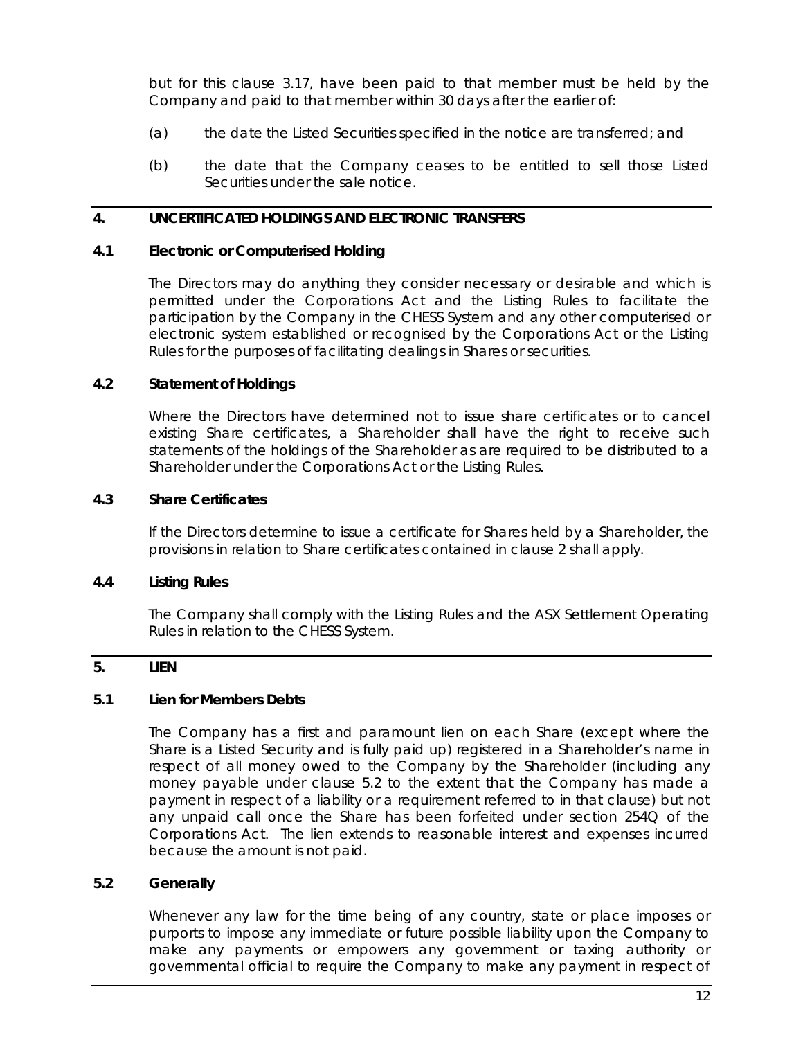but for this clause 3.17, have been paid to that member must be held by the Company and paid to that member within 30 days after the earlier of:

(a) the date the Listed Securities specified in the notice are transferred; and

(b) the date that the Company ceases to be entitled to sell those Listed Securities under the sale notice.

## 4. UNCERTIFICATED HOLDINGS AND ELECTRONIC TRANSFERS

### 4.1 Electronic or Computerised Holding

The Directors may do anything they consider necessary or desirable and which is permitted under the Corporations Act and the Listing Rules to facilitate the participation by the Company in the CHESS System and any other computerised or electronic system established or recognised by the Corporations Act or the Listing Rules for the purposes of facilitating dealings in Shares or securities.

### 4.2 Statement of Holdings

Where the Directors have determined not to issue share certificates or to cancel existing Share certificates, a Shareholder shall have the right to receive such statements of the holdings of the Shareholder as are required to be distributed to a Shareholder under the Corporations Act or the Listing Rules.

### 4.3 Share Certificates

If the Directors determine to issue a certificate for Shares held by a Shareholder, the provisions in relation to Share certificates contained in clause 2 shall apply.

### 4.4 Listing Rules

The Company shall comply with the Listing Rules and the ASX Settlement Operating Rules in relation to the CHESS System.

## 5. LIEN

### 5.1 Lien for Members Debts

The Company has a first and paramount lien on each Share (except where the Share is a Listed Security and is fully paid up) registered in a Shareholder's name in respect of all money owed to the Company by the Shareholder (including any money payable under clause 5.2 to the extent that the Company has made a payment in respect of a liability or a requirement referred to in that clause) but not any unpaid call once the Share has been forfeited under section 254Q of the Corporations Act. The lien extends to reasonable interest and expenses incurred because the amount is not paid.

### 5.2 Generally

Whenever any law for the time being of any country, state or place imposes or purports to impose any immediate or future possible liability upon the Company to make any payments or empowers any government or taxing authority or governmental official to require the Company to make any payment in respect of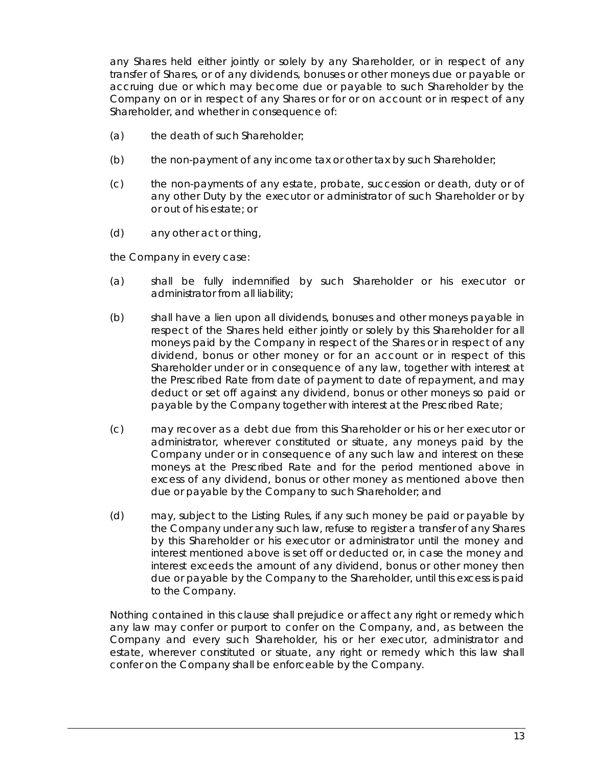any Shares held either jointly or solely by any Shareholder, or in respect of any transfer of Shares, or of any dividends, bonuses or other moneys due or payable or accruing due or which may become due or payable to such Shareholder by the Company on or in respect of any Shares or for or on account or in respect of any Shareholder, and whether in consequence of:

(a) the death of such Shareholder;

(b) the non-payment of any income tax or other tax by such Shareholder;

(c) the non-payments of any estate, probate, succession or death, duty or of any other Duty by the executor or administrator of such Shareholder or by or out of his estate; or

(d) any other act or thing,

the Company in every case:

(a) shall be fully indemnified by such Shareholder or his executor or administrator from all liability;

(b) shall have a lien upon all dividends, bonuses and other moneys payable in respect of the Shares held either jointly or solely by this Shareholder for all moneys paid by the Company in respect of the Shares or in respect of any dividend, bonus or other money or for an account or in respect of this Shareholder under or in consequence of any law, together with interest at the Prescribed Rate from date of payment to date of repayment, and may deduct or set off against any dividend, bonus or other moneys so paid or payable by the Company together with interest at the Prescribed Rate;

(c) may recover as a debt due from this Shareholder or his or her executor or administrator, wherever constituted or situate, any moneys paid by the Company under or in consequence of any such law and interest on these moneys at the Prescribed Rate and for the period mentioned above in excess of any dividend, bonus or other money as mentioned above then due or payable by the Company to such Shareholder; and

(d) may, subject to the Listing Rules, if any such money be paid or payable by the Company under any such law, refuse to register a transfer of any Shares by this Shareholder or his executor or administrator until the money and interest mentioned above is set off or deducted or, in case the money and interest exceeds the amount of any dividend, bonus or other money then due or payable by the Company to the Shareholder, until this excess is paid to the Company.

Nothing contained in this clause shall prejudice or affect any right or remedy which any law may confer or purport to confer on the Company, and, as between the Company and every such Shareholder, his or her executor, administrator and estate, wherever constituted or situate, any right or remedy which this law shall confer on the Company shall be enforceable by the Company.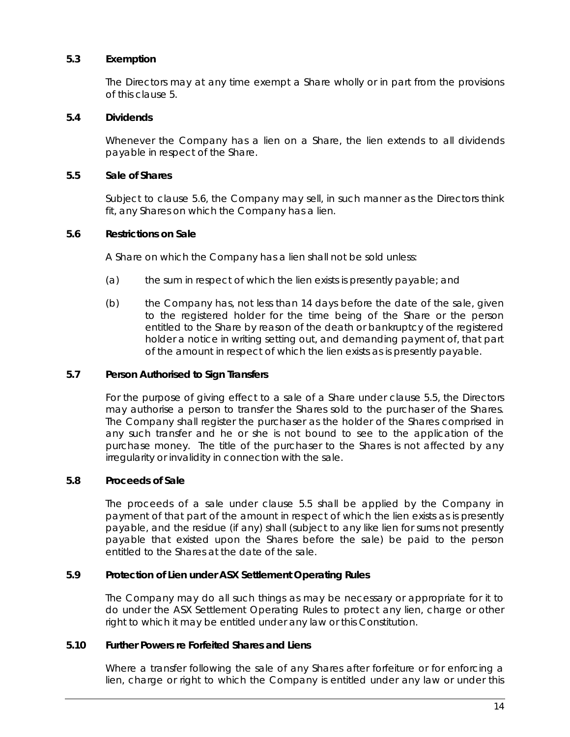### 5.3 Exemption

The Directors may at any time exempt a Share wholly or in part from the provisions of this clause 5.

### 5.4 Dividends

Whenever the Company has a lien on a Share, the lien extends to all dividends payable in respect of the Share.

### 5.5 Sale of Shares

Subject to clause 5.6, the Company may sell, in such manner as the Directors think fit, any Shares on which the Company has a lien.

### 5.6 Restrictions on Sale

A Share on which the Company has a lien shall not be sold unless:

(a) the sum in respect of which the lien exists is presently payable; and

(b) the Company has, not less than 14 days before the date of the sale, given to the registered holder for the time being of the Share or the person entitled to the Share by reason of the death or bankruptcy of the registered holder a notice in writing setting out, and demanding payment of, that part of the amount in respect of which the lien exists as is presently payable.

### 5.7 Person Authorised to Sign Transfers

For the purpose of giving effect to a sale of a Share under clause 5.5, the Directors may authorise a person to transfer the Shares sold to the purchaser of the Shares. The Company shall register the purchaser as the holder of the Shares comprised in any such transfer and he or she is not bound to see to the application of the purchase money. The title of the purchaser to the Shares is not affected by any irregularity or invalidity in connection with the sale.

### 5.8 Proceeds of Sale

The proceeds of a sale under clause 5.5 shall be applied by the Company in payment of that part of the amount in respect of which the lien exists as is presently payable, and the residue (if any) shall (subject to any like lien for sums not presently payable that existed upon the Shares before the sale) be paid to the person entitled to the Shares at the date of the sale.

### 5.9 Protection of Lien under ASX Settlement Operating Rules

The Company may do all such things as may be necessary or appropriate for it to do under the ASX Settlement Operating Rules to protect any lien, charge or other right to which it may be entitled under any law or this Constitution.

### 5.10 Further Powers re Forfeited Shares and Liens

Where a transfer following the sale of any Shares after forfeiture or for enforcing a lien, charge or right to which the Company is entitled under any law or under this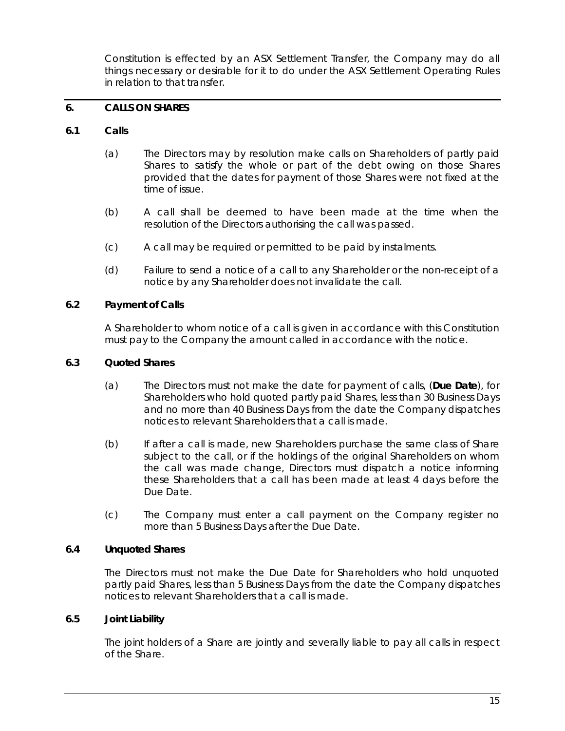Constitution is effected by an ASX Settlement Transfer, the Company may do all things necessary or desirable for it to do under the ASX Settlement Operating Rules in relation to that transfer.

## 6. CALLS ON SHARES

### 6.1 Calls

(a) The Directors may by resolution make calls on Shareholders of partly paid Shares to satisfy the whole or part of the debt owing on those Shares provided that the dates for payment of those Shares were not fixed at the time of issue.

(b) A call shall be deemed to have been made at the time when the resolution of the Directors authorising the call was passed.

(c) A call may be required or permitted to be paid by instalments.

(d) Failure to send a notice of a call to any Shareholder or the non-receipt of a notice by any Shareholder does not invalidate the call.

### 6.2 Payment of Calls

A Shareholder to whom notice of a call is given in accordance with this Constitution must pay to the Company the amount called in accordance with the notice.

### 6.3 Quoted Shares

(a) The Directors must not make the date for payment of calls, (**Due Date**), for Shareholders who hold quoted partly paid Shares, less than 30 Business Days and no more than 40 Business Days from the date the Company dispatches notices to relevant Shareholders that a call is made.

(b) If after a call is made, new Shareholders purchase the same class of Share subject to the call, or if the holdings of the original Shareholders on whom the call was made change, Directors must dispatch a notice informing these Shareholders that a call has been made at least 4 days before the Due Date.

(c) The Company must enter a call payment on the Company register no more than 5 Business Days after the Due Date.

### 6.4 Unquoted Shares

The Directors must not make the Due Date for Shareholders who hold unquoted partly paid Shares, less than 5 Business Days from the date the Company dispatches notices to relevant Shareholders that a call is made.

### 6.5 Joint Liability

The joint holders of a Share are jointly and severally liable to pay all calls in respect of the Share.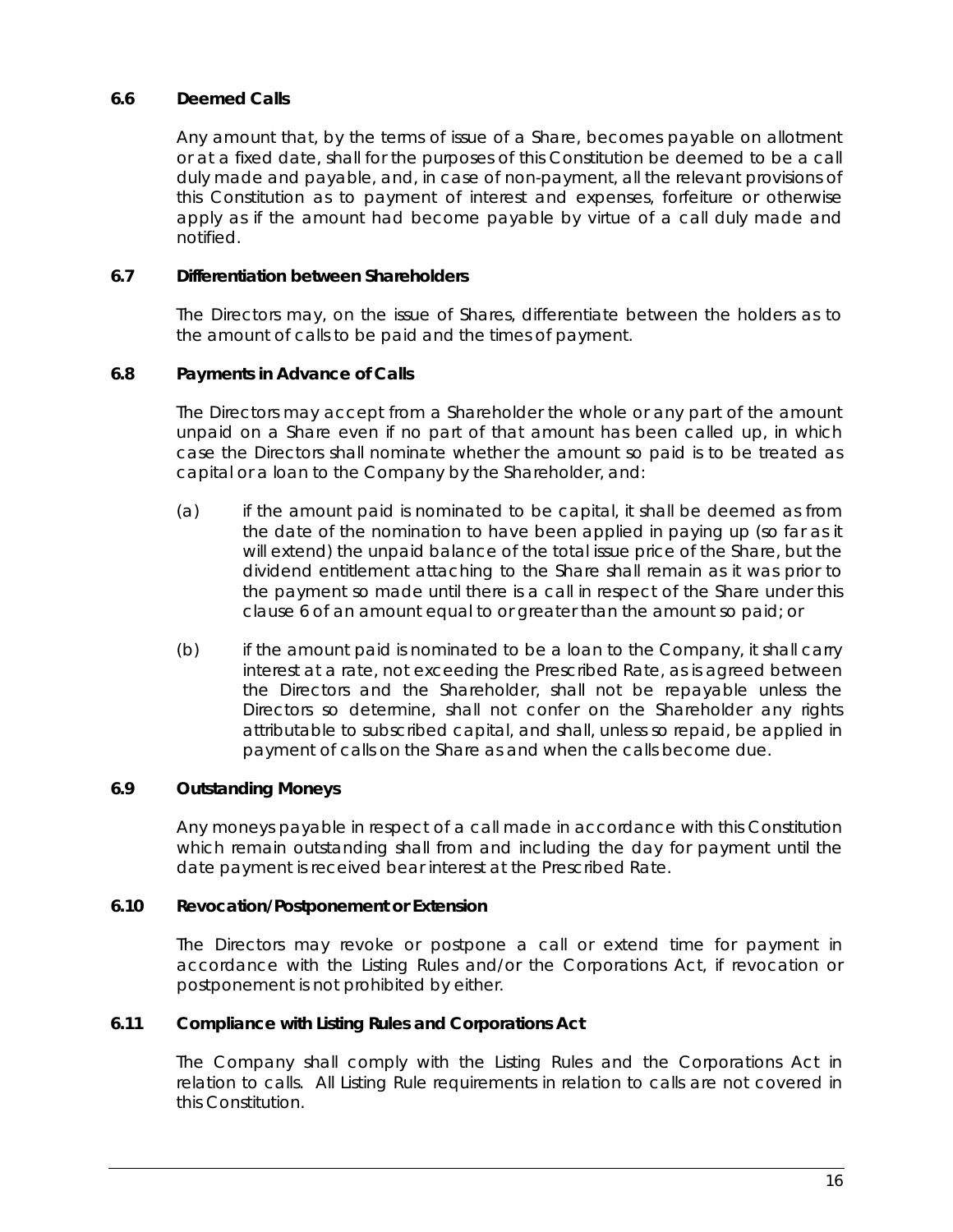### 6.6 Deemed Calls

Any amount that, by the terms of issue of a Share, becomes payable on allotment or at a fixed date, shall for the purposes of this Constitution be deemed to be a call duly made and payable, and, in case of non-payment, all the relevant provisions of this Constitution as to payment of interest and expenses, forfeiture or otherwise apply as if the amount had become payable by virtue of a call duly made and notified.

### 6.7 Differentiation between Shareholders

The Directors may, on the issue of Shares, differentiate between the holders as to the amount of calls to be paid and the times of payment.

### 6.8 Payments in Advance of Calls

The Directors may accept from a Shareholder the whole or any part of the amount unpaid on a Share even if no part of that amount has been called up, in which case the Directors shall nominate whether the amount so paid is to be treated as capital or a loan to the Company by the Shareholder, and:

(a) if the amount paid is nominated to be capital, it shall be deemed as from the date of the nomination to have been applied in paying up (so far as it will extend) the unpaid balance of the total issue price of the Share, but the dividend entitlement attaching to the Share shall remain as it was prior to the payment so made until there is a call in respect of the Share under this clause 6 of an amount equal to or greater than the amount so paid; or

(b) if the amount paid is nominated to be a loan to the Company, it shall carry interest at a rate, not exceeding the Prescribed Rate, as is agreed between the Directors and the Shareholder, shall not be repayable unless the Directors so determine, shall not confer on the Shareholder any rights attributable to subscribed capital, and shall, unless so repaid, be applied in payment of calls on the Share as and when the calls become due.

### 6.9 Outstanding Moneys

Any moneys payable in respect of a call made in accordance with this Constitution which remain outstanding shall from and including the day for payment until the date payment is received bear interest at the Prescribed Rate.

### 6.10 Revocation/Postponement or Extension

The Directors may revoke or postpone a call or extend time for payment in accordance with the Listing Rules and/or the Corporations Act, if revocation or postponement is not prohibited by either.

### 6.11 Compliance with Listing Rules and Corporations Act

The Company shall comply with the Listing Rules and the Corporations Act in relation to calls. All Listing Rule requirements in relation to calls are not covered in this Constitution.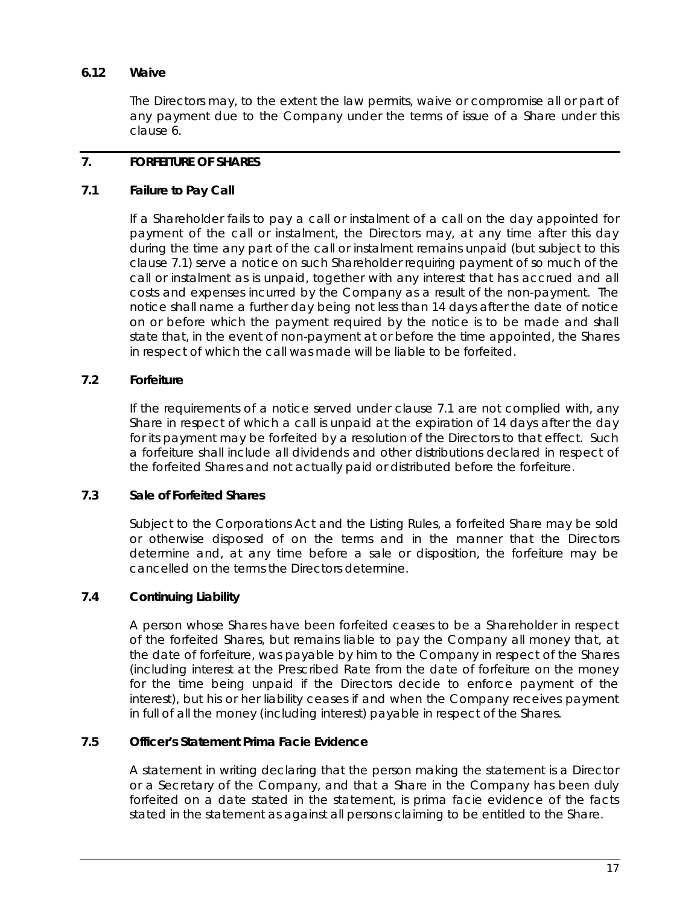### 6.12 Waive

The Directors may, to the extent the law permits, waive or compromise all or part of any payment due to the Company under the terms of issue of a Share under this clause 6.

## 7. FORFEITURE OF SHARES

### 7.1 Failure to Pay Call

If a Shareholder fails to pay a call or instalment of a call on the day appointed for payment of the call or instalment, the Directors may, at any time after this day during the time any part of the call or instalment remains unpaid (but subject to this clause 7.1) serve a notice on such Shareholder requiring payment of so much of the call or instalment as is unpaid, together with any interest that has accrued and all costs and expenses incurred by the Company as a result of the non-payment. The notice shall name a further day being not less than 14 days after the date of notice on or before which the payment required by the notice is to be made and shall state that, in the event of non-payment at or before the time appointed, the Shares in respect of which the call was made will be liable to be forfeited.

### 7.2 Forfeiture

If the requirements of a notice served under clause 7.1 are not complied with, any Share in respect of which a call is unpaid at the expiration of 14 days after the day for its payment may be forfeited by a resolution of the Directors to that effect. Such a forfeiture shall include all dividends and other distributions declared in respect of the forfeited Shares and not actually paid or distributed before the forfeiture.

### 7.3 Sale of Forfeited Shares

Subject to the Corporations Act and the Listing Rules, a forfeited Share may be sold or otherwise disposed of on the terms and in the manner that the Directors determine and, at any time before a sale or disposition, the forfeiture may be cancelled on the terms the Directors determine.

### 7.4 Continuing Liability

A person whose Shares have been forfeited ceases to be a Shareholder in respect of the forfeited Shares, but remains liable to pay the Company all money that, at the date of forfeiture, was payable by him to the Company in respect of the Shares (including interest at the Prescribed Rate from the date of forfeiture on the money for the time being unpaid if the Directors decide to enforce payment of the interest), but his or her liability ceases if and when the Company receives payment in full of all the money (including interest) payable in respect of the Shares.

### 7.5 Officer's Statement Prima Facie Evidence

A statement in writing declaring that the person making the statement is a Director or a Secretary of the Company, and that a Share in the Company has been duly forfeited on a date stated in the statement, is prima facie evidence of the facts stated in the statement as against all persons claiming to be entitled to the Share.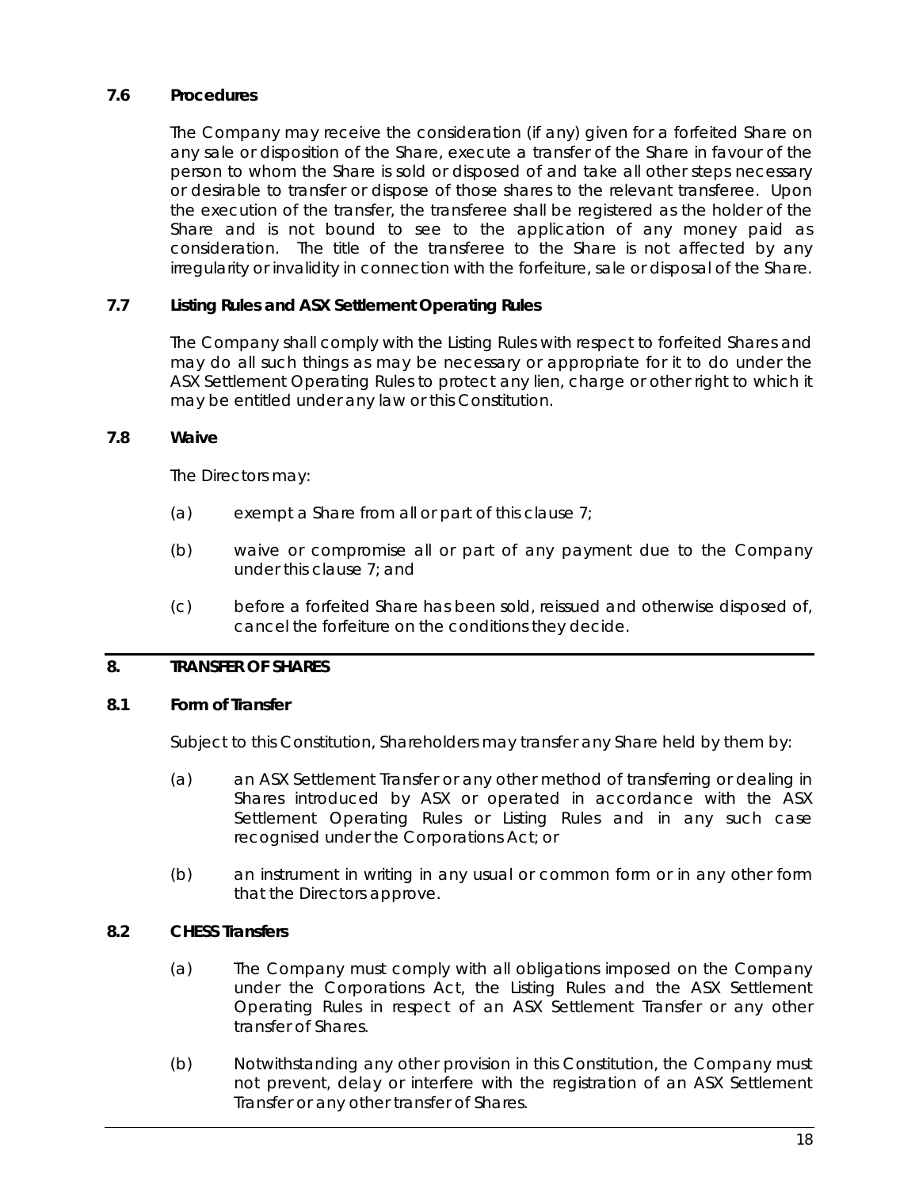### 7.6 Procedures

The Company may receive the consideration (if any) given for a forfeited Share on any sale or disposition of the Share, execute a transfer of the Share in favour of the person to whom the Share is sold or disposed of and take all other steps necessary or desirable to transfer or dispose of those shares to the relevant transferee. Upon the execution of the transfer, the transferee shall be registered as the holder of the Share and is not bound to see to the application of any money paid as consideration. The title of the transferee to the Share is not affected by any irregularity or invalidity in connection with the forfeiture, sale or disposal of the Share.

### 7.7 Listing Rules and ASX Settlement Operating Rules

The Company shall comply with the Listing Rules with respect to forfeited Shares and may do all such things as may be necessary or appropriate for it to do under the ASX Settlement Operating Rules to protect any lien, charge or other right to which it may be entitled under any law or this Constitution.

### 7.8 Waive

The Directors may:

(a) exempt a Share from all or part of this clause 7;

(b) waive or compromise all or part of any payment due to the Company under this clause 7; and

(c) before a forfeited Share has been sold, reissued and otherwise disposed of, cancel the forfeiture on the conditions they decide.

## 8. TRANSFER OF SHARES

### 8.1 Form of Transfer

Subject to this Constitution, Shareholders may transfer any Share held by them by:

(a) an ASX Settlement Transfer or any other method of transferring or dealing in Shares introduced by ASX or operated in accordance with the ASX Settlement Operating Rules or Listing Rules and in any such case recognised under the Corporations Act; or

(b) an instrument in writing in any usual or common form or in any other form that the Directors approve.

### 8.2 CHESS Transfers

(a) The Company must comply with all obligations imposed on the Company under the Corporations Act, the Listing Rules and the ASX Settlement Operating Rules in respect of an ASX Settlement Transfer or any other transfer of Shares.

(b) Notwithstanding any other provision in this Constitution, the Company must not prevent, delay or interfere with the registration of an ASX Settlement Transfer or any other transfer of Shares.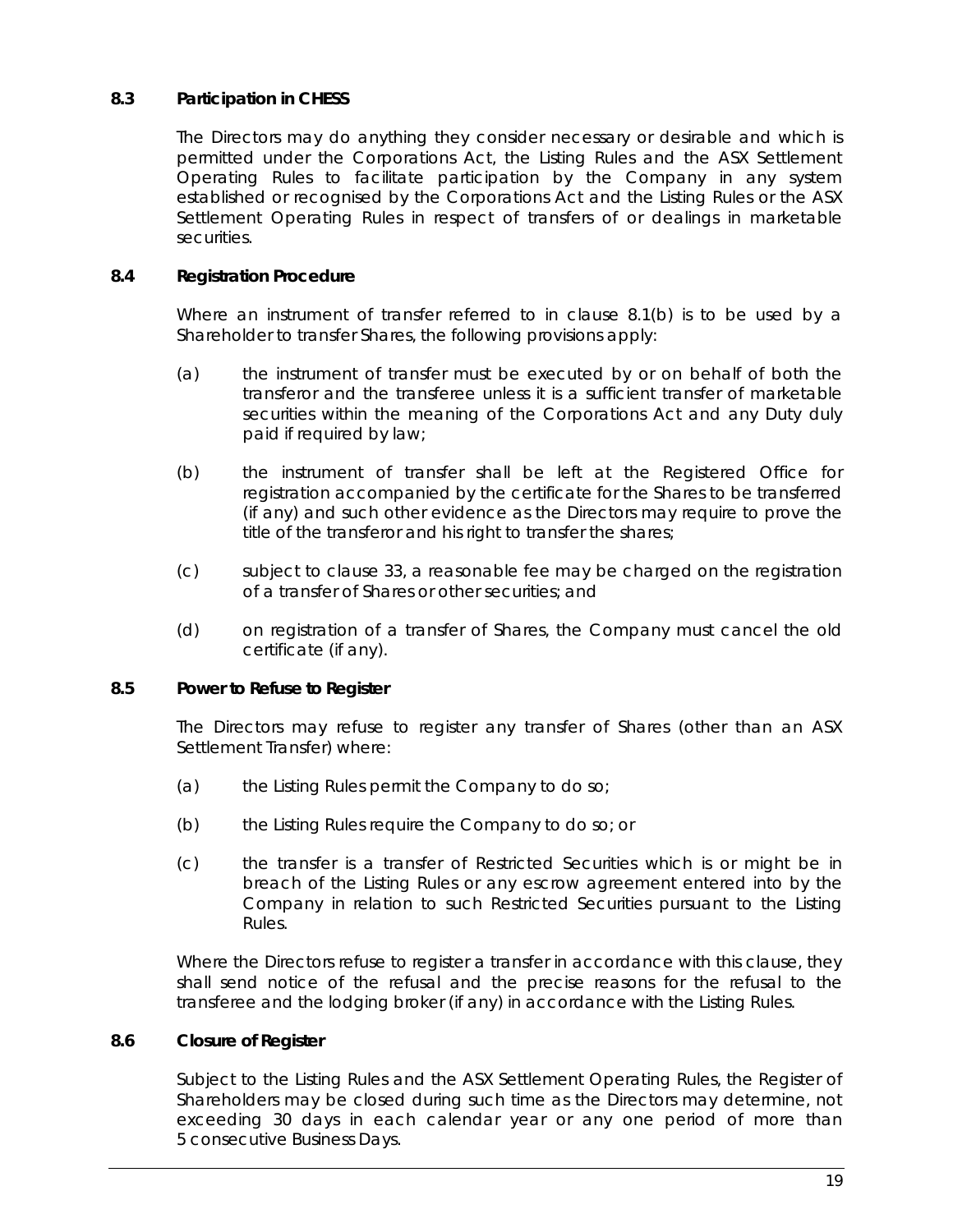### 8.3 Participation in CHESS

The Directors may do anything they consider necessary or desirable and which is permitted under the Corporations Act, the Listing Rules and the ASX Settlement Operating Rules to facilitate participation by the Company in any system established or recognised by the Corporations Act and the Listing Rules or the ASX Settlement Operating Rules in respect of transfers of or dealings in marketable securities.

### 8.4 Registration Procedure

Where an instrument of transfer referred to in clause 8.1(b) is to be used by a Shareholder to transfer Shares, the following provisions apply:

(a) the instrument of transfer must be executed by or on behalf of both the transferor and the transferee unless it is a sufficient transfer of marketable securities within the meaning of the Corporations Act and any Duty duly paid if required by law;

(b) the instrument of transfer shall be left at the Registered Office for registration accompanied by the certificate for the Shares to be transferred (if any) and such other evidence as the Directors may require to prove the title of the transferor and his right to transfer the shares;

(c) subject to clause 33, a reasonable fee may be charged on the registration of a transfer of Shares or other securities; and

(d) on registration of a transfer of Shares, the Company must cancel the old certificate (if any).

### 8.5 Power to Refuse to Register

The Directors may refuse to register any transfer of Shares (other than an ASX Settlement Transfer) where:

(a) the Listing Rules permit the Company to do so;

(b) the Listing Rules require the Company to do so; or

(c) the transfer is a transfer of Restricted Securities which is or might be in breach of the Listing Rules or any escrow agreement entered into by the Company in relation to such Restricted Securities pursuant to the Listing Rules.

Where the Directors refuse to register a transfer in accordance with this clause, they shall send notice of the refusal and the precise reasons for the refusal to the transferee and the lodging broker (if any) in accordance with the Listing Rules.

### 8.6 Closure of Register

Subject to the Listing Rules and the ASX Settlement Operating Rules, the Register of Shareholders may be closed during such time as the Directors may determine, not exceeding 30 days in each calendar year or any one period of more than 5 consecutive Business Days.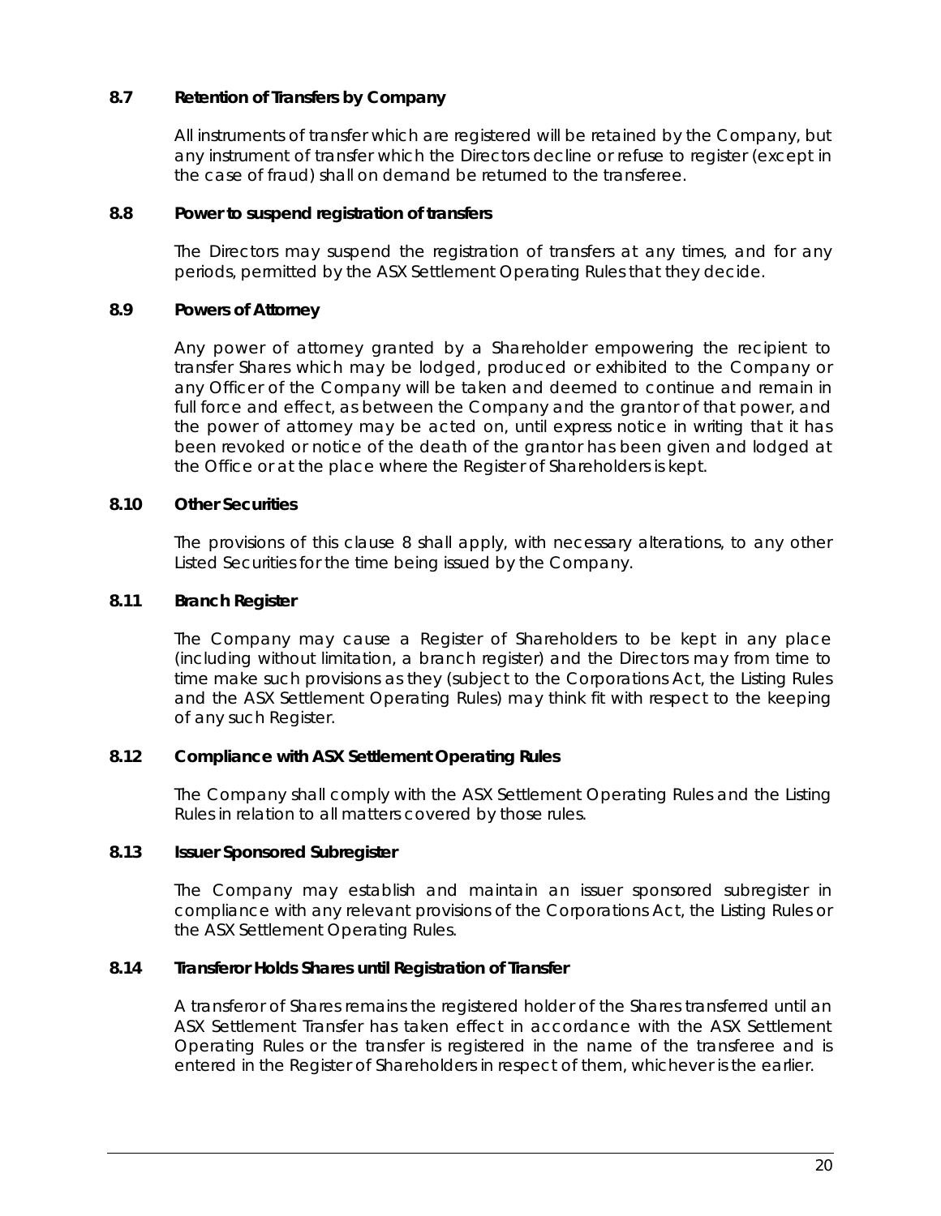### 8.7 Retention of Transfers by Company

All instruments of transfer which are registered will be retained by the Company, but any instrument of transfer which the Directors decline or refuse to register (except in the case of fraud) shall on demand be returned to the transferee.

### 8.8 Power to suspend registration of transfers

The Directors may suspend the registration of transfers at any times, and for any periods, permitted by the ASX Settlement Operating Rules that they decide.

### 8.9 Powers of Attorney

Any power of attorney granted by a Shareholder empowering the recipient to transfer Shares which may be lodged, produced or exhibited to the Company or any Officer of the Company will be taken and deemed to continue and remain in full force and effect, as between the Company and the grantor of that power, and the power of attorney may be acted on, until express notice in writing that it has been revoked or notice of the death of the grantor has been given and lodged at the Office or at the place where the Register of Shareholders is kept.

### 8.10 Other Securities

The provisions of this clause 8 shall apply, with necessary alterations, to any other Listed Securities for the time being issued by the Company.

### 8.11 Branch Register

The Company may cause a Register of Shareholders to be kept in any place (including without limitation, a branch register) and the Directors may from time to time make such provisions as they (subject to the Corporations Act, the Listing Rules and the ASX Settlement Operating Rules) may think fit with respect to the keeping of any such Register.

### 8.12 Compliance with ASX Settlement Operating Rules

The Company shall comply with the ASX Settlement Operating Rules and the Listing Rules in relation to all matters covered by those rules.

### 8.13 Issuer Sponsored Subregister

The Company may establish and maintain an issuer sponsored subregister in compliance with any relevant provisions of the Corporations Act, the Listing Rules or the ASX Settlement Operating Rules.

### 8.14 Transferor Holds Shares until Registration of Transfer

A transferor of Shares remains the registered holder of the Shares transferred until an ASX Settlement Transfer has taken effect in accordance with the ASX Settlement Operating Rules or the transfer is registered in the name of the transferee and is entered in the Register of Shareholders in respect of them, whichever is the earlier.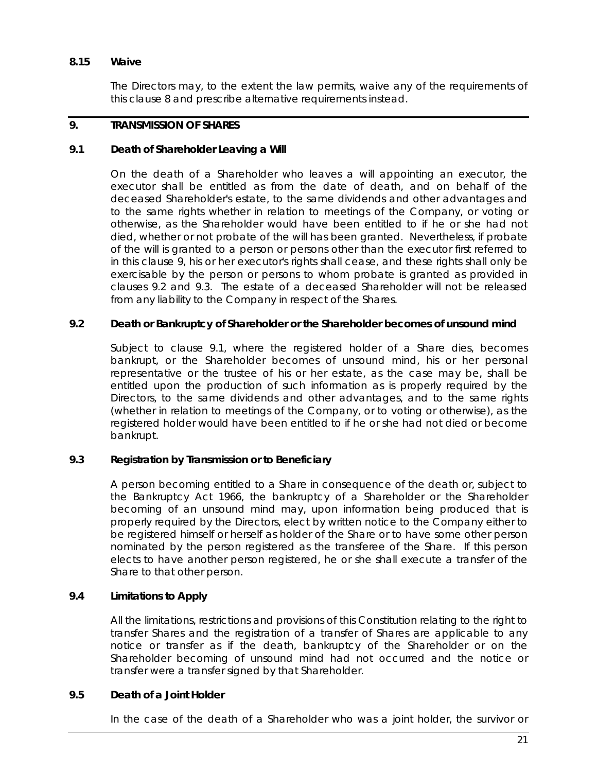### 8.15 Waive

The Directors may, to the extent the law permits, waive any of the requirements of this clause 8 and prescribe alternative requirements instead.

## 9. TRANSMISSION OF SHARES

### 9.1 Death of Shareholder Leaving a Will

On the death of a Shareholder who leaves a will appointing an executor, the executor shall be entitled as from the date of death, and on behalf of the deceased Shareholder's estate, to the same dividends and other advantages and to the same rights whether in relation to meetings of the Company, or voting or otherwise, as the Shareholder would have been entitled to if he or she had not died, whether or not probate of the will has been granted. Nevertheless, if probate of the will is granted to a person or persons other than the executor first referred to in this clause 9, his or her executor's rights shall cease, and these rights shall only be exercisable by the person or persons to whom probate is granted as provided in clauses 9.2 and 9.3. The estate of a deceased Shareholder will not be released from any liability to the Company in respect of the Shares.

### 9.2 Death or Bankruptcy of Shareholder or the Shareholder becomes of unsound mind

Subject to clause 9.1, where the registered holder of a Share dies, becomes bankrupt, or the Shareholder becomes of unsound mind, his or her personal representative or the trustee of his or her estate, as the case may be, shall be entitled upon the production of such information as is properly required by the Directors, to the same dividends and other advantages, and to the same rights (whether in relation to meetings of the Company, or to voting or otherwise), as the registered holder would have been entitled to if he or she had not died or become bankrupt.

### 9.3 Registration by Transmission or to Beneficiary

A person becoming entitled to a Share in consequence of the death or, subject to the Bankruptcy Act 1966, the bankruptcy of a Shareholder or the Shareholder becoming of an unsound mind may, upon information being produced that is properly required by the Directors, elect by written notice to the Company either to be registered himself or herself as holder of the Share or to have some other person nominated by the person registered as the transferee of the Share. If this person elects to have another person registered, he or she shall execute a transfer of the Share to that other person.

### 9.4 Limitations to Apply

All the limitations, restrictions and provisions of this Constitution relating to the right to transfer Shares and the registration of a transfer of Shares are applicable to any notice or transfer as if the death, bankruptcy of the Shareholder or on the Shareholder becoming of unsound mind had not occurred and the notice or transfer were a transfer signed by that Shareholder.

### 9.5 Death of a Joint Holder

In the case of the death of a Shareholder who was a joint holder, the survivor or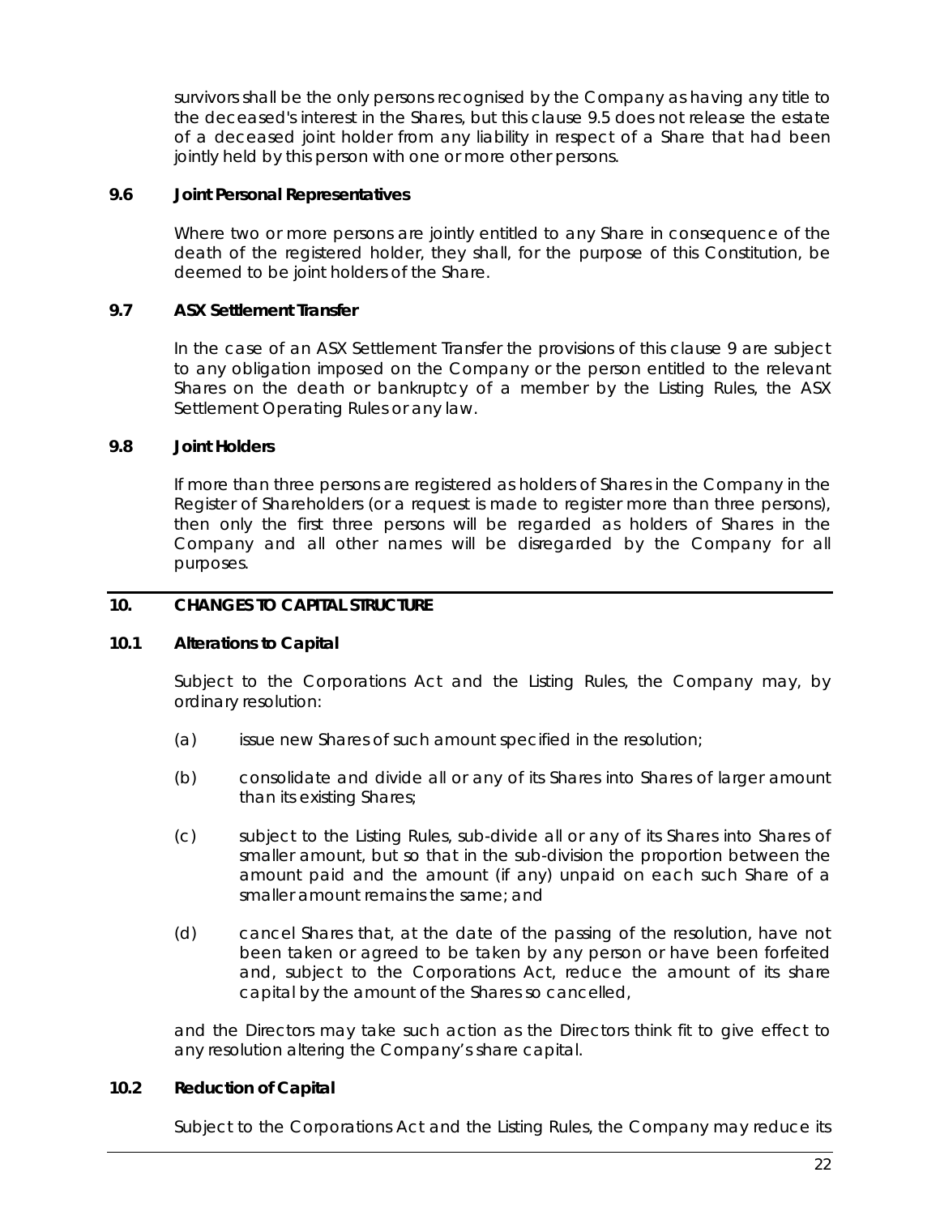survivors shall be the only persons recognised by the Company as having any title to the deceased's interest in the Shares, but this clause 9.5 does not release the estate of a deceased joint holder from any liability in respect of a Share that had been jointly held by this person with one or more other persons.

### 9.6 Joint Personal Representatives

Where two or more persons are jointly entitled to any Share in consequence of the death of the registered holder, they shall, for the purpose of this Constitution, be deemed to be joint holders of the Share.

### 9.7 ASX Settlement Transfer

In the case of an ASX Settlement Transfer the provisions of this clause 9 are subject to any obligation imposed on the Company or the person entitled to the relevant Shares on the death or bankruptcy of a member by the Listing Rules, the ASX Settlement Operating Rules or any law.

### 9.8 Joint Holders

If more than three persons are registered as holders of Shares in the Company in the Register of Shareholders (or a request is made to register more than three persons), then only the first three persons will be regarded as holders of Shares in the Company and all other names will be disregarded by the Company for all purposes.

## 10. CHANGES TO CAPITAL STRUCTURE

### 10.1 Alterations to Capital

Subject to the Corporations Act and the Listing Rules, the Company may, by ordinary resolution:

(a) issue new Shares of such amount specified in the resolution;

(b) consolidate and divide all or any of its Shares into Shares of larger amount than its existing Shares;

(c) subject to the Listing Rules, sub-divide all or any of its Shares into Shares of smaller amount, but so that in the sub-division the proportion between the amount paid and the amount (if any) unpaid on each such Share of a smaller amount remains the same; and

(d) cancel Shares that, at the date of the passing of the resolution, have not been taken or agreed to be taken by any person or have been forfeited and, subject to the Corporations Act, reduce the amount of its share capital by the amount of the Shares so cancelled,

and the Directors may take such action as the Directors think fit to give effect to any resolution altering the Company's share capital.

### 10.2 Reduction of Capital

Subject to the Corporations Act and the Listing Rules, the Company may reduce its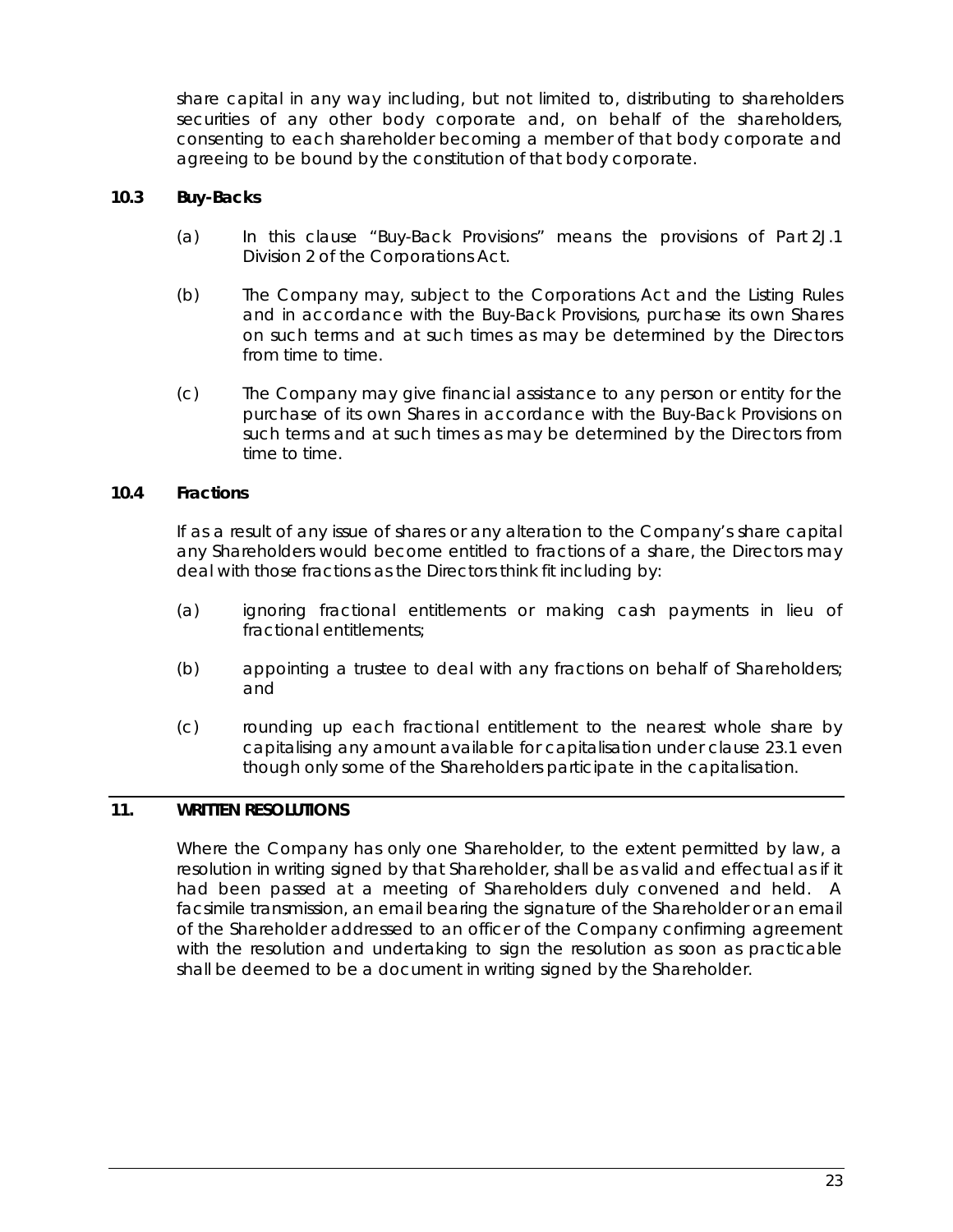share capital in any way including, but not limited to, distributing to shareholders securities of any other body corporate and, on behalf of the shareholders, consenting to each shareholder becoming a member of that body corporate and agreeing to be bound by the constitution of that body corporate.

### 10.3 Buy-Backs

(a) In this clause "Buy-Back Provisions" means the provisions of Part 2J.1 Division 2 of the Corporations Act.

(b) The Company may, subject to the Corporations Act and the Listing Rules and in accordance with the Buy-Back Provisions, purchase its own Shares on such terms and at such times as may be determined by the Directors from time to time.

(c) The Company may give financial assistance to any person or entity for the purchase of its own Shares in accordance with the Buy-Back Provisions on such terms and at such times as may be determined by the Directors from time to time.

### 10.4 Fractions

If as a result of any issue of shares or any alteration to the Company's share capital any Shareholders would become entitled to fractions of a share, the Directors may deal with those fractions as the Directors think fit including by:

(a) ignoring fractional entitlements or making cash payments in lieu of fractional entitlements;

(b) appointing a trustee to deal with any fractions on behalf of Shareholders; and

(c) rounding up each fractional entitlement to the nearest whole share by capitalising any amount available for capitalisation under clause 23.1 even though only some of the Shareholders participate in the capitalisation.

## 11. WRITTEN RESOLUTIONS

Where the Company has only one Shareholder, to the extent permitted by law, a resolution in writing signed by that Shareholder, shall be as valid and effectual as if it had been passed at a meeting of Shareholders duly convened and held. A facsimile transmission, an email bearing the signature of the Shareholder or an email of the Shareholder addressed to an officer of the Company confirming agreement with the resolution and undertaking to sign the resolution as soon as practicable shall be deemed to be a document in writing signed by the Shareholder.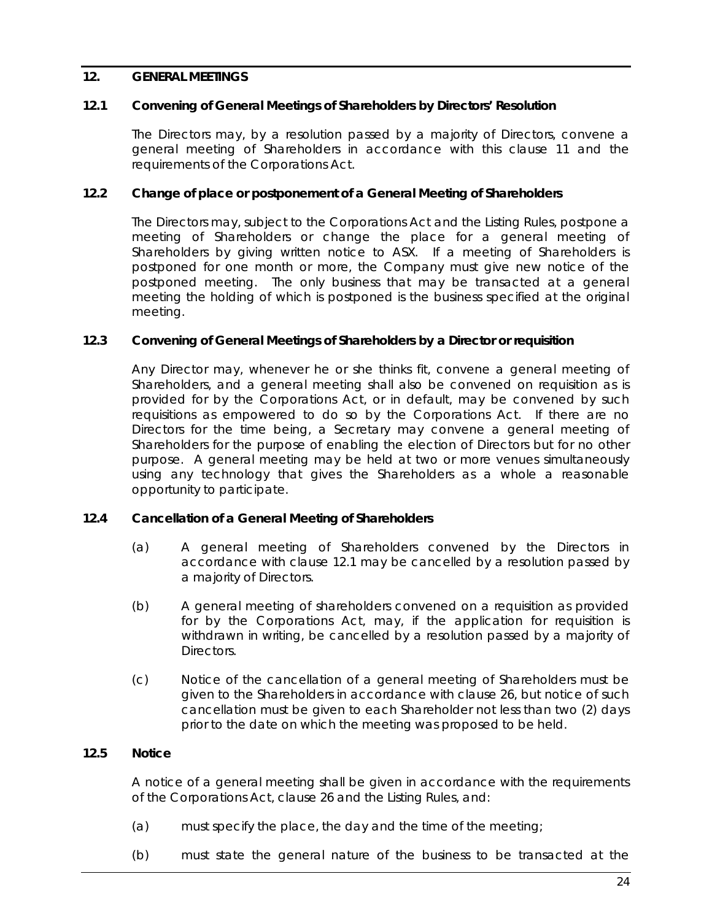## 12. GENERAL MEETINGS

### 12.1 Convening of General Meetings of Shareholders by Directors' Resolution

The Directors may, by a resolution passed by a majority of Directors, convene a general meeting of Shareholders in accordance with this clause 11 and the requirements of the Corporations Act.

### 12.2 Change of place or postponement of a General Meeting of Shareholders

The Directors may, subject to the Corporations Act and the Listing Rules, postpone a meeting of Shareholders or change the place for a general meeting of Shareholders by giving written notice to ASX. If a meeting of Shareholders is postponed for one month or more, the Company must give new notice of the postponed meeting. The only business that may be transacted at a general meeting the holding of which is postponed is the business specified at the original meeting.

### 12.3 Convening of General Meetings of Shareholders by a Director or requisition

Any Director may, whenever he or she thinks fit, convene a general meeting of Shareholders, and a general meeting shall also be convened on requisition as is provided for by the Corporations Act, or in default, may be convened by such requisitions as empowered to do so by the Corporations Act. If there are no Directors for the time being, a Secretary may convene a general meeting of Shareholders for the purpose of enabling the election of Directors but for no other purpose. A general meeting may be held at two or more venues simultaneously using any technology that gives the Shareholders as a whole a reasonable opportunity to participate.

### 12.4 Cancellation of a General Meeting of Shareholders

(a) A general meeting of Shareholders convened by the Directors in accordance with clause 12.1 may be cancelled by a resolution passed by a majority of Directors.

(b) A general meeting of shareholders convened on a requisition as provided for by the Corporations Act, may, if the application for requisition is withdrawn in writing, be cancelled by a resolution passed by a majority of Directors.

(c) Notice of the cancellation of a general meeting of Shareholders must be given to the Shareholders in accordance with clause 26, but notice of such cancellation must be given to each Shareholder not less than two (2) days prior to the date on which the meeting was proposed to be held.

### 12.5 Notice

A notice of a general meeting shall be given in accordance with the requirements of the Corporations Act, clause 26 and the Listing Rules, and:

(a) must specify the place, the day and the time of the meeting;

(b) must state the general nature of the business to be transacted at the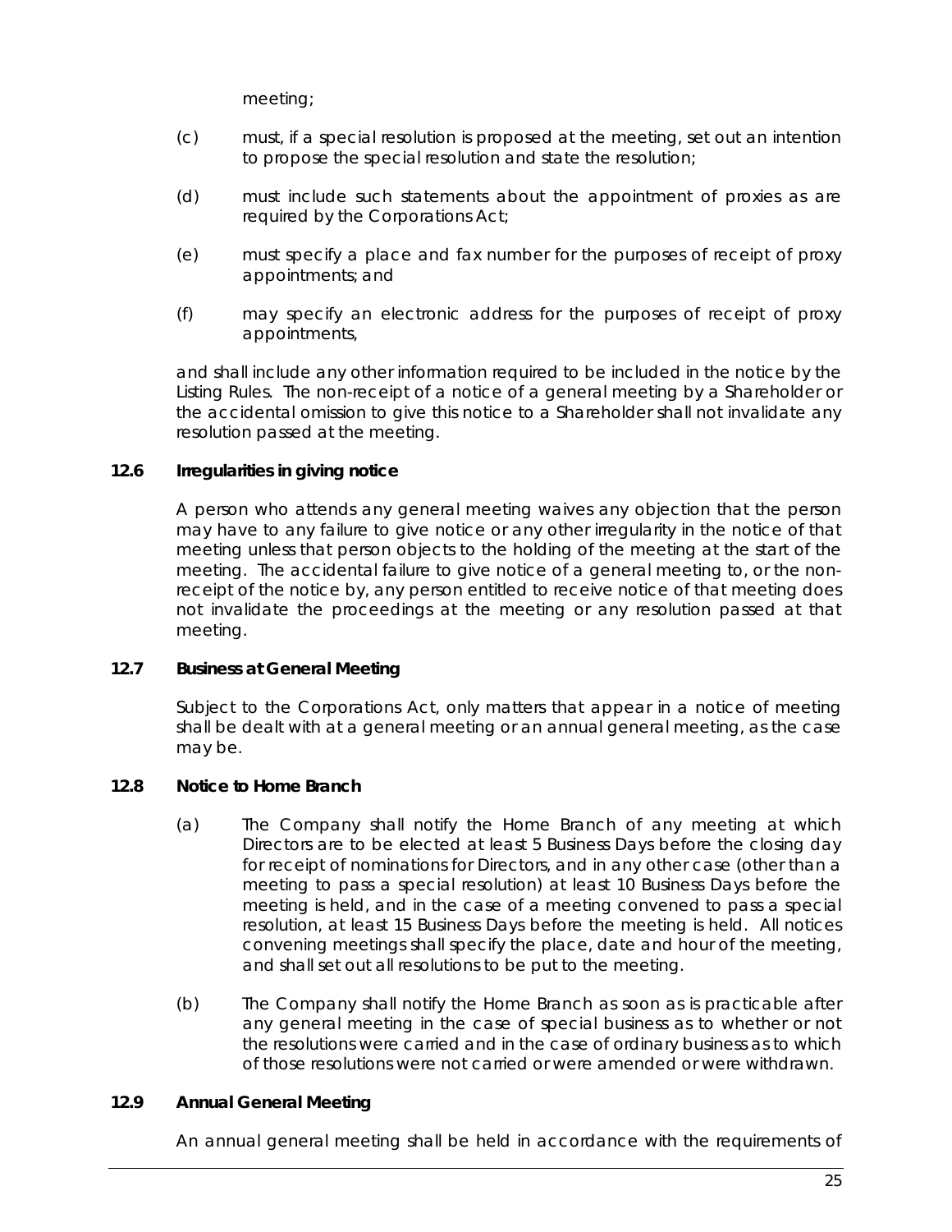meeting;

(c) must, if a special resolution is proposed at the meeting, set out an intention to propose the special resolution and state the resolution;

(d) must include such statements about the appointment of proxies as are required by the Corporations Act;

(e) must specify a place and fax number for the purposes of receipt of proxy appointments; and

(f) may specify an electronic address for the purposes of receipt of proxy appointments,

and shall include any other information required to be included in the notice by the Listing Rules. The non-receipt of a notice of a general meeting by a Shareholder or the accidental omission to give this notice to a Shareholder shall not invalidate any resolution passed at the meeting.

**12.6 Irregularities in giving notice**

A person who attends any general meeting waives any objection that the person may have to any failure to give notice or any other irregularity in the notice of that meeting unless that person objects to the holding of the meeting at the start of the meeting. The accidental failure to give notice of a general meeting to, or the non-receipt of the notice by, any person entitled to receive notice of that meeting does not invalidate the proceedings at the meeting or any resolution passed at that meeting.

**12.7 Business at General Meeting**

Subject to the Corporations Act, only matters that appear in a notice of meeting shall be dealt with at a general meeting or an annual general meeting, as the case may be.

**12.8 Notice to Home Branch**

(a) The Company shall notify the Home Branch of any meeting at which Directors are to be elected at least 5 Business Days before the closing day for receipt of nominations for Directors, and in any other case (other than a meeting to pass a special resolution) at least 10 Business Days before the meeting is held, and in the case of a meeting convened to pass a special resolution, at least 15 Business Days before the meeting is held. All notices convening meetings shall specify the place, date and hour of the meeting, and shall set out all resolutions to be put to the meeting.

(b) The Company shall notify the Home Branch as soon as is practicable after any general meeting in the case of special business as to whether or not the resolutions were carried and in the case of ordinary business as to which of those resolutions were not carried or were amended or were withdrawn.

**12.9 Annual General Meeting**

An annual general meeting shall be held in accordance with the requirements of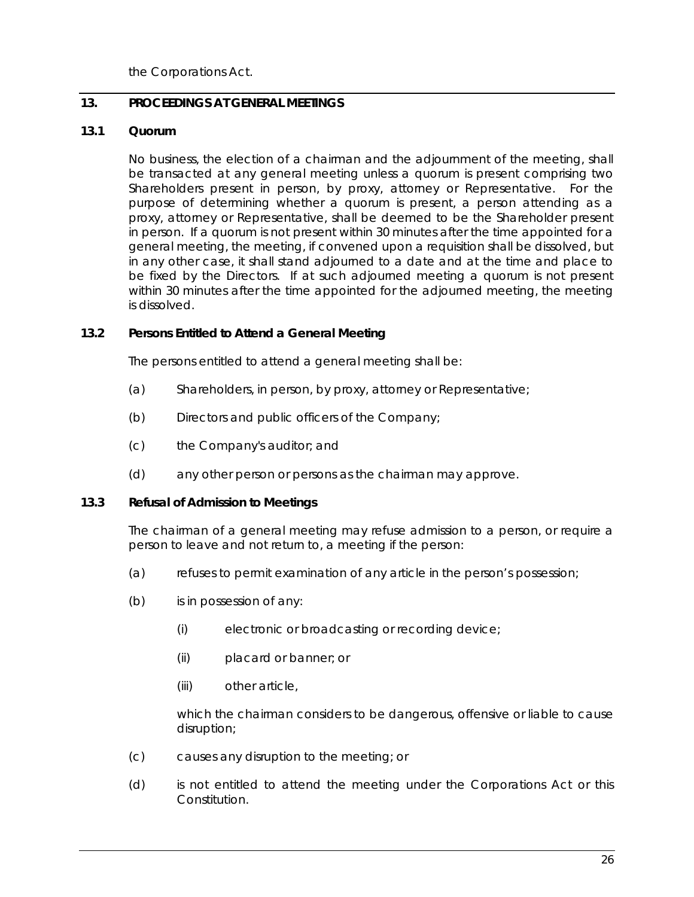the Corporations Act.

## 13. PROCEEDINGS AT GENERAL MEETINGS

### 13.1 Quorum

No business, the election of a chairman and the adjournment of the meeting, shall be transacted at any general meeting unless a quorum is present comprising two Shareholders present in person, by proxy, attorney or Representative. For the purpose of determining whether a quorum is present, a person attending as a proxy, attorney or Representative, shall be deemed to be the Shareholder present in person. If a quorum is not present within 30 minutes after the time appointed for a general meeting, the meeting, if convened upon a requisition shall be dissolved, but in any other case, it shall stand adjourned to a date and at the time and place to be fixed by the Directors. If at such adjourned meeting a quorum is not present within 30 minutes after the time appointed for the adjourned meeting, the meeting is dissolved.

### 13.2 Persons Entitled to Attend a General Meeting

The persons entitled to attend a general meeting shall be:

(a) Shareholders, in person, by proxy, attorney or Representative;

(b) Directors and public officers of the Company;

(c) the Company's auditor; and

(d) any other person or persons as the chairman may approve.

### 13.3 Refusal of Admission to Meetings

The chairman of a general meeting may refuse admission to a person, or require a person to leave and not return to, a meeting if the person:

(a) refuses to permit examination of any article in the person's possession;

(b) is in possession of any:

 (i) electronic or broadcasting or recording device;

 (ii) placard or banner; or

 (iii) other article,

 which the chairman considers to be dangerous, offensive or liable to cause disruption;

(c) causes any disruption to the meeting; or

(d) is not entitled to attend the meeting under the Corporations Act or this Constitution.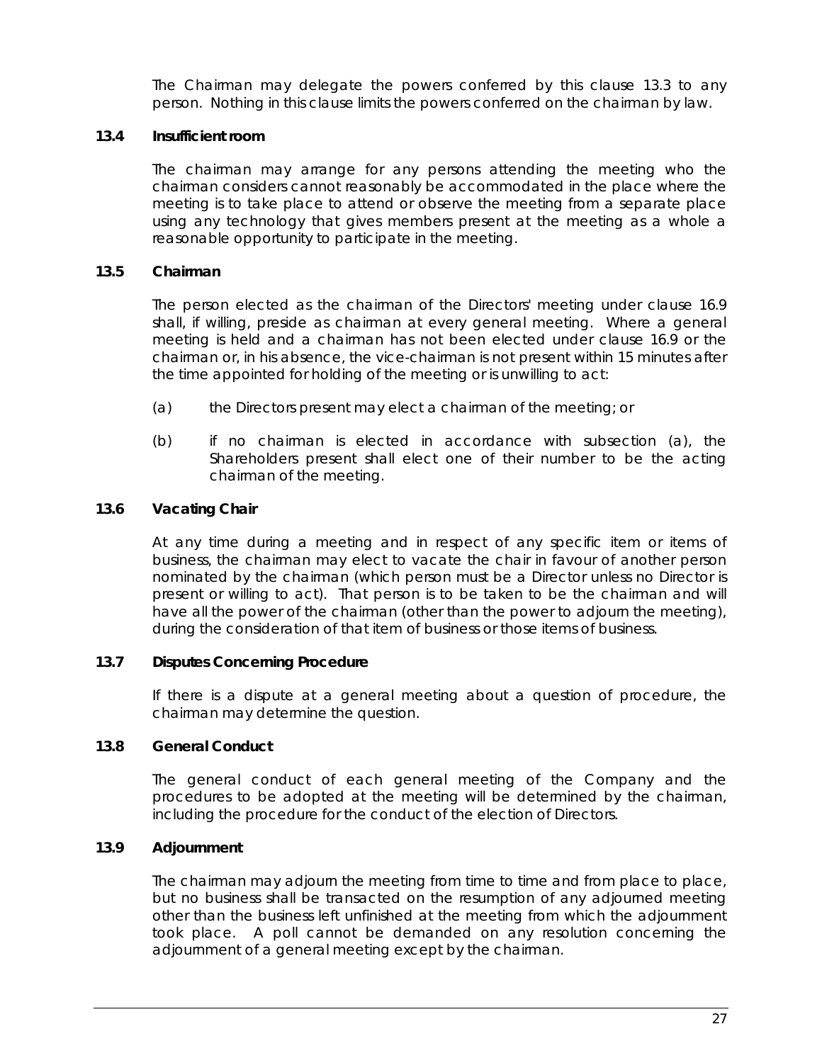The Chairman may delegate the powers conferred by this clause 13.3 to any person. Nothing in this clause limits the powers conferred on the chairman by law.

### 13.4 Insufficient room

The chairman may arrange for any persons attending the meeting who the chairman considers cannot reasonably be accommodated in the place where the meeting is to take place to attend or observe the meeting from a separate place using any technology that gives members present at the meeting as a whole a reasonable opportunity to participate in the meeting.

### 13.5 Chairman

The person elected as the chairman of the Directors' meeting under clause 16.9 shall, if willing, preside as chairman at every general meeting. Where a general meeting is held and a chairman has not been elected under clause 16.9 or the chairman or, in his absence, the vice-chairman is not present within 15 minutes after the time appointed for holding of the meeting or is unwilling to act:

(a) the Directors present may elect a chairman of the meeting; or

(b) if no chairman is elected in accordance with subsection (a), the Shareholders present shall elect one of their number to be the acting chairman of the meeting.

### 13.6 Vacating Chair

At any time during a meeting and in respect of any specific item or items of business, the chairman may elect to vacate the chair in favour of another person nominated by the chairman (which person must be a Director unless no Director is present or willing to act). That person is to be taken to be the chairman and will have all the power of the chairman (other than the power to adjourn the meeting), during the consideration of that item of business or those items of business.

### 13.7 Disputes Concerning Procedure

If there is a dispute at a general meeting about a question of procedure, the chairman may determine the question.

### 13.8 General Conduct

The general conduct of each general meeting of the Company and the procedures to be adopted at the meeting will be determined by the chairman, including the procedure for the conduct of the election of Directors.

### 13.9 Adjournment

The chairman may adjourn the meeting from time to time and from place to place, but no business shall be transacted on the resumption of any adjourned meeting other than the business left unfinished at the meeting from which the adjournment took place. A poll cannot be demanded on any resolution concerning the adjournment of a general meeting except by the chairman.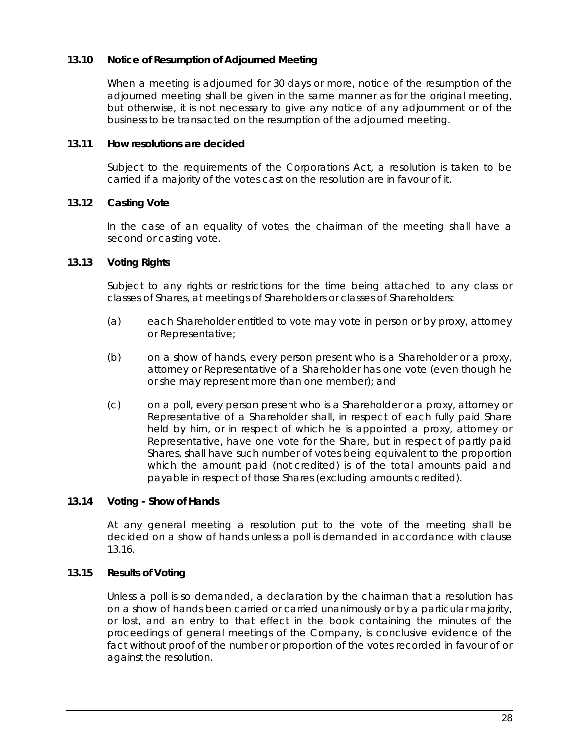### 13.10 Notice of Resumption of Adjourned Meeting

When a meeting is adjourned for 30 days or more, notice of the resumption of the adjourned meeting shall be given in the same manner as for the original meeting, but otherwise, it is not necessary to give any notice of any adjournment or of the business to be transacted on the resumption of the adjourned meeting.

### 13.11 How resolutions are decided

Subject to the requirements of the Corporations Act, a resolution is taken to be carried if a majority of the votes cast on the resolution are in favour of it.

### 13.12 Casting Vote

In the case of an equality of votes, the chairman of the meeting shall have a second or casting vote.

### 13.13 Voting Rights

Subject to any rights or restrictions for the time being attached to any class or classes of Shares, at meetings of Shareholders or classes of Shareholders:

(a) each Shareholder entitled to vote may vote in person or by proxy, attorney or Representative;

(b) on a show of hands, every person present who is a Shareholder or a proxy, attorney or Representative of a Shareholder has one vote (even though he or she may represent more than one member); and

(c) on a poll, every person present who is a Shareholder or a proxy, attorney or Representative of a Shareholder shall, in respect of each fully paid Share held by him, or in respect of which he is appointed a proxy, attorney or Representative, have one vote for the Share, but in respect of partly paid Shares, shall have such number of votes being equivalent to the proportion which the amount paid (not credited) is of the total amounts paid and payable in respect of those Shares (excluding amounts credited).

### 13.14 Voting - Show of Hands

At any general meeting a resolution put to the vote of the meeting shall be decided on a show of hands unless a poll is demanded in accordance with clause 13.16.

### 13.15 Results of Voting

Unless a poll is so demanded, a declaration by the chairman that a resolution has on a show of hands been carried or carried unanimously or by a particular majority, or lost, and an entry to that effect in the book containing the minutes of the proceedings of general meetings of the Company, is conclusive evidence of the fact without proof of the number or proportion of the votes recorded in favour of or against the resolution.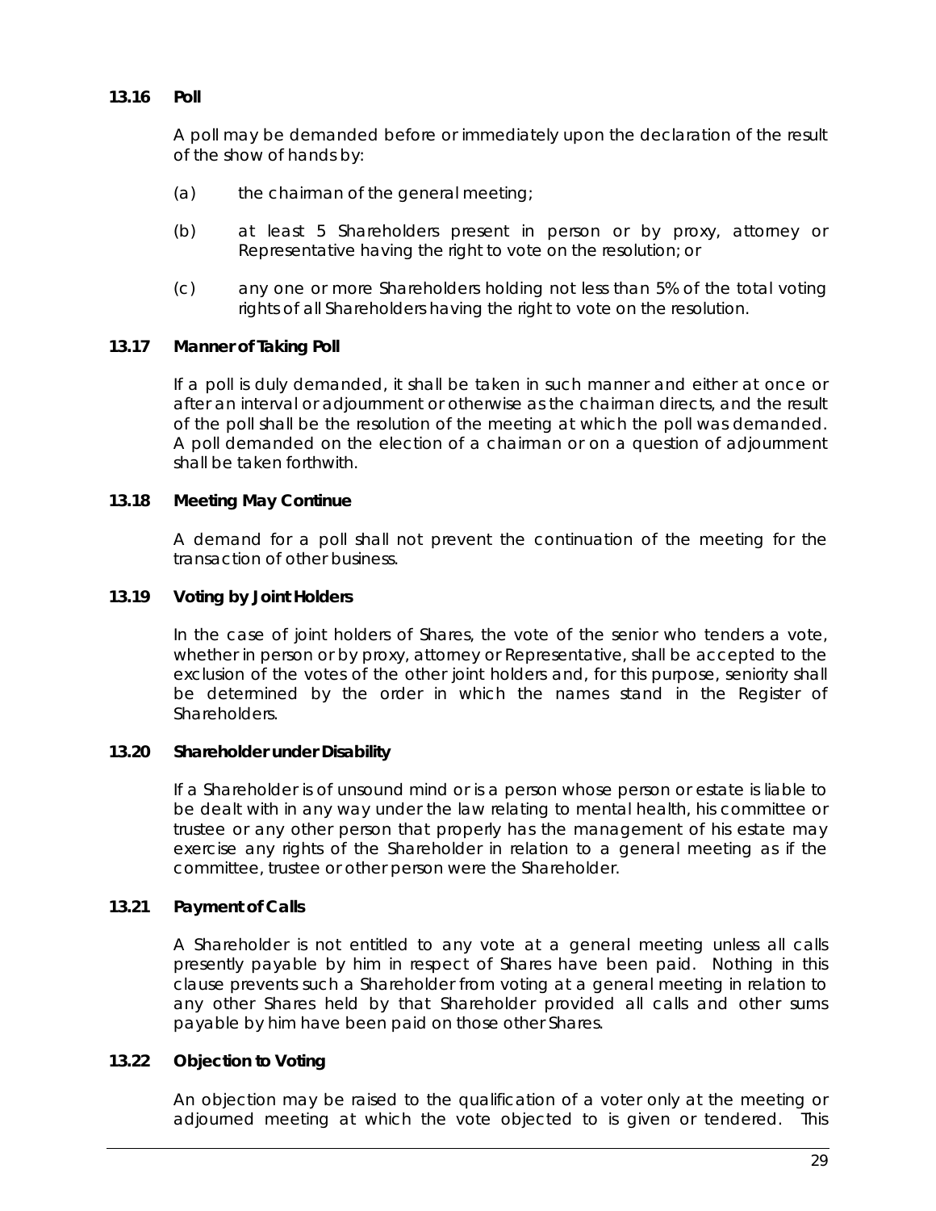### 13.16 Poll

A poll may be demanded before or immediately upon the declaration of the result of the show of hands by:

(a) the chairman of the general meeting;

(b) at least 5 Shareholders present in person or by proxy, attorney or Representative having the right to vote on the resolution; or

(c) any one or more Shareholders holding not less than 5% of the total voting rights of all Shareholders having the right to vote on the resolution.

### 13.17 Manner of Taking Poll

If a poll is duly demanded, it shall be taken in such manner and either at once or after an interval or adjournment or otherwise as the chairman directs, and the result of the poll shall be the resolution of the meeting at which the poll was demanded. A poll demanded on the election of a chairman or on a question of adjournment shall be taken forthwith.

### 13.18 Meeting May Continue

A demand for a poll shall not prevent the continuation of the meeting for the transaction of other business.

### 13.19 Voting by Joint Holders

In the case of joint holders of Shares, the vote of the senior who tenders a vote, whether in person or by proxy, attorney or Representative, shall be accepted to the exclusion of the votes of the other joint holders and, for this purpose, seniority shall be determined by the order in which the names stand in the Register of Shareholders.

### 13.20 Shareholder under Disability

If a Shareholder is of unsound mind or is a person whose person or estate is liable to be dealt with in any way under the law relating to mental health, his committee or trustee or any other person that properly has the management of his estate may exercise any rights of the Shareholder in relation to a general meeting as if the committee, trustee or other person were the Shareholder.

### 13.21 Payment of Calls

A Shareholder is not entitled to any vote at a general meeting unless all calls presently payable by him in respect of Shares have been paid. Nothing in this clause prevents such a Shareholder from voting at a general meeting in relation to any other Shares held by that Shareholder provided all calls and other sums payable by him have been paid on those other Shares.

### 13.22 Objection to Voting

An objection may be raised to the qualification of a voter only at the meeting or adjourned meeting at which the vote objected to is given or tendered. This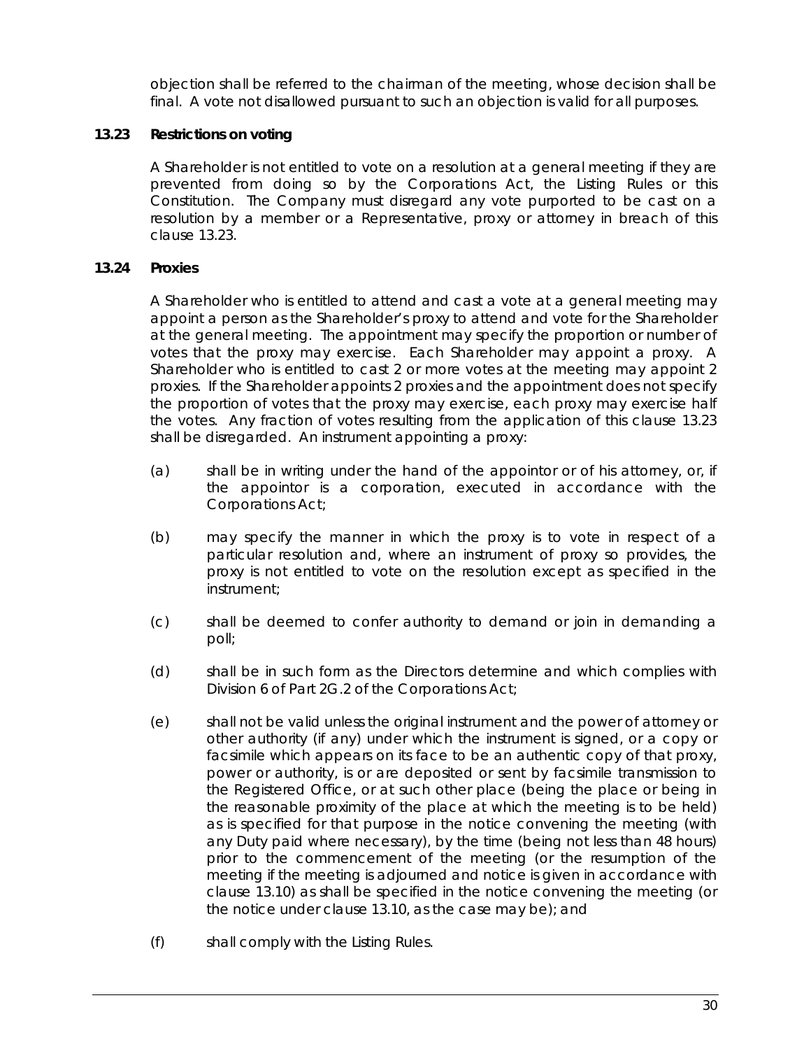objection shall be referred to the chairman of the meeting, whose decision shall be final. A vote not disallowed pursuant to such an objection is valid for all purposes.

### 13.23 Restrictions on voting

A Shareholder is not entitled to vote on a resolution at a general meeting if they are prevented from doing so by the Corporations Act, the Listing Rules or this Constitution. The Company must disregard any vote purported to be cast on a resolution by a member or a Representative, proxy or attorney in breach of this clause 13.23.

### 13.24 Proxies

A Shareholder who is entitled to attend and cast a vote at a general meeting may appoint a person as the Shareholder's proxy to attend and vote for the Shareholder at the general meeting. The appointment may specify the proportion or number of votes that the proxy may exercise. Each Shareholder may appoint a proxy. A Shareholder who is entitled to cast 2 or more votes at the meeting may appoint 2 proxies. If the Shareholder appoints 2 proxies and the appointment does not specify the proportion of votes that the proxy may exercise, each proxy may exercise half the votes. Any fraction of votes resulting from the application of this clause 13.23 shall be disregarded. An instrument appointing a proxy:

(a) shall be in writing under the hand of the appointor or of his attorney, or, if the appointor is a corporation, executed in accordance with the Corporations Act;

(b) may specify the manner in which the proxy is to vote in respect of a particular resolution and, where an instrument of proxy so provides, the proxy is not entitled to vote on the resolution except as specified in the instrument;

(c) shall be deemed to confer authority to demand or join in demanding a poll;

(d) shall be in such form as the Directors determine and which complies with Division 6 of Part 2G.2 of the Corporations Act;

(e) shall not be valid unless the original instrument and the power of attorney or other authority (if any) under which the instrument is signed, or a copy or facsimile which appears on its face to be an authentic copy of that proxy, power or authority, is or are deposited or sent by facsimile transmission to the Registered Office, or at such other place (being the place or being in the reasonable proximity of the place at which the meeting is to be held) as is specified for that purpose in the notice convening the meeting (with any Duty paid where necessary), by the time (being not less than 48 hours) prior to the commencement of the meeting (or the resumption of the meeting if the meeting is adjourned and notice is given in accordance with clause 13.10) as shall be specified in the notice convening the meeting (or the notice under clause 13.10, as the case may be); and

(f) shall comply with the Listing Rules.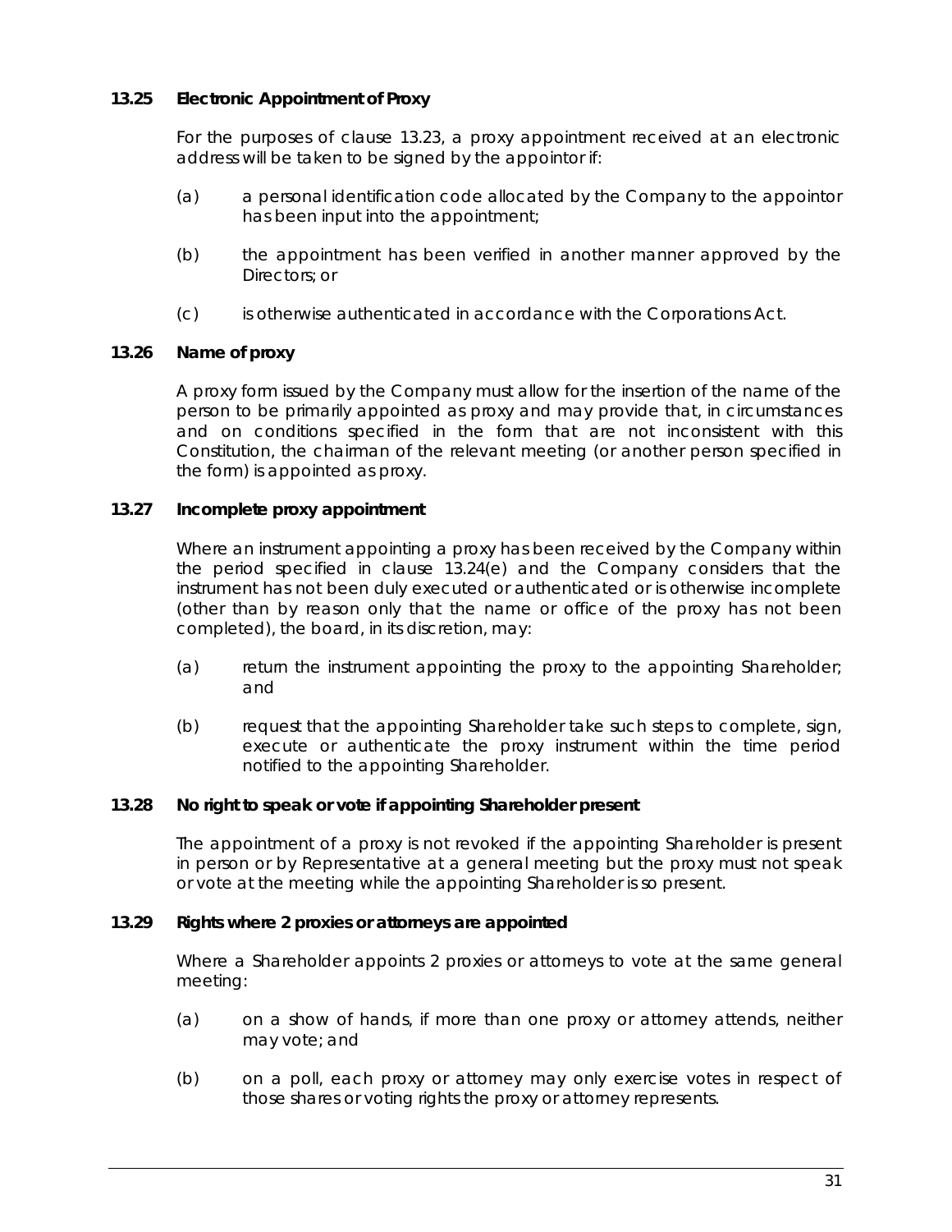### 13.25 Electronic Appointment of Proxy

For the purposes of clause 13.23, a proxy appointment received at an electronic address will be taken to be signed by the appointor if:

(a) a personal identification code allocated by the Company to the appointor has been input into the appointment;

(b) the appointment has been verified in another manner approved by the Directors; or

(c) is otherwise authenticated in accordance with the Corporations Act.

### 13.26 Name of proxy

A proxy form issued by the Company must allow for the insertion of the name of the person to be primarily appointed as proxy and may provide that, in circumstances and on conditions specified in the form that are not inconsistent with this Constitution, the chairman of the relevant meeting (or another person specified in the form) is appointed as proxy.

### 13.27 Incomplete proxy appointment

Where an instrument appointing a proxy has been received by the Company within the period specified in clause 13.24(e) and the Company considers that the instrument has not been duly executed or authenticated or is otherwise incomplete (other than by reason only that the name or office of the proxy has not been completed), the board, in its discretion, may:

(a) return the instrument appointing the proxy to the appointing Shareholder; and

(b) request that the appointing Shareholder take such steps to complete, sign, execute or authenticate the proxy instrument within the time period notified to the appointing Shareholder.

### 13.28 No right to speak or vote if appointing Shareholder present

The appointment of a proxy is not revoked if the appointing Shareholder is present in person or by Representative at a general meeting but the proxy must not speak or vote at the meeting while the appointing Shareholder is so present.

### 13.29 Rights where 2 proxies or attorneys are appointed

Where a Shareholder appoints 2 proxies or attorneys to vote at the same general meeting:

(a) on a show of hands, if more than one proxy or attorney attends, neither may vote; and

(b) on a poll, each proxy or attorney may only exercise votes in respect of those shares or voting rights the proxy or attorney represents.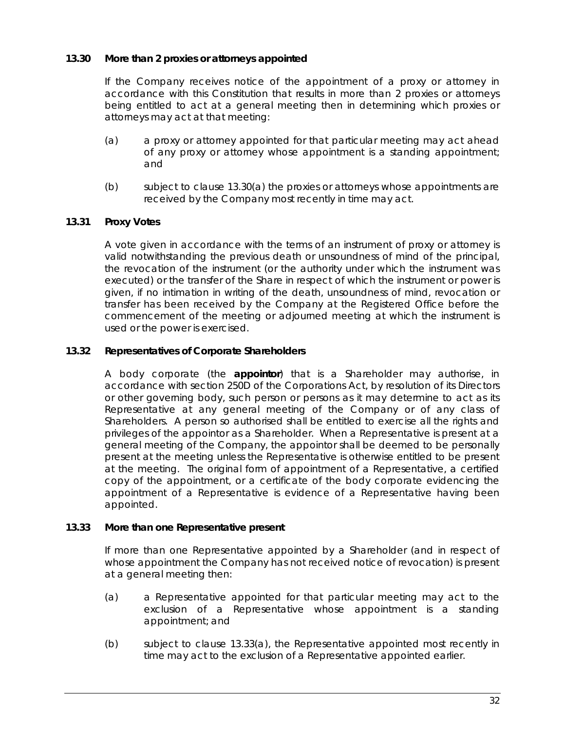### 13.30 More than 2 proxies or attorneys appointed

If the Company receives notice of the appointment of a proxy or attorney in accordance with this Constitution that results in more than 2 proxies or attorneys being entitled to act at a general meeting then in determining which proxies or attorneys may act at that meeting:

(a) a proxy or attorney appointed for that particular meeting may act ahead of any proxy or attorney whose appointment is a standing appointment; and

(b) subject to clause 13.30(a) the proxies or attorneys whose appointments are received by the Company most recently in time may act.

### 13.31 Proxy Votes

A vote given in accordance with the terms of an instrument of proxy or attorney is valid notwithstanding the previous death or unsoundness of mind of the principal, the revocation of the instrument (or the authority under which the instrument was executed) or the transfer of the Share in respect of which the instrument or power is given, if no intimation in writing of the death, unsoundness of mind, revocation or transfer has been received by the Company at the Registered Office before the commencement of the meeting or adjourned meeting at which the instrument is used or the power is exercised.

### 13.32 Representatives of Corporate Shareholders

A body corporate (the **appointor**) that is a Shareholder may authorise, in accordance with section 250D of the Corporations Act, by resolution of its Directors or other governing body, such person or persons as it may determine to act as its Representative at any general meeting of the Company or of any class of Shareholders. A person so authorised shall be entitled to exercise all the rights and privileges of the appointor as a Shareholder. When a Representative is present at a general meeting of the Company, the appointor shall be deemed to be personally present at the meeting unless the Representative is otherwise entitled to be present at the meeting. The original form of appointment of a Representative, a certified copy of the appointment, or a certificate of the body corporate evidencing the appointment of a Representative is evidence of a Representative having been appointed.

### 13.33 More than one Representative present

If more than one Representative appointed by a Shareholder (and in respect of whose appointment the Company has not received notice of revocation) is present at a general meeting then:

(a) a Representative appointed for that particular meeting may act to the exclusion of a Representative whose appointment is a standing appointment; and

(b) subject to clause 13.33(a), the Representative appointed most recently in time may act to the exclusion of a Representative appointed earlier.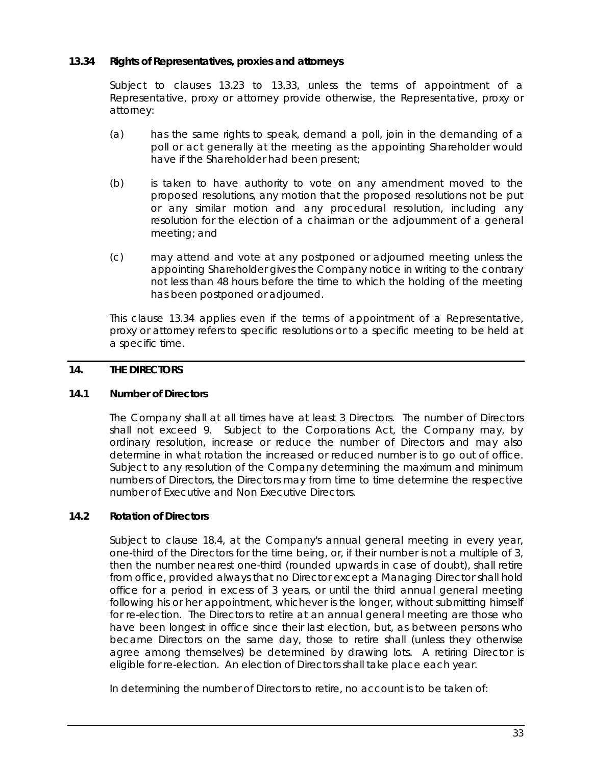### 13.34 Rights of Representatives, proxies and attorneys

Subject to clauses 13.23 to 13.33, unless the terms of appointment of a Representative, proxy or attorney provide otherwise, the Representative, proxy or attorney:

(a) has the same rights to speak, demand a poll, join in the demanding of a poll or act generally at the meeting as the appointing Shareholder would have if the Shareholder had been present;

(b) is taken to have authority to vote on any amendment moved to the proposed resolutions, any motion that the proposed resolutions not be put or any similar motion and any procedural resolution, including any resolution for the election of a chairman or the adjournment of a general meeting; and

(c) may attend and vote at any postponed or adjourned meeting unless the appointing Shareholder gives the Company notice in writing to the contrary not less than 48 hours before the time to which the holding of the meeting has been postponed or adjourned.

This clause 13.34 applies even if the terms of appointment of a Representative, proxy or attorney refers to specific resolutions or to a specific meeting to be held at a specific time.

## 14. THE DIRECTORS

### 14.1 Number of Directors

The Company shall at all times have at least 3 Directors. The number of Directors shall not exceed 9. Subject to the Corporations Act, the Company may, by ordinary resolution, increase or reduce the number of Directors and may also determine in what rotation the increased or reduced number is to go out of office. Subject to any resolution of the Company determining the maximum and minimum numbers of Directors, the Directors may from time to time determine the respective number of Executive and Non Executive Directors.

### 14.2 Rotation of Directors

Subject to clause 18.4, at the Company's annual general meeting in every year, one-third of the Directors for the time being, or, if their number is not a multiple of 3, then the number nearest one-third (rounded upwards in case of doubt), shall retire from office, provided always that no Director except a Managing Director shall hold office for a period in excess of 3 years, or until the third annual general meeting following his or her appointment, whichever is the longer, without submitting himself for re-election. The Directors to retire at an annual general meeting are those who have been longest in office since their last election, but, as between persons who became Directors on the same day, those to retire shall (unless they otherwise agree among themselves) be determined by drawing lots. A retiring Director is eligible for re-election. An election of Directors shall take place each year.

In determining the number of Directors to retire, no account is to be taken of: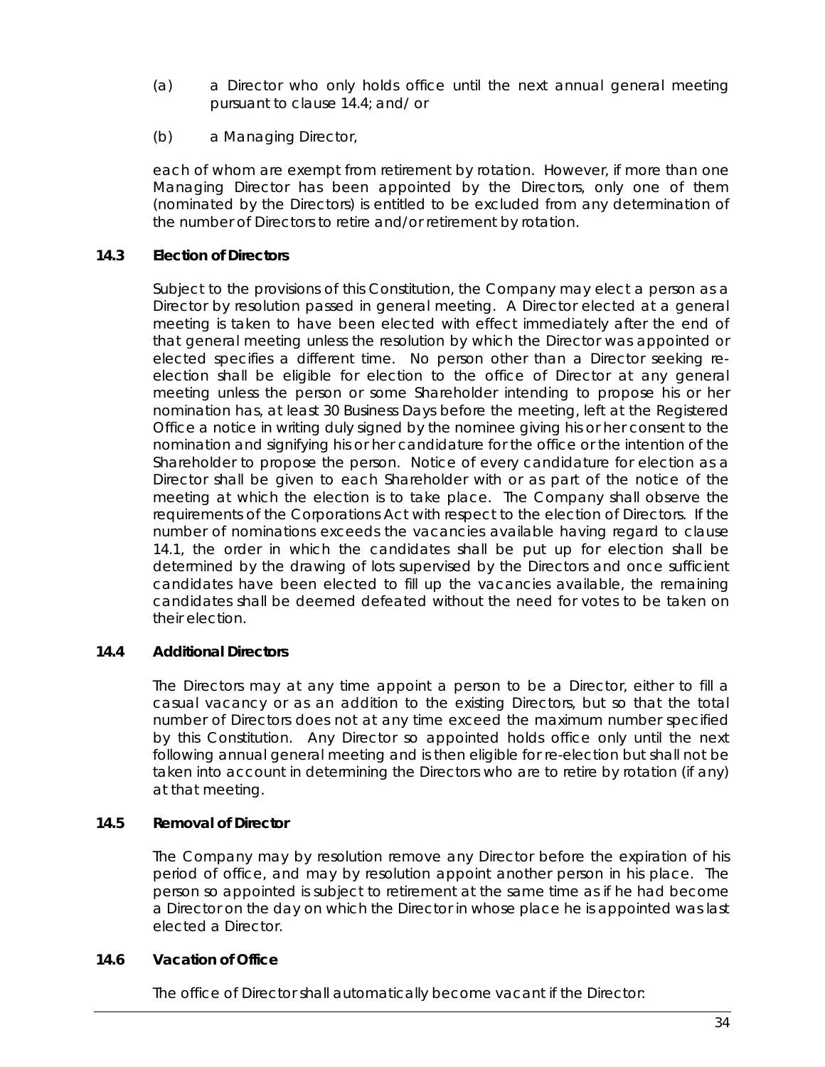(a) a Director who only holds office until the next annual general meeting pursuant to clause 14.4; and/ or

(b) a Managing Director,

each of whom are exempt from retirement by rotation. However, if more than one Managing Director has been appointed by the Directors, only one of them (nominated by the Directors) is entitled to be excluded from any determination of the number of Directors to retire and/or retirement by rotation.

### 14.3 Election of Directors

Subject to the provisions of this Constitution, the Company may elect a person as a Director by resolution passed in general meeting. A Director elected at a general meeting is taken to have been elected with effect immediately after the end of that general meeting unless the resolution by which the Director was appointed or elected specifies a different time. No person other than a Director seeking re-election shall be eligible for election to the office of Director at any general meeting unless the person or some Shareholder intending to propose his or her nomination has, at least 30 Business Days before the meeting, left at the Registered Office a notice in writing duly signed by the nominee giving his or her consent to the nomination and signifying his or her candidature for the office or the intention of the Shareholder to propose the person. Notice of every candidature for election as a Director shall be given to each Shareholder with or as part of the notice of the meeting at which the election is to take place. The Company shall observe the requirements of the Corporations Act with respect to the election of Directors. If the number of nominations exceeds the vacancies available having regard to clause 14.1, the order in which the candidates shall be put up for election shall be determined by the drawing of lots supervised by the Directors and once sufficient candidates have been elected to fill up the vacancies available, the remaining candidates shall be deemed defeated without the need for votes to be taken on their election.

### 14.4 Additional Directors

The Directors may at any time appoint a person to be a Director, either to fill a casual vacancy or as an addition to the existing Directors, but so that the total number of Directors does not at any time exceed the maximum number specified by this Constitution. Any Director so appointed holds office only until the next following annual general meeting and is then eligible for re-election but shall not be taken into account in determining the Directors who are to retire by rotation (if any) at that meeting.

### 14.5 Removal of Director

The Company may by resolution remove any Director before the expiration of his period of office, and may by resolution appoint another person in his place. The person so appointed is subject to retirement at the same time as if he had become a Director on the day on which the Director in whose place he is appointed was last elected a Director.

### 14.6 Vacation of Office

The office of Director shall automatically become vacant if the Director: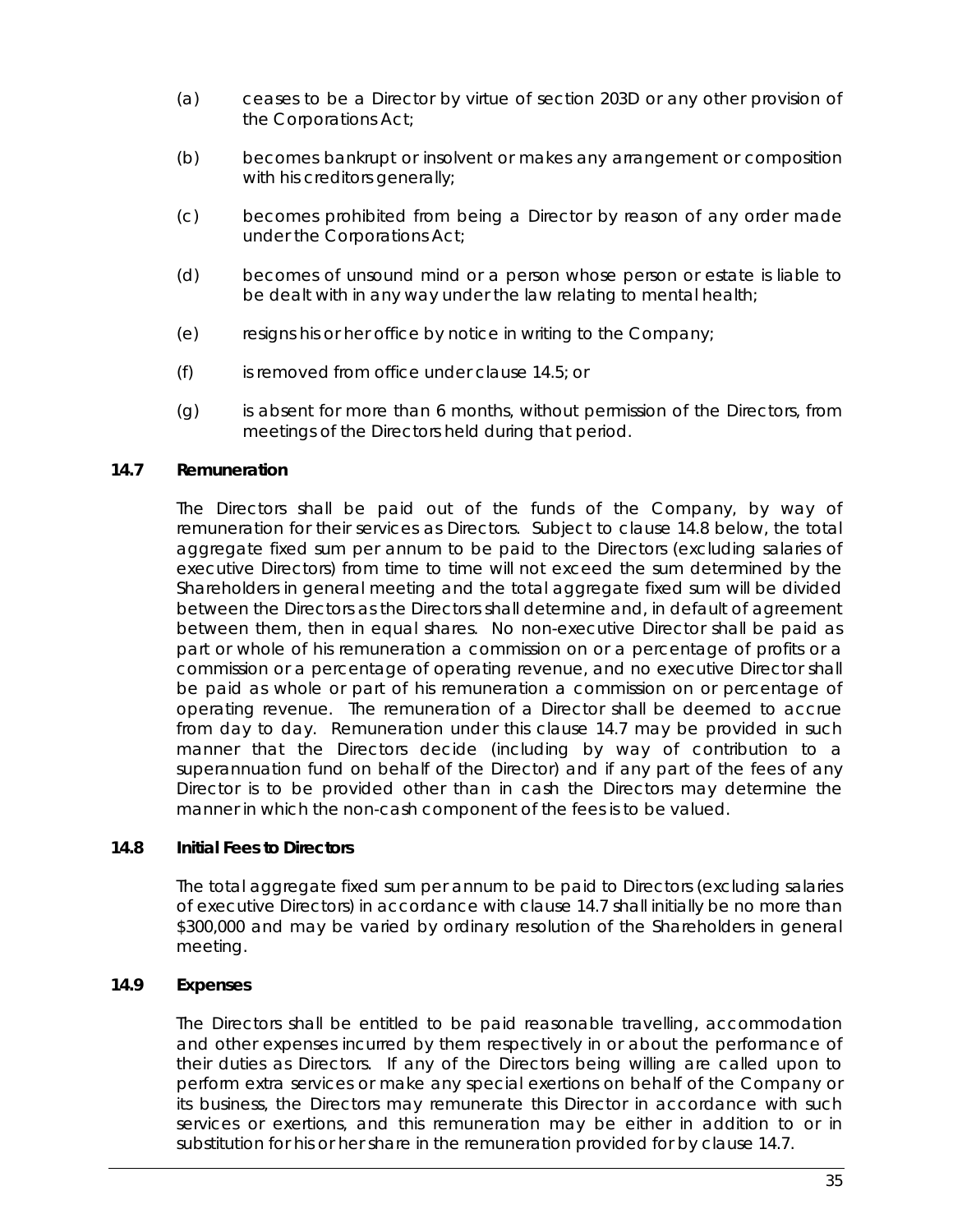(a) ceases to be a Director by virtue of section 203D or any other provision of the Corporations Act;

(b) becomes bankrupt or insolvent or makes any arrangement or composition with his creditors generally;

(c) becomes prohibited from being a Director by reason of any order made under the Corporations Act;

(d) becomes of unsound mind or a person whose person or estate is liable to be dealt with in any way under the law relating to mental health;

(e) resigns his or her office by notice in writing to the Company;

(f) is removed from office under clause 14.5; or

(g) is absent for more than 6 months, without permission of the Directors, from meetings of the Directors held during that period.

### 14.7 Remuneration

The Directors shall be paid out of the funds of the Company, by way of remuneration for their services as Directors. Subject to clause 14.8 below, the total aggregate fixed sum per annum to be paid to the Directors (excluding salaries of executive Directors) from time to time will not exceed the sum determined by the Shareholders in general meeting and the total aggregate fixed sum will be divided between the Directors as the Directors shall determine and, in default of agreement between them, then in equal shares. No non-executive Director shall be paid as part or whole of his remuneration a commission on or a percentage of profits or a commission or a percentage of operating revenue, and no executive Director shall be paid as whole or part of his remuneration a commission on or percentage of operating revenue. The remuneration of a Director shall be deemed to accrue from day to day. Remuneration under this clause 14.7 may be provided in such manner that the Directors decide (including by way of contribution to a superannuation fund on behalf of the Director) and if any part of the fees of any Director is to be provided other than in cash the Directors may determine the manner in which the non-cash component of the fees is to be valued.

### 14.8 Initial Fees to Directors

The total aggregate fixed sum per annum to be paid to Directors (excluding salaries of executive Directors) in accordance with clause 14.7 shall initially be no more than $300,000 and may be varied by ordinary resolution of the Shareholders in general meeting.

### 14.9 Expenses

The Directors shall be entitled to be paid reasonable travelling, accommodation and other expenses incurred by them respectively in or about the performance of their duties as Directors. If any of the Directors being willing are called upon to perform extra services or make any special exertions on behalf of the Company or its business, the Directors may remunerate this Director in accordance with such services or exertions, and this remuneration may be either in addition to or in substitution for his or her share in the remuneration provided for by clause 14.7.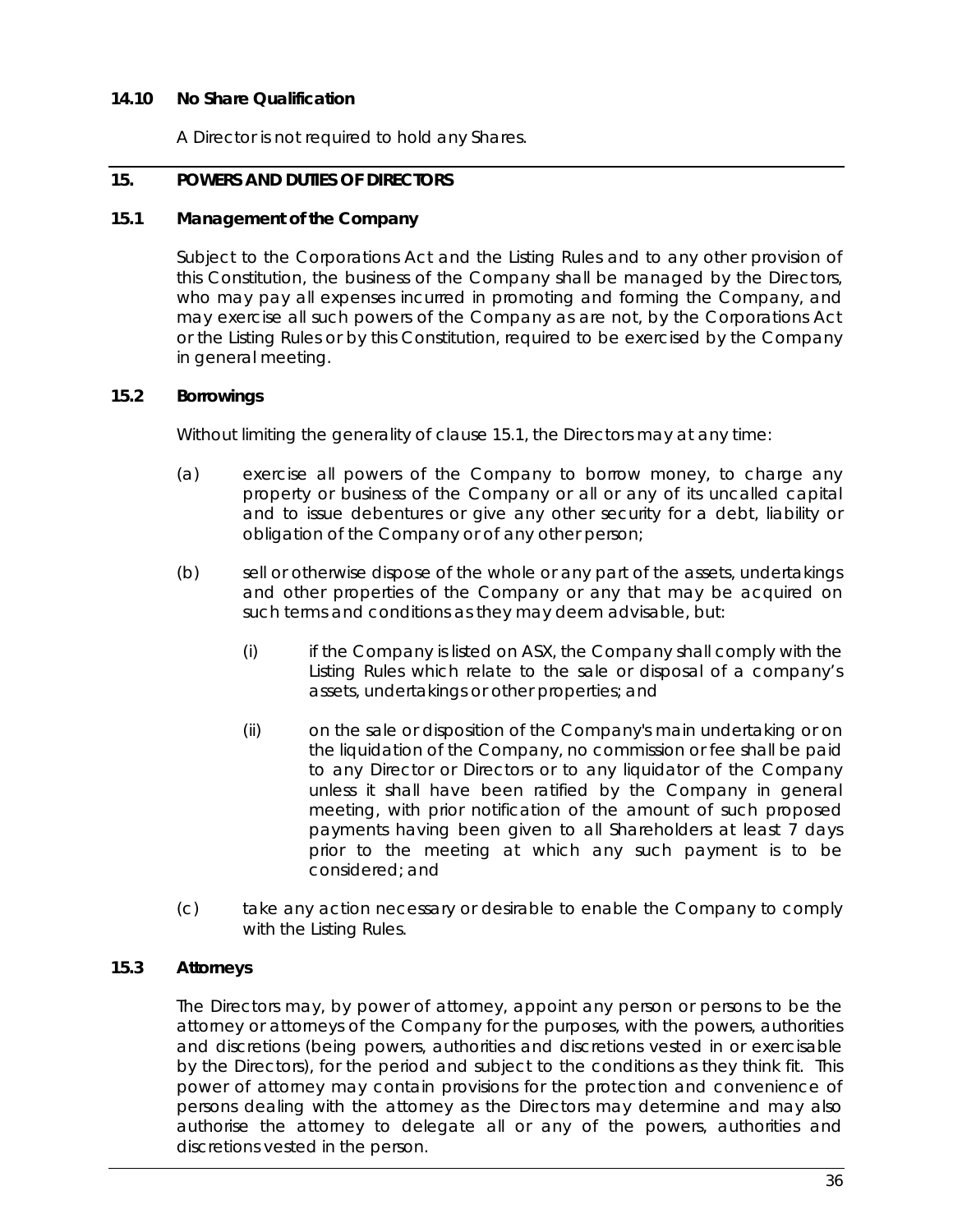### 14.10 No Share Qualification

A Director is not required to hold any Shares.

## 15. POWERS AND DUTIES OF DIRECTORS

### 15.1 Management of the Company

Subject to the Corporations Act and the Listing Rules and to any other provision of this Constitution, the business of the Company shall be managed by the Directors, who may pay all expenses incurred in promoting and forming the Company, and may exercise all such powers of the Company as are not, by the Corporations Act or the Listing Rules or by this Constitution, required to be exercised by the Company in general meeting.

### 15.2 Borrowings

Without limiting the generality of clause 15.1, the Directors may at any time:

(a) exercise all powers of the Company to borrow money, to charge any property or business of the Company or all or any of its uncalled capital and to issue debentures or give any other security for a debt, liability or obligation of the Company or of any other person;

(b) sell or otherwise dispose of the whole or any part of the assets, undertakings and other properties of the Company or any that may be acquired on such terms and conditions as they may deem advisable, but:

 (i) if the Company is listed on ASX, the Company shall comply with the Listing Rules which relate to the sale or disposal of a company's assets, undertakings or other properties; and

 (ii) on the sale or disposition of the Company's main undertaking or on the liquidation of the Company, no commission or fee shall be paid to any Director or Directors or to any liquidator of the Company unless it shall have been ratified by the Company in general meeting, with prior notification of the amount of such proposed payments having been given to all Shareholders at least 7 days prior to the meeting at which any such payment is to be considered; and

(c) take any action necessary or desirable to enable the Company to comply with the Listing Rules.

### 15.3 Attorneys

The Directors may, by power of attorney, appoint any person or persons to be the attorney or attorneys of the Company for the purposes, with the powers, authorities and discretions (being powers, authorities and discretions vested in or exercisable by the Directors), for the period and subject to the conditions as they think fit. This power of attorney may contain provisions for the protection and convenience of persons dealing with the attorney as the Directors may determine and may also authorise the attorney to delegate all or any of the powers, authorities and discretions vested in the person.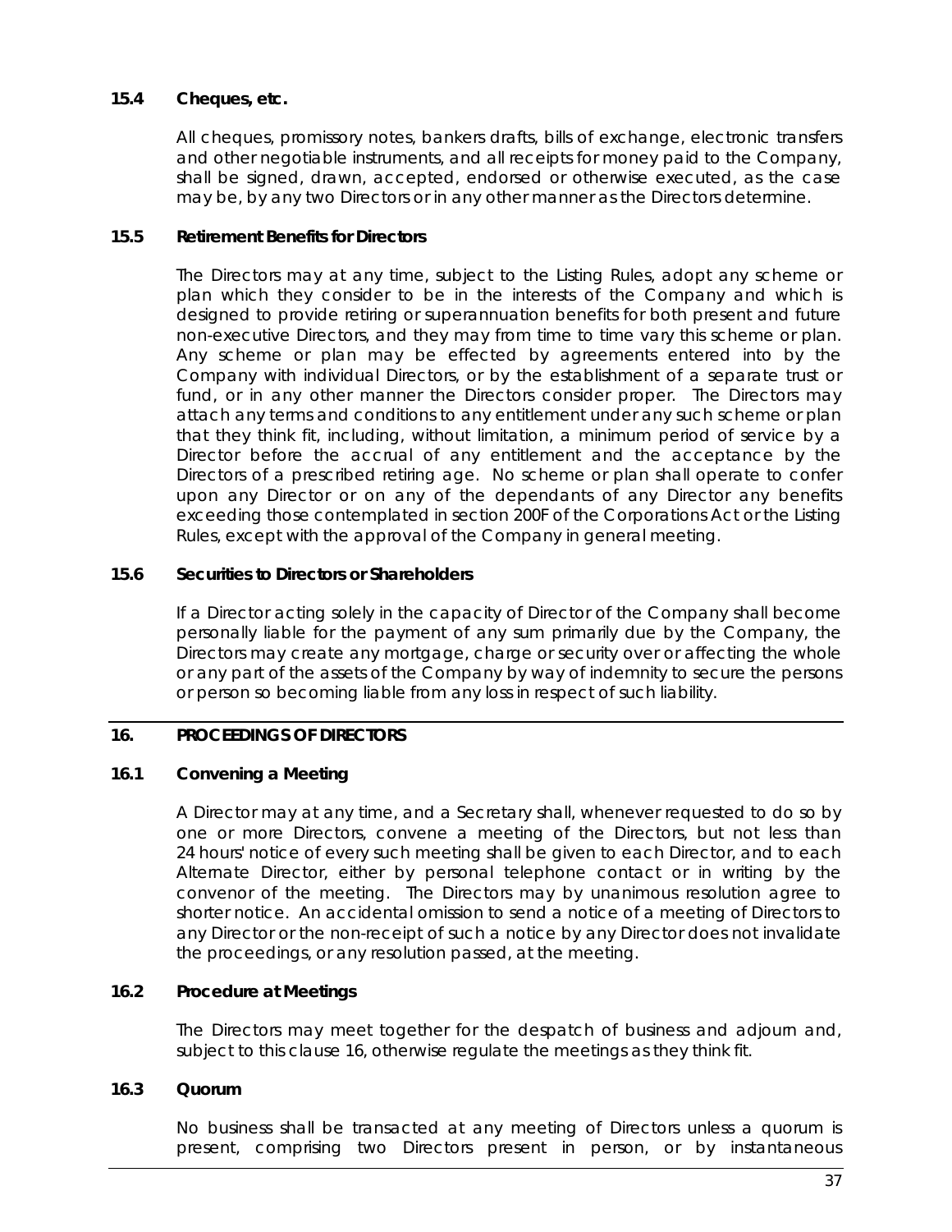### 15.4 Cheques, etc.

All cheques, promissory notes, bankers drafts, bills of exchange, electronic transfers and other negotiable instruments, and all receipts for money paid to the Company, shall be signed, drawn, accepted, endorsed or otherwise executed, as the case may be, by any two Directors or in any other manner as the Directors determine.

### 15.5 Retirement Benefits for Directors

The Directors may at any time, subject to the Listing Rules, adopt any scheme or plan which they consider to be in the interests of the Company and which is designed to provide retiring or superannuation benefits for both present and future non-executive Directors, and they may from time to time vary this scheme or plan. Any scheme or plan may be effected by agreements entered into by the Company with individual Directors, or by the establishment of a separate trust or fund, or in any other manner the Directors consider proper. The Directors may attach any terms and conditions to any entitlement under any such scheme or plan that they think fit, including, without limitation, a minimum period of service by a Director before the accrual of any entitlement and the acceptance by the Directors of a prescribed retiring age. No scheme or plan shall operate to confer upon any Director or on any of the dependants of any Director any benefits exceeding those contemplated in section 200F of the Corporations Act or the Listing Rules, except with the approval of the Company in general meeting.

### 15.6 Securities to Directors or Shareholders

If a Director acting solely in the capacity of Director of the Company shall become personally liable for the payment of any sum primarily due by the Company, the Directors may create any mortgage, charge or security over or affecting the whole or any part of the assets of the Company by way of indemnity to secure the persons or person so becoming liable from any loss in respect of such liability.

## 16. PROCEEDINGS OF DIRECTORS

### 16.1 Convening a Meeting

A Director may at any time, and a Secretary shall, whenever requested to do so by one or more Directors, convene a meeting of the Directors, but not less than 24 hours' notice of every such meeting shall be given to each Director, and to each Alternate Director, either by personal telephone contact or in writing by the convenor of the meeting. The Directors may by unanimous resolution agree to shorter notice. An accidental omission to send a notice of a meeting of Directors to any Director or the non-receipt of such a notice by any Director does not invalidate the proceedings, or any resolution passed, at the meeting.

### 16.2 Procedure at Meetings

The Directors may meet together for the despatch of business and adjourn and, subject to this clause 16, otherwise regulate the meetings as they think fit.

### 16.3 Quorum

No business shall be transacted at any meeting of Directors unless a quorum is present, comprising two Directors present in person, or by instantaneous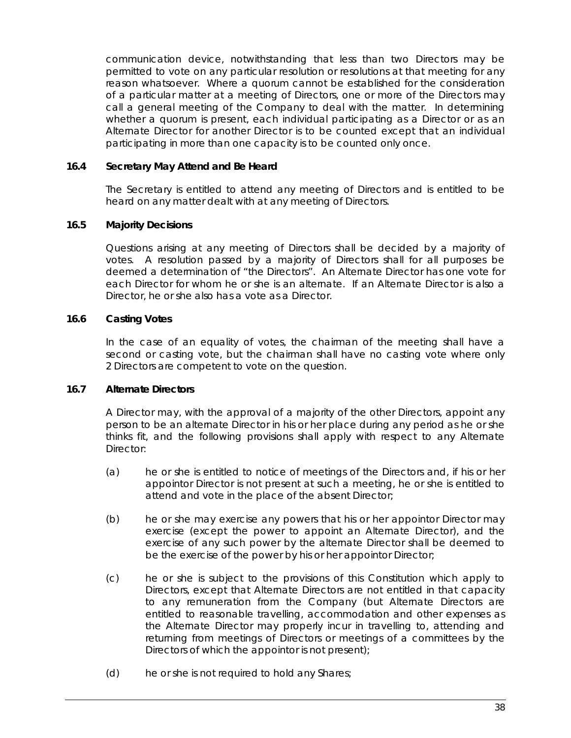communication device, notwithstanding that less than two Directors may be permitted to vote on any particular resolution or resolutions at that meeting for any reason whatsoever. Where a quorum cannot be established for the consideration of a particular matter at a meeting of Directors, one or more of the Directors may call a general meeting of the Company to deal with the matter. In determining whether a quorum is present, each individual participating as a Director or as an Alternate Director for another Director is to be counted except that an individual participating in more than one capacity is to be counted only once.

**16.4 Secretary May Attend and Be Heard**

The Secretary is entitled to attend any meeting of Directors and is entitled to be heard on any matter dealt with at any meeting of Directors.

**16.5 Majority Decisions**

Questions arising at any meeting of Directors shall be decided by a majority of votes. A resolution passed by a majority of Directors shall for all purposes be deemed a determination of "the Directors". An Alternate Director has one vote for each Director for whom he or she is an alternate. If an Alternate Director is also a Director, he or she also has a vote as a Director.

**16.6 Casting Votes**

In the case of an equality of votes, the chairman of the meeting shall have a second or casting vote, but the chairman shall have no casting vote where only 2 Directors are competent to vote on the question.

**16.7 Alternate Directors**

A Director may, with the approval of a majority of the other Directors, appoint any person to be an alternate Director in his or her place during any period as he or she thinks fit, and the following provisions shall apply with respect to any Alternate Director:

(a) he or she is entitled to notice of meetings of the Directors and, if his or her appointor Director is not present at such a meeting, he or she is entitled to attend and vote in the place of the absent Director;

(b) he or she may exercise any powers that his or her appointor Director may exercise (except the power to appoint an Alternate Director), and the exercise of any such power by the alternate Director shall be deemed to be the exercise of the power by his or her appointor Director;

(c) he or she is subject to the provisions of this Constitution which apply to Directors, except that Alternate Directors are not entitled in that capacity to any remuneration from the Company (but Alternate Directors are entitled to reasonable travelling, accommodation and other expenses as the Alternate Director may properly incur in travelling to, attending and returning from meetings of Directors or meetings of a committees by the Directors of which the appointor is not present);

(d) he or she is not required to hold any Shares;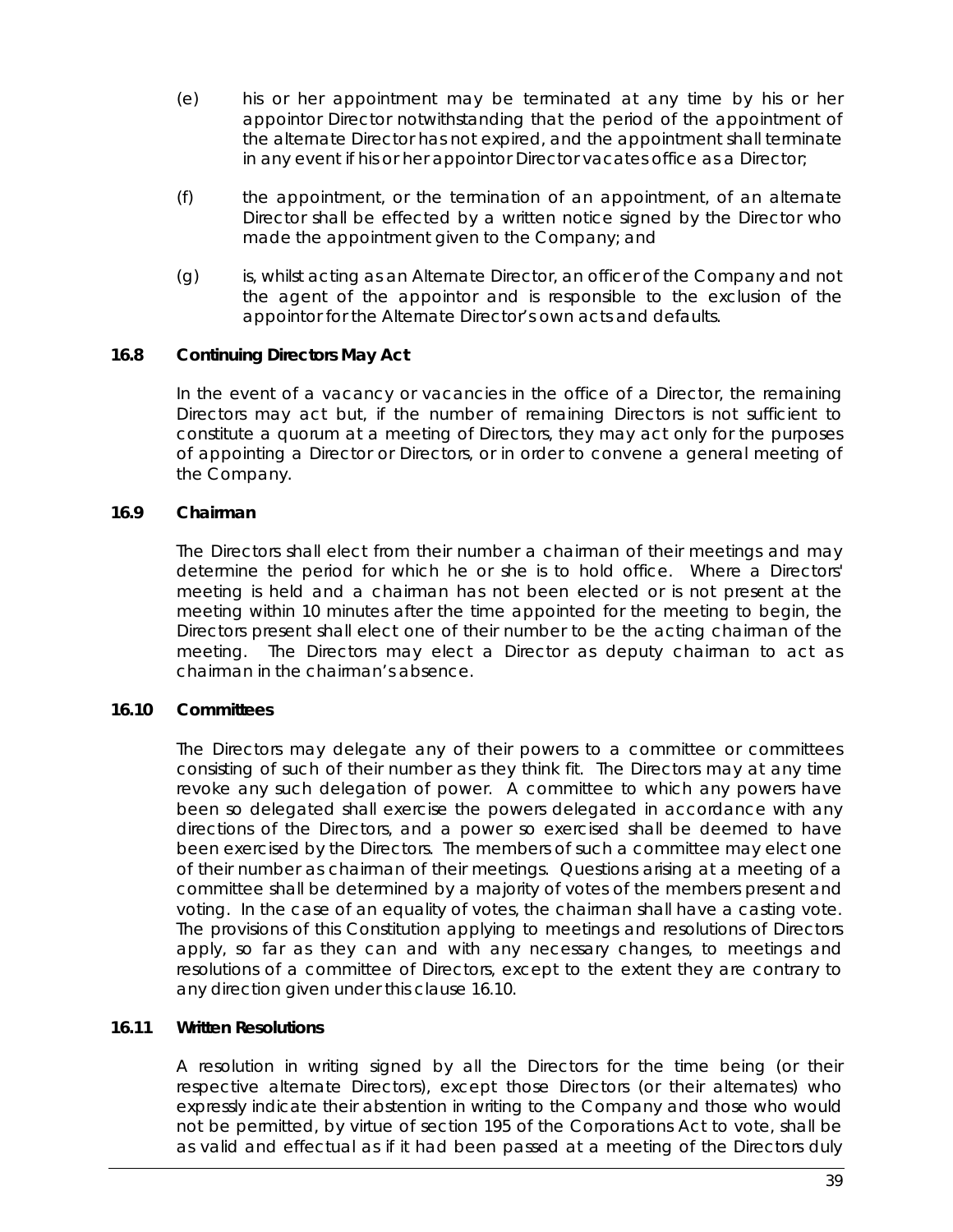(e) his or her appointment may be terminated at any time by his or her appointor Director notwithstanding that the period of the appointment of the alternate Director has not expired, and the appointment shall terminate in any event if his or her appointor Director vacates office as a Director;

(f) the appointment, or the termination of an appointment, of an alternate Director shall be effected by a written notice signed by the Director who made the appointment given to the Company; and

(g) is, whilst acting as an Alternate Director, an officer of the Company and not the agent of the appointor and is responsible to the exclusion of the appointor for the Alternate Director's own acts and defaults.

### 16.8 Continuing Directors May Act

In the event of a vacancy or vacancies in the office of a Director, the remaining Directors may act but, if the number of remaining Directors is not sufficient to constitute a quorum at a meeting of Directors, they may act only for the purposes of appointing a Director or Directors, or in order to convene a general meeting of the Company.

### 16.9 Chairman

The Directors shall elect from their number a chairman of their meetings and may determine the period for which he or she is to hold office. Where a Directors' meeting is held and a chairman has not been elected or is not present at the meeting within 10 minutes after the time appointed for the meeting to begin, the Directors present shall elect one of their number to be the acting chairman of the meeting. The Directors may elect a Director as deputy chairman to act as chairman in the chairman's absence.

### 16.10 Committees

The Directors may delegate any of their powers to a committee or committees consisting of such of their number as they think fit. The Directors may at any time revoke any such delegation of power. A committee to which any powers have been so delegated shall exercise the powers delegated in accordance with any directions of the Directors, and a power so exercised shall be deemed to have been exercised by the Directors. The members of such a committee may elect one of their number as chairman of their meetings. Questions arising at a meeting of a committee shall be determined by a majority of votes of the members present and voting. In the case of an equality of votes, the chairman shall have a casting vote. The provisions of this Constitution applying to meetings and resolutions of Directors apply, so far as they can and with any necessary changes, to meetings and resolutions of a committee of Directors, except to the extent they are contrary to any direction given under this clause 16.10.

### 16.11 Written Resolutions

A resolution in writing signed by all the Directors for the time being (or their respective alternate Directors), except those Directors (or their alternates) who expressly indicate their abstention in writing to the Company and those who would not be permitted, by virtue of section 195 of the Corporations Act to vote, shall be as valid and effectual as if it had been passed at a meeting of the Directors duly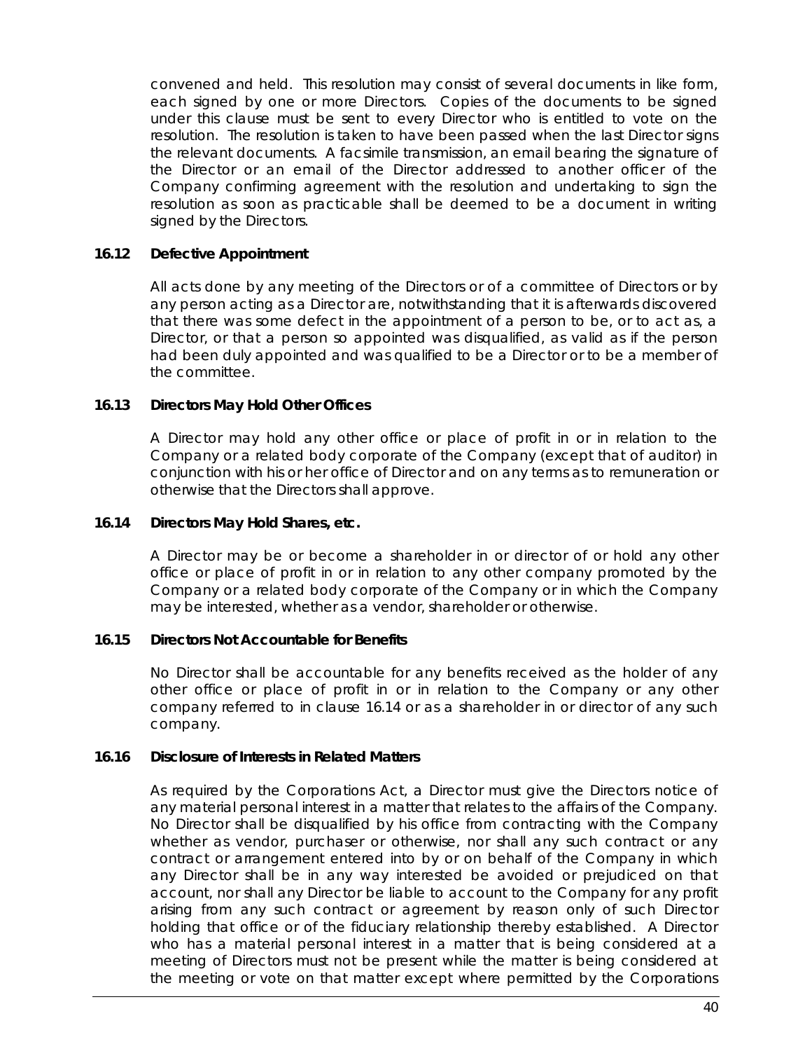convened and held. This resolution may consist of several documents in like form, each signed by one or more Directors. Copies of the documents to be signed under this clause must be sent to every Director who is entitled to vote on the resolution. The resolution is taken to have been passed when the last Director signs the relevant documents. A facsimile transmission, an email bearing the signature of the Director or an email of the Director addressed to another officer of the Company confirming agreement with the resolution and undertaking to sign the resolution as soon as practicable shall be deemed to be a document in writing signed by the Directors.

**16.12 Defective Appointment**

All acts done by any meeting of the Directors or of a committee of Directors or by any person acting as a Director are, notwithstanding that it is afterwards discovered that there was some defect in the appointment of a person to be, or to act as, a Director, or that a person so appointed was disqualified, as valid as if the person had been duly appointed and was qualified to be a Director or to be a member of the committee.

**16.13 Directors May Hold Other Offices**

A Director may hold any other office or place of profit in or in relation to the Company or a related body corporate of the Company (except that of auditor) in conjunction with his or her office of Director and on any terms as to remuneration or otherwise that the Directors shall approve.

**16.14 Directors May Hold Shares, etc.**

A Director may be or become a shareholder in or director of or hold any other office or place of profit in or in relation to any other company promoted by the Company or a related body corporate of the Company or in which the Company may be interested, whether as a vendor, shareholder or otherwise.

**16.15 Directors Not Accountable for Benefits**

No Director shall be accountable for any benefits received as the holder of any other office or place of profit in or in relation to the Company or any other company referred to in clause 16.14 or as a shareholder in or director of any such company.

**16.16 Disclosure of Interests in Related Matters**

As required by the Corporations Act, a Director must give the Directors notice of any material personal interest in a matter that relates to the affairs of the Company. No Director shall be disqualified by his office from contracting with the Company whether as vendor, purchaser or otherwise, nor shall any such contract or any contract or arrangement entered into by or on behalf of the Company in which any Director shall be in any way interested be avoided or prejudiced on that account, nor shall any Director be liable to account to the Company for any profit arising from any such contract or agreement by reason only of such Director holding that office or of the fiduciary relationship thereby established. A Director who has a material personal interest in a matter that is being considered at a meeting of Directors must not be present while the matter is being considered at the meeting or vote on that matter except where permitted by the Corporations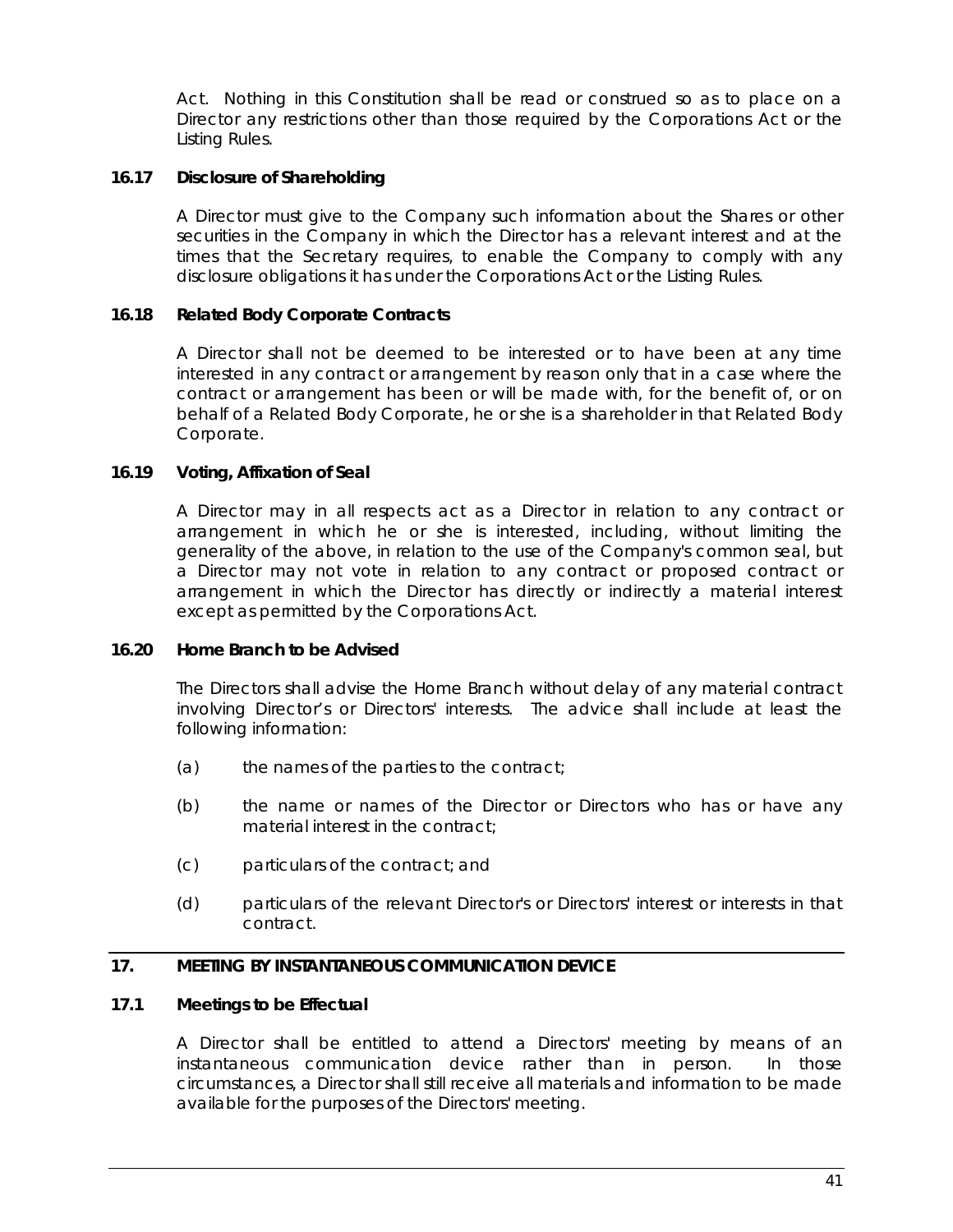Act. Nothing in this Constitution shall be read or construed so as to place on a Director any restrictions other than those required by the Corporations Act or the Listing Rules.

### 16.17 Disclosure of Shareholding

A Director must give to the Company such information about the Shares or other securities in the Company in which the Director has a relevant interest and at the times that the Secretary requires, to enable the Company to comply with any disclosure obligations it has under the Corporations Act or the Listing Rules.

### 16.18 Related Body Corporate Contracts

A Director shall not be deemed to be interested or to have been at any time interested in any contract or arrangement by reason only that in a case where the contract or arrangement has been or will be made with, for the benefit of, or on behalf of a Related Body Corporate, he or she is a shareholder in that Related Body Corporate.

### 16.19 Voting, Affixation of Seal

A Director may in all respects act as a Director in relation to any contract or arrangement in which he or she is interested, including, without limiting the generality of the above, in relation to the use of the Company's common seal, but a Director may not vote in relation to any contract or proposed contract or arrangement in which the Director has directly or indirectly a material interest except as permitted by the Corporations Act.

### 16.20 Home Branch to be Advised

The Directors shall advise the Home Branch without delay of any material contract involving Director's or Directors' interests. The advice shall include at least the following information:

(a) the names of the parties to the contract;

(b) the name or names of the Director or Directors who has or have any material interest in the contract;

(c) particulars of the contract; and

(d) particulars of the relevant Director's or Directors' interest or interests in that contract.

## 17. MEETING BY INSTANTANEOUS COMMUNICATION DEVICE

### 17.1 Meetings to be Effectual

A Director shall be entitled to attend a Directors' meeting by means of an instantaneous communication device rather than in person. In those circumstances, a Director shall still receive all materials and information to be made available for the purposes of the Directors' meeting.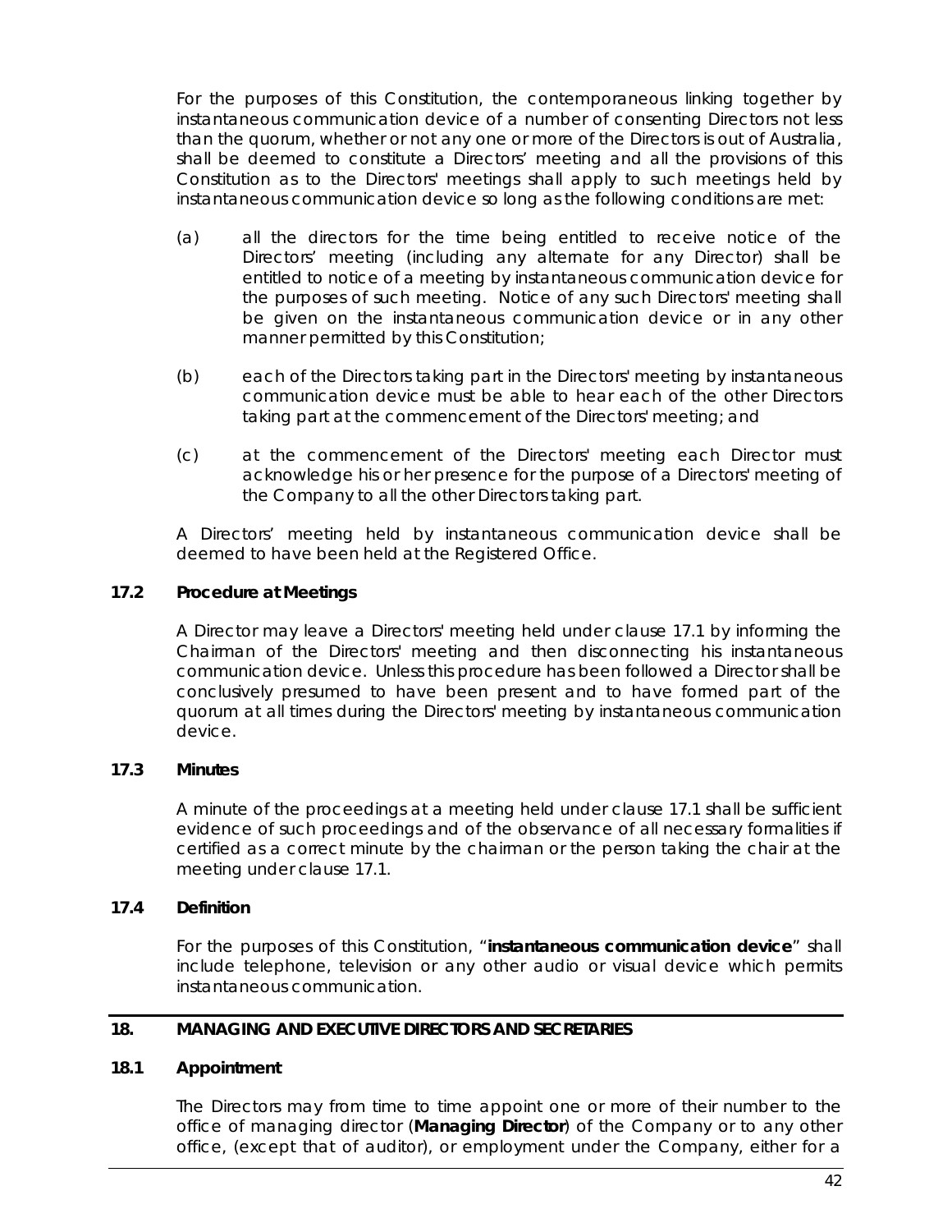For the purposes of this Constitution, the contemporaneous linking together by instantaneous communication device of a number of consenting Directors not less than the quorum, whether or not any one or more of the Directors is out of Australia, shall be deemed to constitute a Directors' meeting and all the provisions of this Constitution as to the Directors' meetings shall apply to such meetings held by instantaneous communication device so long as the following conditions are met:

(a) all the directors for the time being entitled to receive notice of the Directors' meeting (including any alternate for any Director) shall be entitled to notice of a meeting by instantaneous communication device for the purposes of such meeting. Notice of any such Directors' meeting shall be given on the instantaneous communication device or in any other manner permitted by this Constitution;

(b) each of the Directors taking part in the Directors' meeting by instantaneous communication device must be able to hear each of the other Directors taking part at the commencement of the Directors' meeting; and

(c) at the commencement of the Directors' meeting each Director must acknowledge his or her presence for the purpose of a Directors' meeting of the Company to all the other Directors taking part.

A Directors' meeting held by instantaneous communication device shall be deemed to have been held at the Registered Office.

### 17.2 Procedure at Meetings

A Director may leave a Directors' meeting held under clause 17.1 by informing the Chairman of the Directors' meeting and then disconnecting his instantaneous communication device. Unless this procedure has been followed a Director shall be conclusively presumed to have been present and to have formed part of the quorum at all times during the Directors' meeting by instantaneous communication device.

### 17.3 Minutes

A minute of the proceedings at a meeting held under clause 17.1 shall be sufficient evidence of such proceedings and of the observance of all necessary formalities if certified as a correct minute by the chairman or the person taking the chair at the meeting under clause 17.1.

### 17.4 Definition

For the purposes of this Constitution, "**instantaneous communication device**" shall include telephone, television or any other audio or visual device which permits instantaneous communication.

## 18. MANAGING AND EXECUTIVE DIRECTORS AND SECRETARIES

### 18.1 Appointment

The Directors may from time to time appoint one or more of their number to the office of managing director (**Managing Director**) of the Company or to any other office, (except that of auditor), or employment under the Company, either for a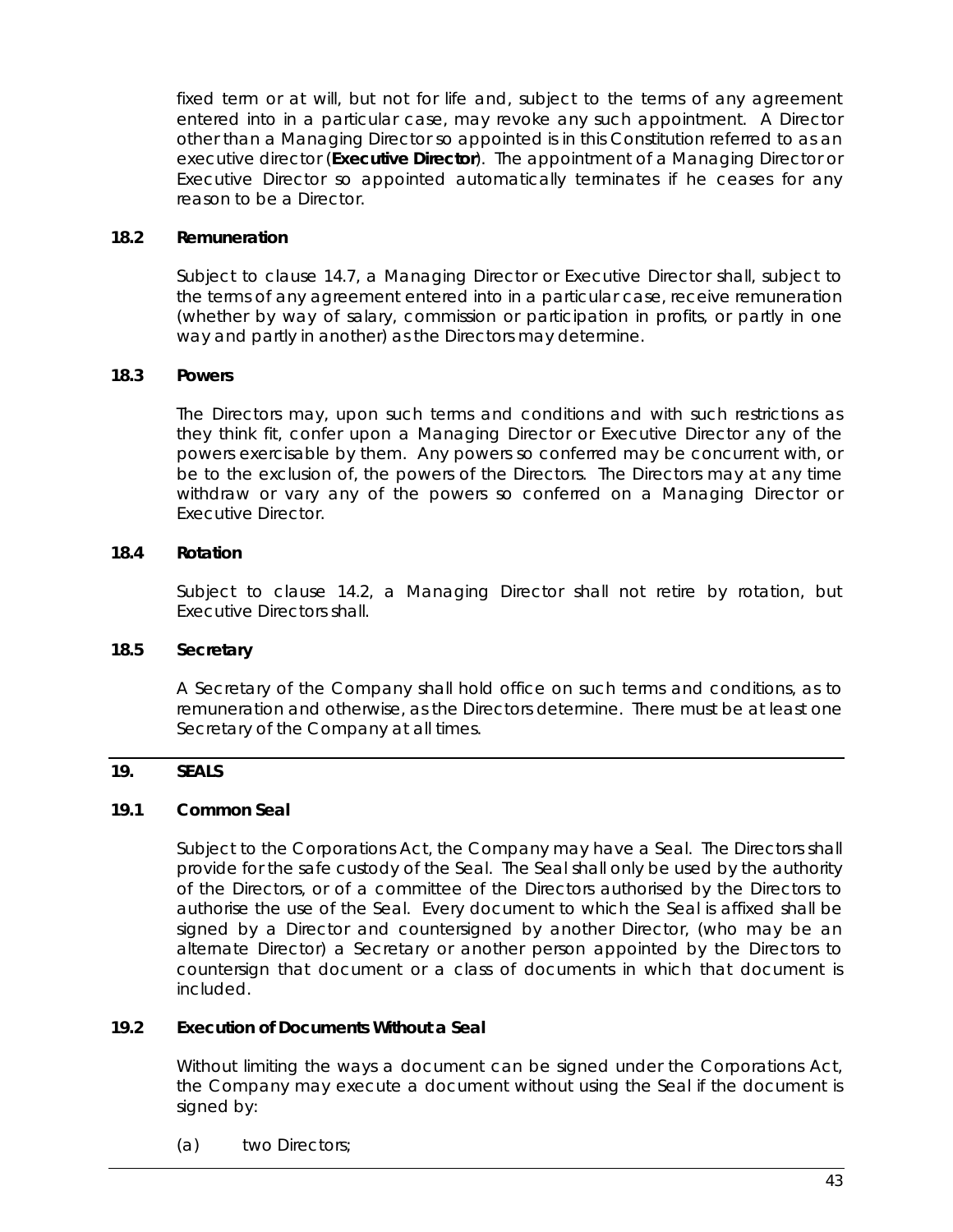fixed term or at will, but not for life and, subject to the terms of any agreement entered into in a particular case, may revoke any such appointment. A Director other than a Managing Director so appointed is in this Constitution referred to as an executive director (**Executive Director**). The appointment of a Managing Director or Executive Director so appointed automatically terminates if he ceases for any reason to be a Director.

### 18.2 Remuneration

Subject to clause 14.7, a Managing Director or Executive Director shall, subject to the terms of any agreement entered into in a particular case, receive remuneration (whether by way of salary, commission or participation in profits, or partly in one way and partly in another) as the Directors may determine.

### 18.3 Powers

The Directors may, upon such terms and conditions and with such restrictions as they think fit, confer upon a Managing Director or Executive Director any of the powers exercisable by them. Any powers so conferred may be concurrent with, or be to the exclusion of, the powers of the Directors. The Directors may at any time withdraw or vary any of the powers so conferred on a Managing Director or Executive Director.

### 18.4 Rotation

Subject to clause 14.2, a Managing Director shall not retire by rotation, but Executive Directors shall.

### 18.5 Secretary

A Secretary of the Company shall hold office on such terms and conditions, as to remuneration and otherwise, as the Directors determine. There must be at least one Secretary of the Company at all times.

## 19. SEALS

### 19.1 Common Seal

Subject to the Corporations Act, the Company may have a Seal. The Directors shall provide for the safe custody of the Seal. The Seal shall only be used by the authority of the Directors, or of a committee of the Directors authorised by the Directors to authorise the use of the Seal. Every document to which the Seal is affixed shall be signed by a Director and countersigned by another Director, (who may be an alternate Director) a Secretary or another person appointed by the Directors to countersign that document or a class of documents in which that document is included.

### 19.2 Execution of Documents Without a Seal

Without limiting the ways a document can be signed under the Corporations Act, the Company may execute a document without using the Seal if the document is signed by:

(a) two Directors;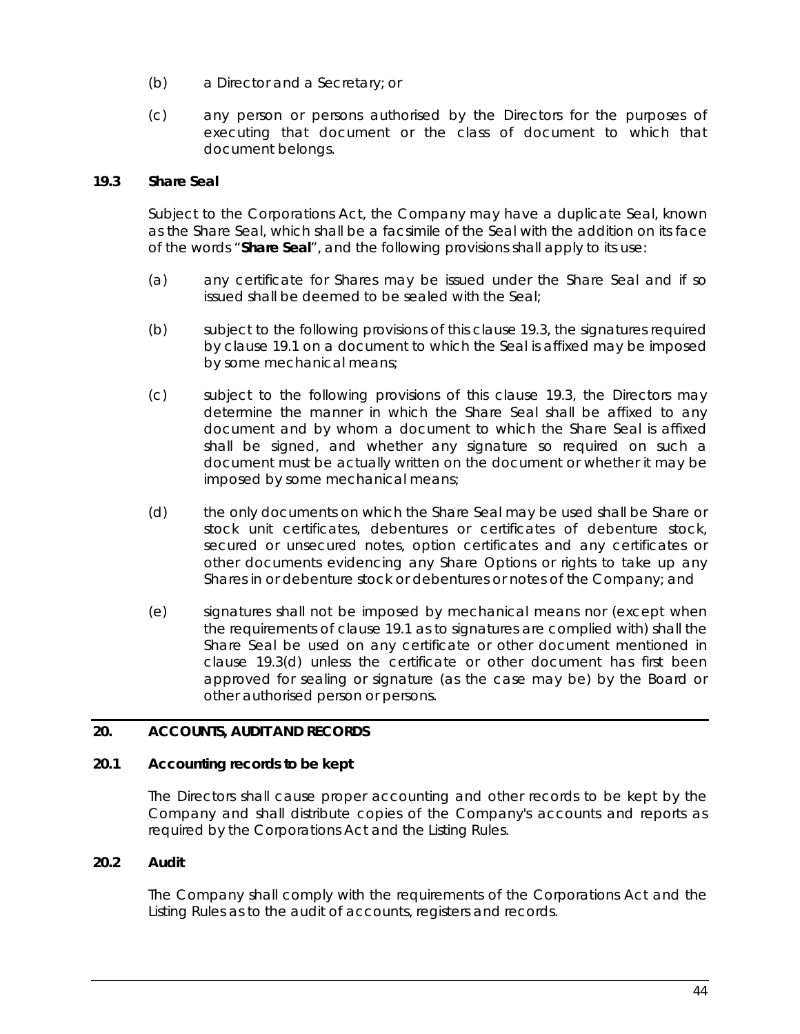(b) a Director and a Secretary; or

(c) any person or persons authorised by the Directors for the purposes of executing that document or the class of document to which that document belongs.

### 19.3 Share Seal

Subject to the Corporations Act, the Company may have a duplicate Seal, known as the Share Seal, which shall be a facsimile of the Seal with the addition on its face of the words "**Share Seal**", and the following provisions shall apply to its use:

(a) any certificate for Shares may be issued under the Share Seal and if so issued shall be deemed to be sealed with the Seal;

(b) subject to the following provisions of this clause 19.3, the signatures required by clause 19.1 on a document to which the Seal is affixed may be imposed by some mechanical means;

(c) subject to the following provisions of this clause 19.3, the Directors may determine the manner in which the Share Seal shall be affixed to any document and by whom a document to which the Share Seal is affixed shall be signed, and whether any signature so required on such a document must be actually written on the document or whether it may be imposed by some mechanical means;

(d) the only documents on which the Share Seal may be used shall be Share or stock unit certificates, debentures or certificates of debenture stock, secured or unsecured notes, option certificates and any certificates or other documents evidencing any Share Options or rights to take up any Shares in or debenture stock or debentures or notes of the Company; and

(e) signatures shall not be imposed by mechanical means nor (except when the requirements of clause 19.1 as to signatures are complied with) shall the Share Seal be used on any certificate or other document mentioned in clause 19.3(d) unless the certificate or other document has first been approved for sealing or signature (as the case may be) by the Board or other authorised person or persons.

## 20. ACCOUNTS, AUDIT AND RECORDS

### 20.1 Accounting records to be kept

The Directors shall cause proper accounting and other records to be kept by the Company and shall distribute copies of the Company's accounts and reports as required by the Corporations Act and the Listing Rules.

### 20.2 Audit

The Company shall comply with the requirements of the Corporations Act and the Listing Rules as to the audit of accounts, registers and records.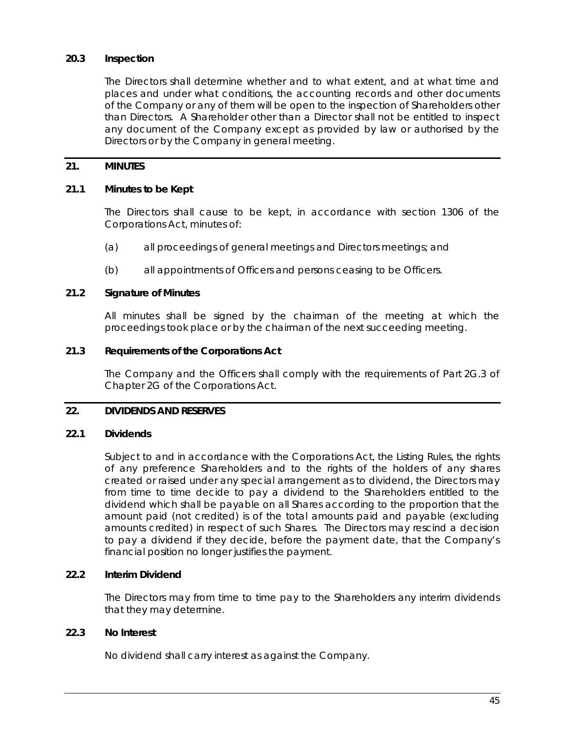### 20.3 Inspection

The Directors shall determine whether and to what extent, and at what time and places and under what conditions, the accounting records and other documents of the Company or any of them will be open to the inspection of Shareholders other than Directors. A Shareholder other than a Director shall not be entitled to inspect any document of the Company except as provided by law or authorised by the Directors or by the Company in general meeting.

## 21. MINUTES

### 21.1 Minutes to be Kept

The Directors shall cause to be kept, in accordance with section 1306 of the Corporations Act, minutes of:

(a) all proceedings of general meetings and Directors meetings; and

(b) all appointments of Officers and persons ceasing to be Officers.

### 21.2 Signature of Minutes

All minutes shall be signed by the chairman of the meeting at which the proceedings took place or by the chairman of the next succeeding meeting.

### 21.3 Requirements of the Corporations Act

The Company and the Officers shall comply with the requirements of Part 2G.3 of Chapter 2G of the Corporations Act.

## 22. DIVIDENDS AND RESERVES

### 22.1 Dividends

Subject to and in accordance with the Corporations Act, the Listing Rules, the rights of any preference Shareholders and to the rights of the holders of any shares created or raised under any special arrangement as to dividend, the Directors may from time to time decide to pay a dividend to the Shareholders entitled to the dividend which shall be payable on all Shares according to the proportion that the amount paid (not credited) is of the total amounts paid and payable (excluding amounts credited) in respect of such Shares. The Directors may rescind a decision to pay a dividend if they decide, before the payment date, that the Company's financial position no longer justifies the payment.

### 22.2 Interim Dividend

The Directors may from time to time pay to the Shareholders any interim dividends that they may determine.

### 22.3 No Interest

No dividend shall carry interest as against the Company.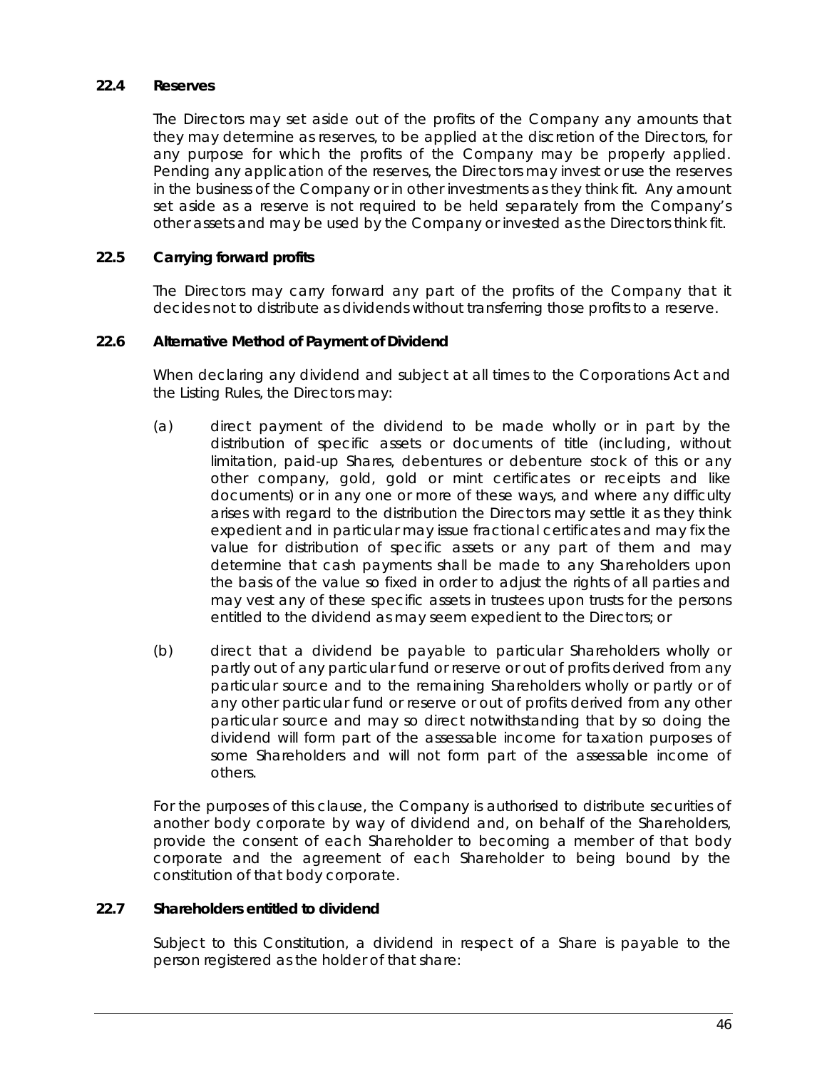### 22.4 Reserves

The Directors may set aside out of the profits of the Company any amounts that they may determine as reserves, to be applied at the discretion of the Directors, for any purpose for which the profits of the Company may be properly applied. Pending any application of the reserves, the Directors may invest or use the reserves in the business of the Company or in other investments as they think fit. Any amount set aside as a reserve is not required to be held separately from the Company's other assets and may be used by the Company or invested as the Directors think fit.

### 22.5 Carrying forward profits

The Directors may carry forward any part of the profits of the Company that it decides not to distribute as dividends without transferring those profits to a reserve.

### 22.6 Alternative Method of Payment of Dividend

When declaring any dividend and subject at all times to the Corporations Act and the Listing Rules, the Directors may:

(a) direct payment of the dividend to be made wholly or in part by the distribution of specific assets or documents of title (including, without limitation, paid-up Shares, debentures or debenture stock of this or any other company, gold, gold or mint certificates or receipts and like documents) or in any one or more of these ways, and where any difficulty arises with regard to the distribution the Directors may settle it as they think expedient and in particular may issue fractional certificates and may fix the value for distribution of specific assets or any part of them and may determine that cash payments shall be made to any Shareholders upon the basis of the value so fixed in order to adjust the rights of all parties and may vest any of these specific assets in trustees upon trusts for the persons entitled to the dividend as may seem expedient to the Directors; or

(b) direct that a dividend be payable to particular Shareholders wholly or partly out of any particular fund or reserve or out of profits derived from any particular source and to the remaining Shareholders wholly or partly or of any other particular fund or reserve or out of profits derived from any other particular source and may so direct notwithstanding that by so doing the dividend will form part of the assessable income for taxation purposes of some Shareholders and will not form part of the assessable income of others.

For the purposes of this clause, the Company is authorised to distribute securities of another body corporate by way of dividend and, on behalf of the Shareholders, provide the consent of each Shareholder to becoming a member of that body corporate and the agreement of each Shareholder to being bound by the constitution of that body corporate.

### 22.7 Shareholders entitled to dividend

Subject to this Constitution, a dividend in respect of a Share is payable to the person registered as the holder of that share: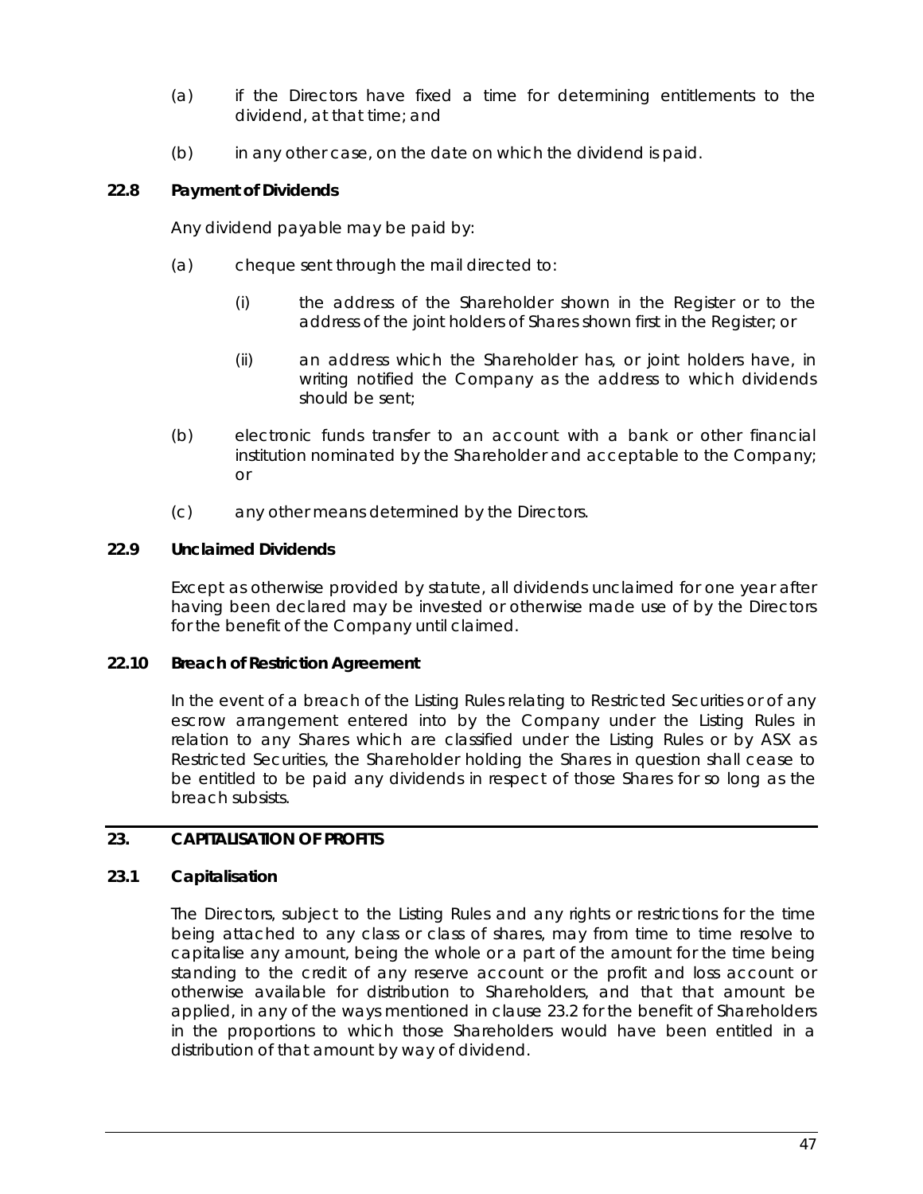(a) if the Directors have fixed a time for determining entitlements to the dividend, at that time; and

(b) in any other case, on the date on which the dividend is paid.

### 22.8 Payment of Dividends

Any dividend payable may be paid by:

(a) cheque sent through the mail directed to:

  (i) the address of the Shareholder shown in the Register or to the address of the joint holders of Shares shown first in the Register; or

  (ii) an address which the Shareholder has, or joint holders have, in writing notified the Company as the address to which dividends should be sent;

(b) electronic funds transfer to an account with a bank or other financial institution nominated by the Shareholder and acceptable to the Company; or

(c) any other means determined by the Directors.

### 22.9 Unclaimed Dividends

Except as otherwise provided by statute, all dividends unclaimed for one year after having been declared may be invested or otherwise made use of by the Directors for the benefit of the Company until claimed.

### 22.10 Breach of Restriction Agreement

In the event of a breach of the Listing Rules relating to Restricted Securities or of any escrow arrangement entered into by the Company under the Listing Rules in relation to any Shares which are classified under the Listing Rules or by ASX as Restricted Securities, the Shareholder holding the Shares in question shall cease to be entitled to be paid any dividends in respect of those Shares for so long as the breach subsists.

## 23. CAPITALISATION OF PROFITS

### 23.1 Capitalisation

The Directors, subject to the Listing Rules and any rights or restrictions for the time being attached to any class or class of shares, may from time to time resolve to capitalise any amount, being the whole or a part of the amount for the time being standing to the credit of any reserve account or the profit and loss account or otherwise available for distribution to Shareholders, and that that amount be applied, in any of the ways mentioned in clause 23.2 for the benefit of Shareholders in the proportions to which those Shareholders would have been entitled in a distribution of that amount by way of dividend.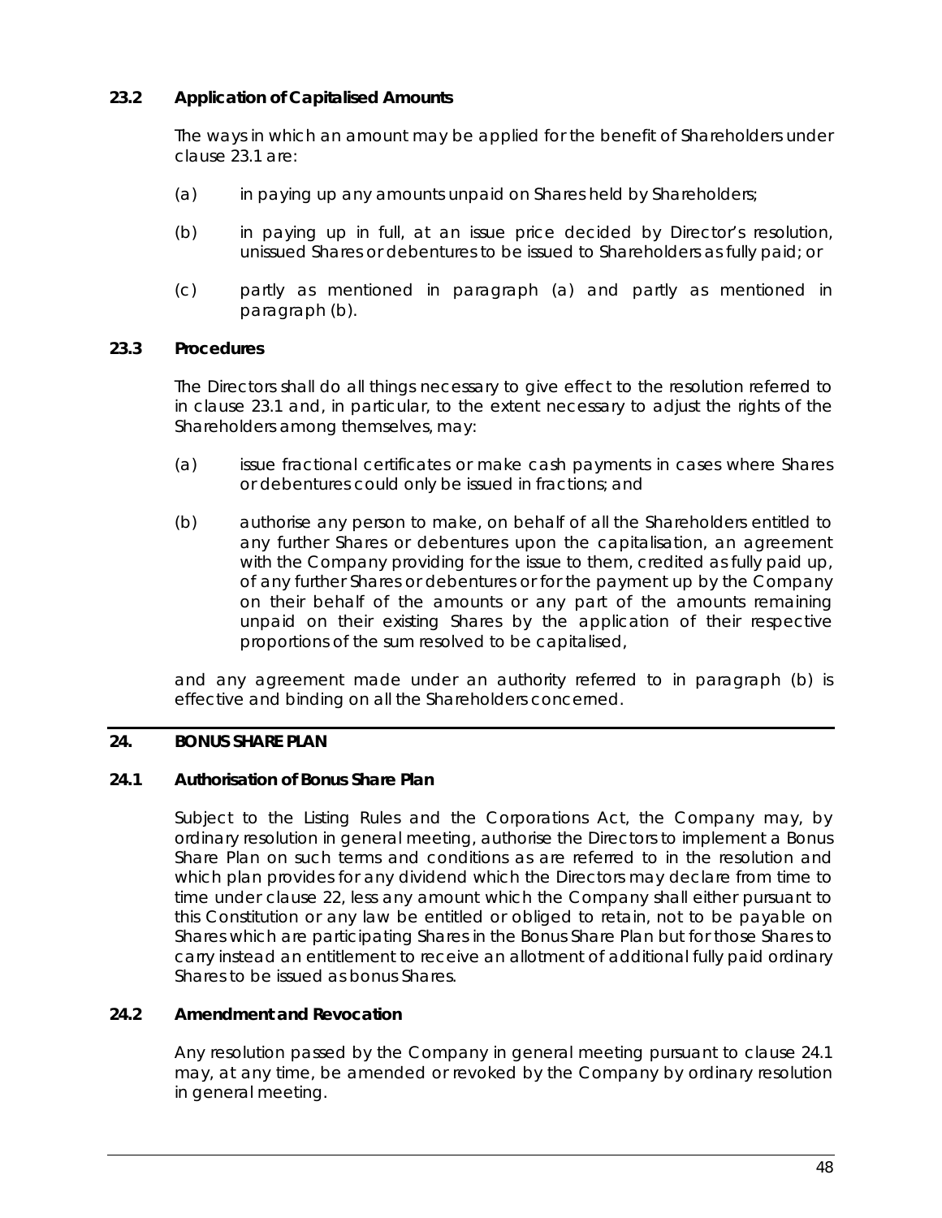### 23.2 Application of Capitalised Amounts

The ways in which an amount may be applied for the benefit of Shareholders under clause 23.1 are:

(a) in paying up any amounts unpaid on Shares held by Shareholders;

(b) in paying up in full, at an issue price decided by Director's resolution, unissued Shares or debentures to be issued to Shareholders as fully paid; or

(c) partly as mentioned in paragraph (a) and partly as mentioned in paragraph (b).

### 23.3 Procedures

The Directors shall do all things necessary to give effect to the resolution referred to in clause 23.1 and, in particular, to the extent necessary to adjust the rights of the Shareholders among themselves, may:

(a) issue fractional certificates or make cash payments in cases where Shares or debentures could only be issued in fractions; and

(b) authorise any person to make, on behalf of all the Shareholders entitled to any further Shares or debentures upon the capitalisation, an agreement with the Company providing for the issue to them, credited as fully paid up, of any further Shares or debentures or for the payment up by the Company on their behalf of the amounts or any part of the amounts remaining unpaid on their existing Shares by the application of their respective proportions of the sum resolved to be capitalised,

and any agreement made under an authority referred to in paragraph (b) is effective and binding on all the Shareholders concerned.

## 24. BONUS SHARE PLAN

### 24.1 Authorisation of Bonus Share Plan

Subject to the Listing Rules and the Corporations Act, the Company may, by ordinary resolution in general meeting, authorise the Directors to implement a Bonus Share Plan on such terms and conditions as are referred to in the resolution and which plan provides for any dividend which the Directors may declare from time to time under clause 22, less any amount which the Company shall either pursuant to this Constitution or any law be entitled or obliged to retain, not to be payable on Shares which are participating Shares in the Bonus Share Plan but for those Shares to carry instead an entitlement to receive an allotment of additional fully paid ordinary Shares to be issued as bonus Shares.

### 24.2 Amendment and Revocation

Any resolution passed by the Company in general meeting pursuant to clause 24.1 may, at any time, be amended or revoked by the Company by ordinary resolution in general meeting.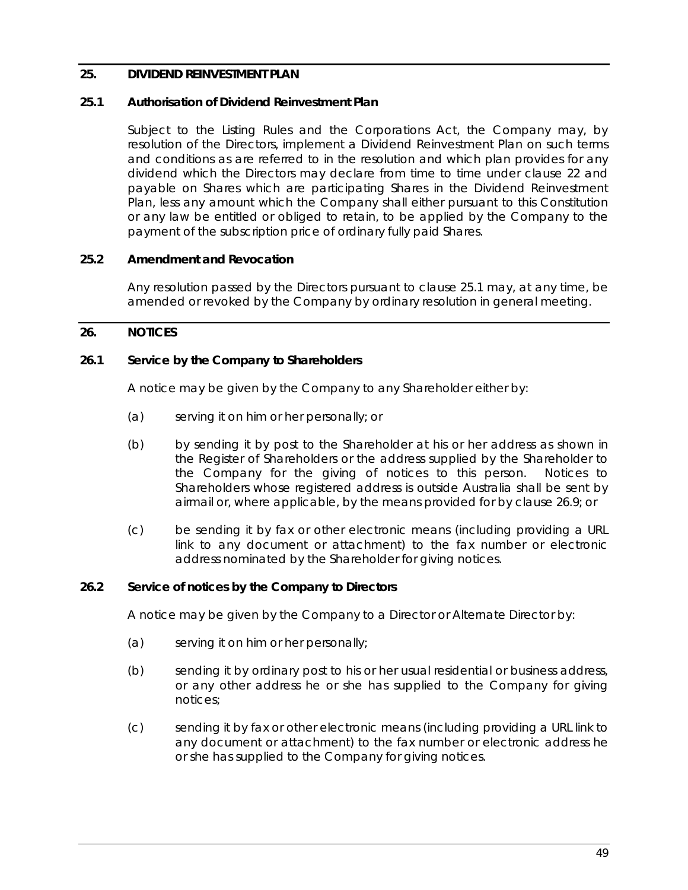## 25. DIVIDEND REINVESTMENT PLAN

### 25.1 Authorisation of Dividend Reinvestment Plan

Subject to the Listing Rules and the Corporations Act, the Company may, by resolution of the Directors, implement a Dividend Reinvestment Plan on such terms and conditions as are referred to in the resolution and which plan provides for any dividend which the Directors may declare from time to time under clause 22 and payable on Shares which are participating Shares in the Dividend Reinvestment Plan, less any amount which the Company shall either pursuant to this Constitution or any law be entitled or obliged to retain, to be applied by the Company to the payment of the subscription price of ordinary fully paid Shares.

### 25.2 Amendment and Revocation

Any resolution passed by the Directors pursuant to clause 25.1 may, at any time, be amended or revoked by the Company by ordinary resolution in general meeting.

## 26. NOTICES

### 26.1 Service by the Company to Shareholders

A notice may be given by the Company to any Shareholder either by:

(a) serving it on him or her personally; or

(b) by sending it by post to the Shareholder at his or her address as shown in the Register of Shareholders or the address supplied by the Shareholder to the Company for the giving of notices to this person. Notices to Shareholders whose registered address is outside Australia shall be sent by airmail or, where applicable, by the means provided for by clause 26.9; or

(c) be sending it by fax or other electronic means (including providing a URL link to any document or attachment) to the fax number or electronic address nominated by the Shareholder for giving notices.

### 26.2 Service of notices by the Company to Directors

A notice may be given by the Company to a Director or Alternate Director by:

(a) serving it on him or her personally;

(b) sending it by ordinary post to his or her usual residential or business address, or any other address he or she has supplied to the Company for giving notices;

(c) sending it by fax or other electronic means (including providing a URL link to any document or attachment) to the fax number or electronic address he or she has supplied to the Company for giving notices.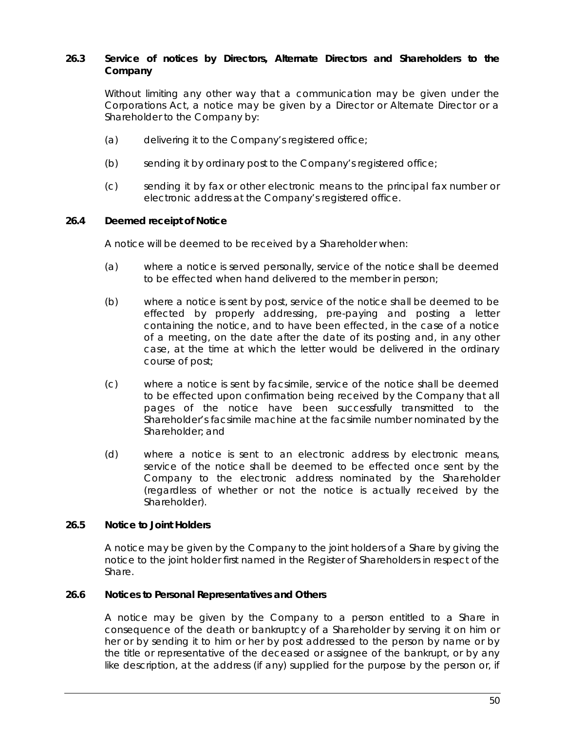### 26.3 Service of notices by Directors, Alternate Directors and Shareholders to the Company

Without limiting any other way that a communication may be given under the Corporations Act, a notice may be given by a Director or Alternate Director or a Shareholder to the Company by:

(a) delivering it to the Company's registered office;

(b) sending it by ordinary post to the Company's registered office;

(c) sending it by fax or other electronic means to the principal fax number or electronic address at the Company's registered office.

### 26.4 Deemed receipt of Notice

A notice will be deemed to be received by a Shareholder when:

(a) where a notice is served personally, service of the notice shall be deemed to be effected when hand delivered to the member in person;

(b) where a notice is sent by post, service of the notice shall be deemed to be effected by properly addressing, pre-paying and posting a letter containing the notice, and to have been effected, in the case of a notice of a meeting, on the date after the date of its posting and, in any other case, at the time at which the letter would be delivered in the ordinary course of post;

(c) where a notice is sent by facsimile, service of the notice shall be deemed to be effected upon confirmation being received by the Company that all pages of the notice have been successfully transmitted to the Shareholder's facsimile machine at the facsimile number nominated by the Shareholder; and

(d) where a notice is sent to an electronic address by electronic means, service of the notice shall be deemed to be effected once sent by the Company to the electronic address nominated by the Shareholder (regardless of whether or not the notice is actually received by the Shareholder).

### 26.5 Notice to Joint Holders

A notice may be given by the Company to the joint holders of a Share by giving the notice to the joint holder first named in the Register of Shareholders in respect of the Share.

### 26.6 Notices to Personal Representatives and Others

A notice may be given by the Company to a person entitled to a Share in consequence of the death or bankruptcy of a Shareholder by serving it on him or her or by sending it to him or her by post addressed to the person by name or by the title or representative of the deceased or assignee of the bankrupt, or by any like description, at the address (if any) supplied for the purpose by the person or, if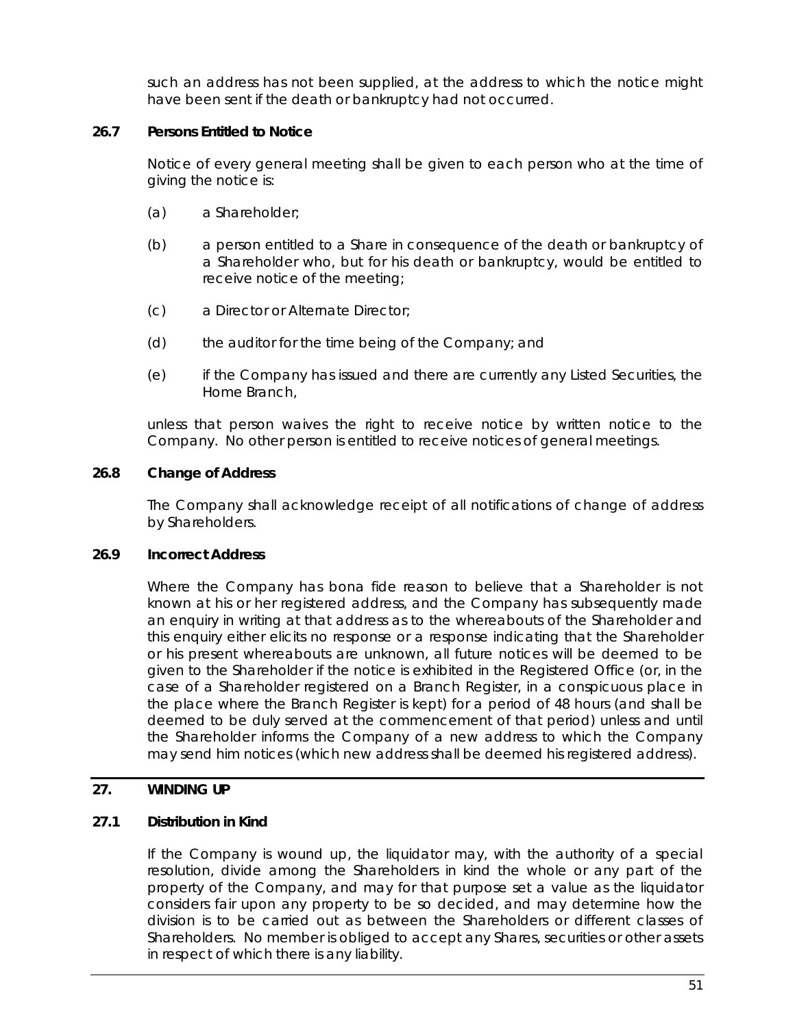such an address has not been supplied, at the address to which the notice might have been sent if the death or bankruptcy had not occurred.

### 26.7 Persons Entitled to Notice

Notice of every general meeting shall be given to each person who at the time of giving the notice is:

(a) a Shareholder;

(b) a person entitled to a Share in consequence of the death or bankruptcy of a Shareholder who, but for his death or bankruptcy, would be entitled to receive notice of the meeting;

(c) a Director or Alternate Director;

(d) the auditor for the time being of the Company; and

(e) if the Company has issued and there are currently any Listed Securities, the Home Branch,

unless that person waives the right to receive notice by written notice to the Company. No other person is entitled to receive notices of general meetings.

### 26.8 Change of Address

The Company shall acknowledge receipt of all notifications of change of address by Shareholders.

### 26.9 Incorrect Address

Where the Company has bona fide reason to believe that a Shareholder is not known at his or her registered address, and the Company has subsequently made an enquiry in writing at that address as to the whereabouts of the Shareholder and this enquiry either elicits no response or a response indicating that the Shareholder or his present whereabouts are unknown, all future notices will be deemed to be given to the Shareholder if the notice is exhibited in the Registered Office (or, in the case of a Shareholder registered on a Branch Register, in a conspicuous place in the place where the Branch Register is kept) for a period of 48 hours (and shall be deemed to be duly served at the commencement of that period) unless and until the Shareholder informs the Company of a new address to which the Company may send him notices (which new address shall be deemed his registered address).

## 27. WINDING UP

### 27.1 Distribution in Kind

If the Company is wound up, the liquidator may, with the authority of a special resolution, divide among the Shareholders in kind the whole or any part of the property of the Company, and may for that purpose set a value as the liquidator considers fair upon any property to be so decided, and may determine how the division is to be carried out as between the Shareholders or different classes of Shareholders. No member is obliged to accept any Shares, securities or other assets in respect of which there is any liability.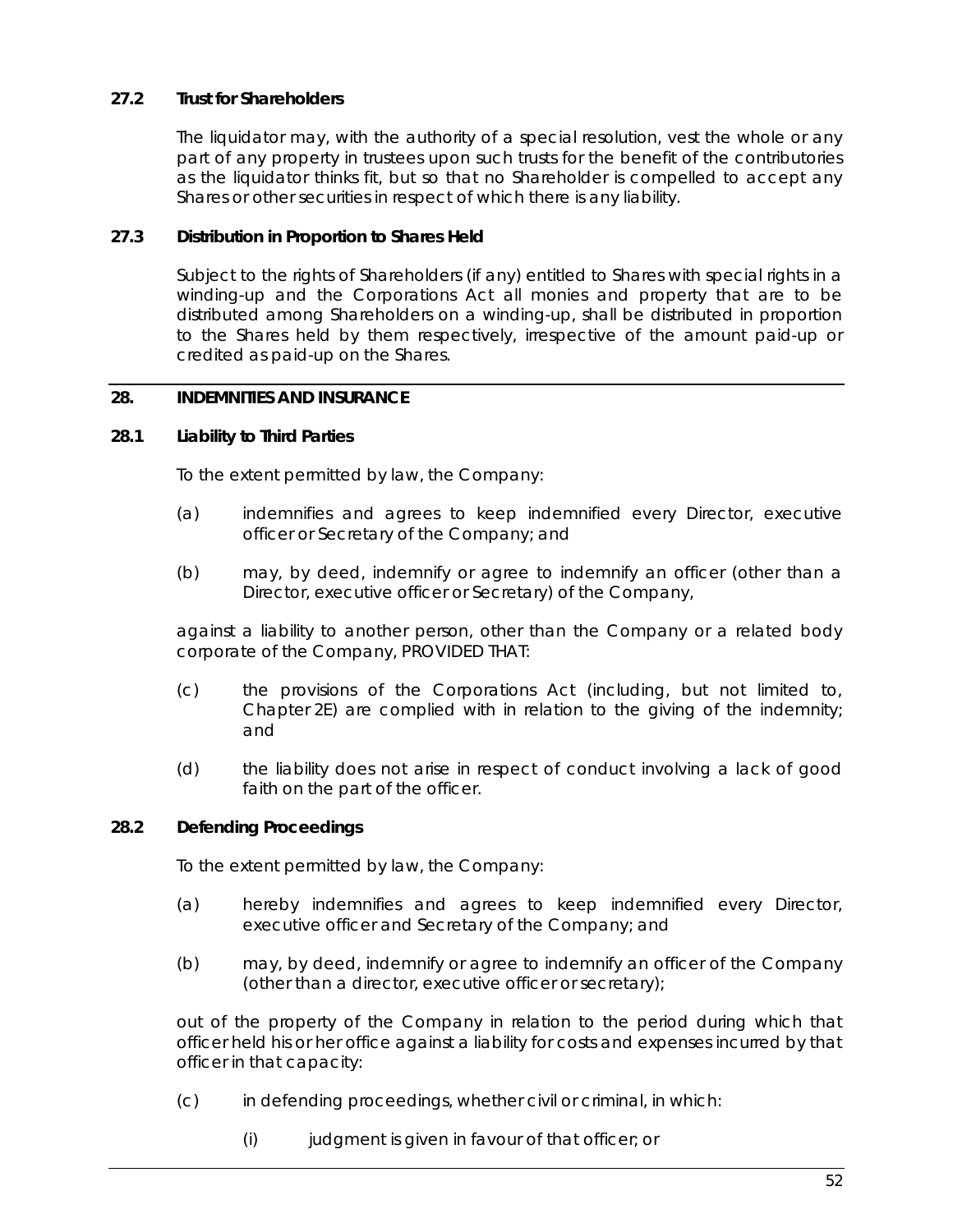### 27.2 Trust for Shareholders

The liquidator may, with the authority of a special resolution, vest the whole or any part of any property in trustees upon such trusts for the benefit of the contributories as the liquidator thinks fit, but so that no Shareholder is compelled to accept any Shares or other securities in respect of which there is any liability.

### 27.3 Distribution in Proportion to Shares Held

Subject to the rights of Shareholders (if any) entitled to Shares with special rights in a winding-up and the Corporations Act all monies and property that are to be distributed among Shareholders on a winding-up, shall be distributed in proportion to the Shares held by them respectively, irrespective of the amount paid-up or credited as paid-up on the Shares.

## 28. INDEMNITIES AND INSURANCE

### 28.1 Liability to Third Parties

To the extent permitted by law, the Company:

(a) indemnifies and agrees to keep indemnified every Director, executive officer or Secretary of the Company; and

(b) may, by deed, indemnify or agree to indemnify an officer (other than a Director, executive officer or Secretary) of the Company,

against a liability to another person, other than the Company or a related body corporate of the Company, PROVIDED THAT:

(c) the provisions of the Corporations Act (including, but not limited to, Chapter 2E) are complied with in relation to the giving of the indemnity; and

(d) the liability does not arise in respect of conduct involving a lack of good faith on the part of the officer.

### 28.2 Defending Proceedings

To the extent permitted by law, the Company:

(a) hereby indemnifies and agrees to keep indemnified every Director, executive officer and Secretary of the Company; and

(b) may, by deed, indemnify or agree to indemnify an officer of the Company (other than a director, executive officer or secretary);

out of the property of the Company in relation to the period during which that officer held his or her office against a liability for costs and expenses incurred by that officer in that capacity:

(c) in defending proceedings, whether civil or criminal, in which:

(i) judgment is given in favour of that officer; or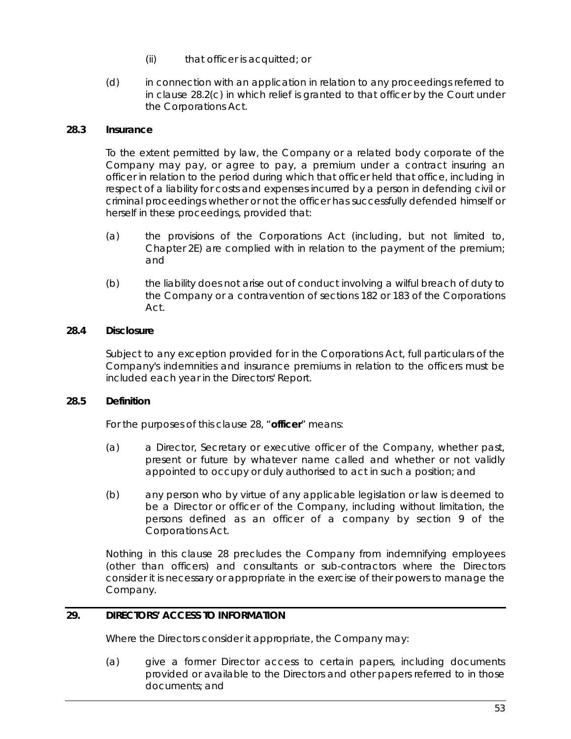(ii) that officer is acquitted; or

(d) in connection with an application in relation to any proceedings referred to in clause 28.2(c) in which relief is granted to that officer by the Court under the Corporations Act.

### 28.3 Insurance

To the extent permitted by law, the Company or a related body corporate of the Company may pay, or agree to pay, a premium under a contract insuring an officer in relation to the period during which that officer held that office, including in respect of a liability for costs and expenses incurred by a person in defending civil or criminal proceedings whether or not the officer has successfully defended himself or herself in these proceedings, provided that:

(a) the provisions of the Corporations Act (including, but not limited to, Chapter 2E) are complied with in relation to the payment of the premium; and

(b) the liability does not arise out of conduct involving a wilful breach of duty to the Company or a contravention of sections 182 or 183 of the Corporations Act.

### 28.4 Disclosure

Subject to any exception provided for in the Corporations Act, full particulars of the Company's indemnities and insurance premiums in relation to the officers must be included each year in the Directors' Report.

### 28.5 Definition

For the purposes of this clause 28, "**officer**" means:

(a) a Director, Secretary or executive officer of the Company, whether past, present or future by whatever name called and whether or not validly appointed to occupy or duly authorised to act in such a position; and

(b) any person who by virtue of any applicable legislation or law is deemed to be a Director or officer of the Company, including without limitation, the persons defined as an officer of a company by section 9 of the Corporations Act.

Nothing in this clause 28 precludes the Company from indemnifying employees (other than officers) and consultants or sub-contractors where the Directors consider it is necessary or appropriate in the exercise of their powers to manage the Company.

## 29. DIRECTORS' ACCESS TO INFORMATION

Where the Directors consider it appropriate, the Company may:

(a) give a former Director access to certain papers, including documents provided or available to the Directors and other papers referred to in those documents; and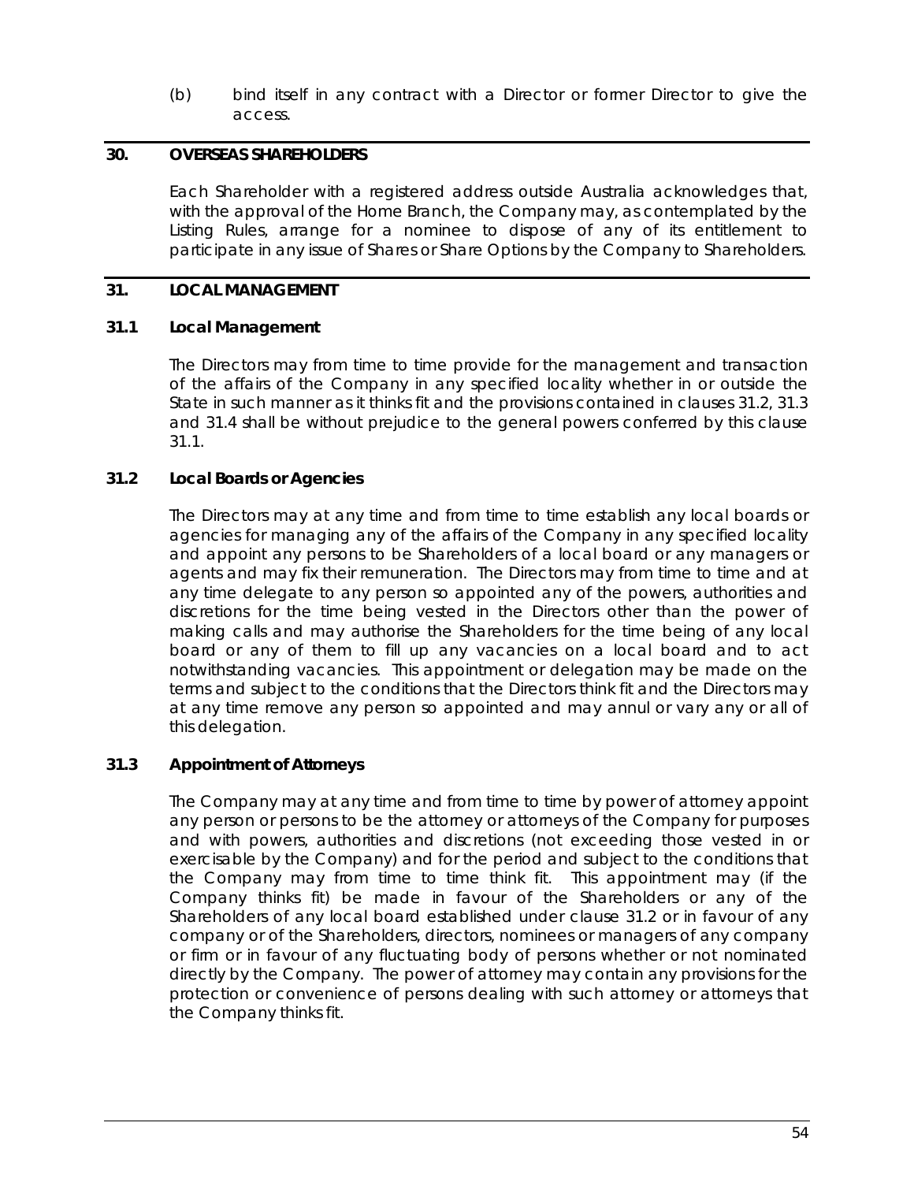(b) bind itself in any contract with a Director or former Director to give the access.

## 30. OVERSEAS SHAREHOLDERS

Each Shareholder with a registered address outside Australia acknowledges that, with the approval of the Home Branch, the Company may, as contemplated by the Listing Rules, arrange for a nominee to dispose of any of its entitlement to participate in any issue of Shares or Share Options by the Company to Shareholders.

## 31. LOCAL MANAGEMENT

### 31.1 Local Management

The Directors may from time to time provide for the management and transaction of the affairs of the Company in any specified locality whether in or outside the State in such manner as it thinks fit and the provisions contained in clauses 31.2, 31.3 and 31.4 shall be without prejudice to the general powers conferred by this clause 31.1.

### 31.2 Local Boards or Agencies

The Directors may at any time and from time to time establish any local boards or agencies for managing any of the affairs of the Company in any specified locality and appoint any persons to be Shareholders of a local board or any managers or agents and may fix their remuneration. The Directors may from time to time and at any time delegate to any person so appointed any of the powers, authorities and discretions for the time being vested in the Directors other than the power of making calls and may authorise the Shareholders for the time being of any local board or any of them to fill up any vacancies on a local board and to act notwithstanding vacancies. This appointment or delegation may be made on the terms and subject to the conditions that the Directors think fit and the Directors may at any time remove any person so appointed and may annul or vary any or all of this delegation.

### 31.3 Appointment of Attorneys

The Company may at any time and from time to time by power of attorney appoint any person or persons to be the attorney or attorneys of the Company for purposes and with powers, authorities and discretions (not exceeding those vested in or exercisable by the Company) and for the period and subject to the conditions that the Company may from time to time think fit. This appointment may (if the Company thinks fit) be made in favour of the Shareholders or any of the Shareholders of any local board established under clause 31.2 or in favour of any company or of the Shareholders, directors, nominees or managers of any company or firm or in favour of any fluctuating body of persons whether or not nominated directly by the Company. The power of attorney may contain any provisions for the protection or convenience of persons dealing with such attorney or attorneys that the Company thinks fit.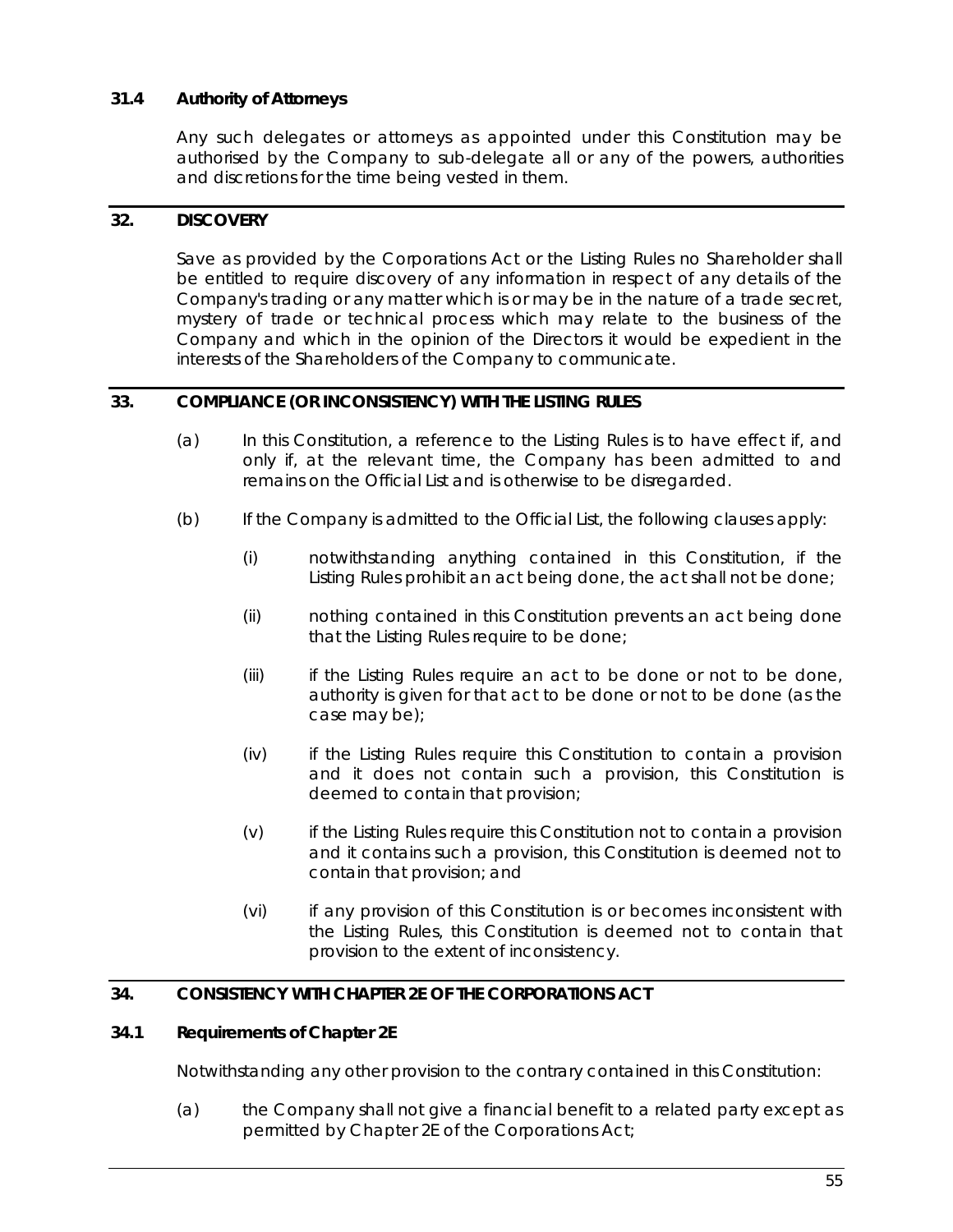### 31.4 Authority of Attorneys

Any such delegates or attorneys as appointed under this Constitution may be authorised by the Company to sub-delegate all or any of the powers, authorities and discretions for the time being vested in them.

## 32. DISCOVERY

Save as provided by the Corporations Act or the Listing Rules no Shareholder shall be entitled to require discovery of any information in respect of any details of the Company's trading or any matter which is or may be in the nature of a trade secret, mystery of trade or technical process which may relate to the business of the Company and which in the opinion of the Directors it would be expedient in the interests of the Shareholders of the Company to communicate.

## 33. COMPLIANCE (OR INCONSISTENCY) WITH THE LISTING RULES

(a) In this Constitution, a reference to the Listing Rules is to have effect if, and only if, at the relevant time, the Company has been admitted to and remains on the Official List and is otherwise to be disregarded.

(b) If the Company is admitted to the Official List, the following clauses apply:

(i) notwithstanding anything contained in this Constitution, if the Listing Rules prohibit an act being done, the act shall not be done;

(ii) nothing contained in this Constitution prevents an act being done that the Listing Rules require to be done;

(iii) if the Listing Rules require an act to be done or not to be done, authority is given for that act to be done or not to be done (as the case may be);

(iv) if the Listing Rules require this Constitution to contain a provision and it does not contain such a provision, this Constitution is deemed to contain that provision;

(v) if the Listing Rules require this Constitution not to contain a provision and it contains such a provision, this Constitution is deemed not to contain that provision; and

(vi) if any provision of this Constitution is or becomes inconsistent with the Listing Rules, this Constitution is deemed not to contain that provision to the extent of inconsistency.

## 34. CONSISTENCY WITH CHAPTER 2E OF THE CORPORATIONS ACT

### 34.1 Requirements of Chapter 2E

Notwithstanding any other provision to the contrary contained in this Constitution:

(a) the Company shall not give a financial benefit to a related party except as permitted by Chapter 2E of the Corporations Act;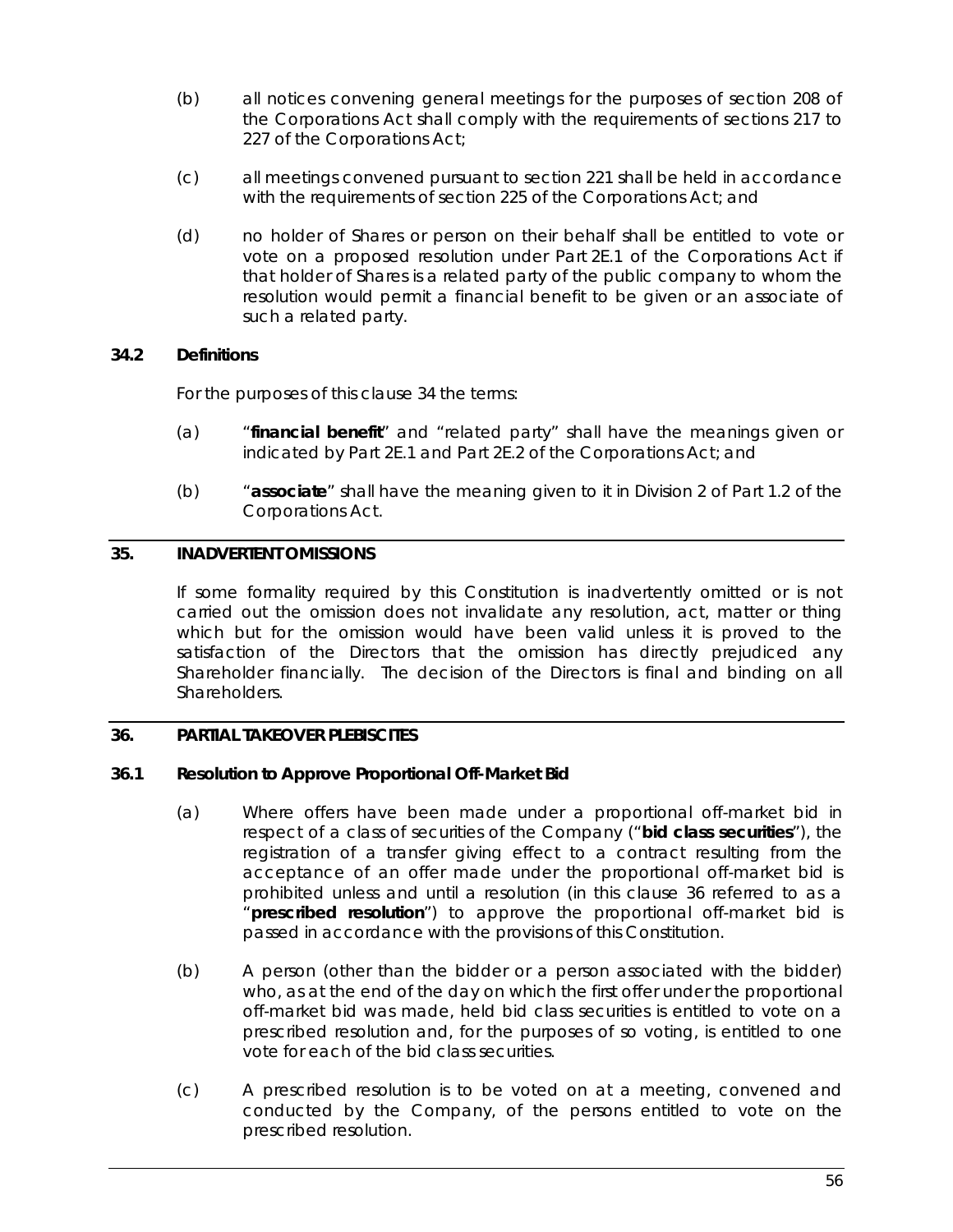(b) all notices convening general meetings for the purposes of section 208 of the Corporations Act shall comply with the requirements of sections 217 to 227 of the Corporations Act;

(c) all meetings convened pursuant to section 221 shall be held in accordance with the requirements of section 225 of the Corporations Act; and

(d) no holder of Shares or person on their behalf shall be entitled to vote or vote on a proposed resolution under Part 2E.1 of the Corporations Act if that holder of Shares is a related party of the public company to whom the resolution would permit a financial benefit to be given or an associate of such a related party.

### 34.2 Definitions

For the purposes of this clause 34 the terms:

(a) "**financial benefit**" and "related party" shall have the meanings given or indicated by Part 2E.1 and Part 2E.2 of the Corporations Act; and

(b) "**associate**" shall have the meaning given to it in Division 2 of Part 1.2 of the Corporations Act.

## 35. INADVERTENT OMISSIONS

If some formality required by this Constitution is inadvertently omitted or is not carried out the omission does not invalidate any resolution, act, matter or thing which but for the omission would have been valid unless it is proved to the satisfaction of the Directors that the omission has directly prejudiced any Shareholder financially. The decision of the Directors is final and binding on all Shareholders.

## 36. PARTIAL TAKEOVER PLEBISCITES

### 36.1 Resolution to Approve Proportional Off-Market Bid

(a) Where offers have been made under a proportional off-market bid in respect of a class of securities of the Company ("**bid class securities**"), the registration of a transfer giving effect to a contract resulting from the acceptance of an offer made under the proportional off-market bid is prohibited unless and until a resolution (in this clause 36 referred to as a "**prescribed resolution**") to approve the proportional off-market bid is passed in accordance with the provisions of this Constitution.

(b) A person (other than the bidder or a person associated with the bidder) who, as at the end of the day on which the first offer under the proportional off-market bid was made, held bid class securities is entitled to vote on a prescribed resolution and, for the purposes of so voting, is entitled to one vote for each of the bid class securities.

(c) A prescribed resolution is to be voted on at a meeting, convened and conducted by the Company, of the persons entitled to vote on the prescribed resolution.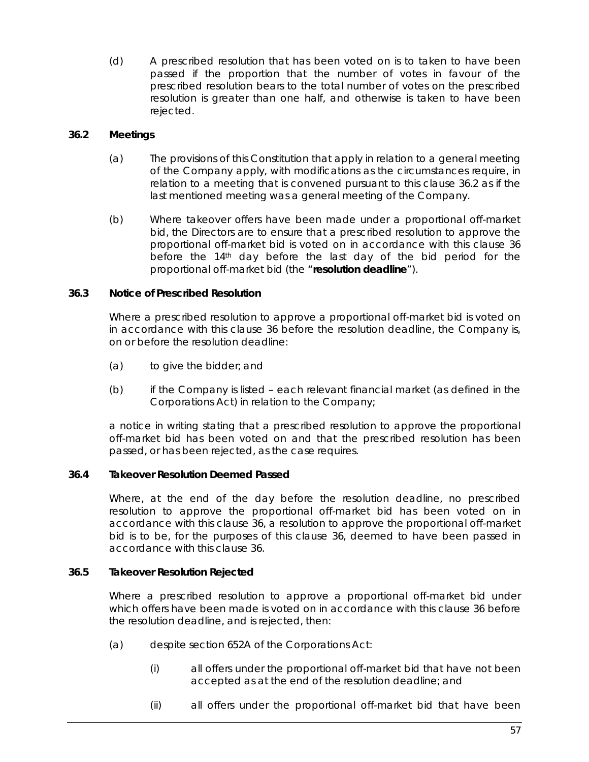(d) A prescribed resolution that has been voted on is to taken to have been passed if the proportion that the number of votes in favour of the prescribed resolution bears to the total number of votes on the prescribed resolution is greater than one half, and otherwise is taken to have been rejected.

### 36.2 Meetings

(a) The provisions of this Constitution that apply in relation to a general meeting of the Company apply, with modifications as the circumstances require, in relation to a meeting that is convened pursuant to this clause 36.2 as if the last mentioned meeting was a general meeting of the Company.

(b) Where takeover offers have been made under a proportional off-market bid, the Directors are to ensure that a prescribed resolution to approve the proportional off-market bid is voted on in accordance with this clause 36 before the 14th day before the last day of the bid period for the proportional off-market bid (the "**resolution deadline**").

### 36.3 Notice of Prescribed Resolution

Where a prescribed resolution to approve a proportional off-market bid is voted on in accordance with this clause 36 before the resolution deadline, the Company is, on or before the resolution deadline:

(a) to give the bidder; and

(b) if the Company is listed – each relevant financial market (as defined in the Corporations Act) in relation to the Company;

a notice in writing stating that a prescribed resolution to approve the proportional off-market bid has been voted on and that the prescribed resolution has been passed, or has been rejected, as the case requires.

### 36.4 Takeover Resolution Deemed Passed

Where, at the end of the day before the resolution deadline, no prescribed resolution to approve the proportional off-market bid has been voted on in accordance with this clause 36, a resolution to approve the proportional off-market bid is to be, for the purposes of this clause 36, deemed to have been passed in accordance with this clause 36.

### 36.5 Takeover Resolution Rejected

Where a prescribed resolution to approve a proportional off-market bid under which offers have been made is voted on in accordance with this clause 36 before the resolution deadline, and is rejected, then:

(a) despite section 652A of the Corporations Act:

(i) all offers under the proportional off-market bid that have not been accepted as at the end of the resolution deadline; and

(ii) all offers under the proportional off-market bid that have been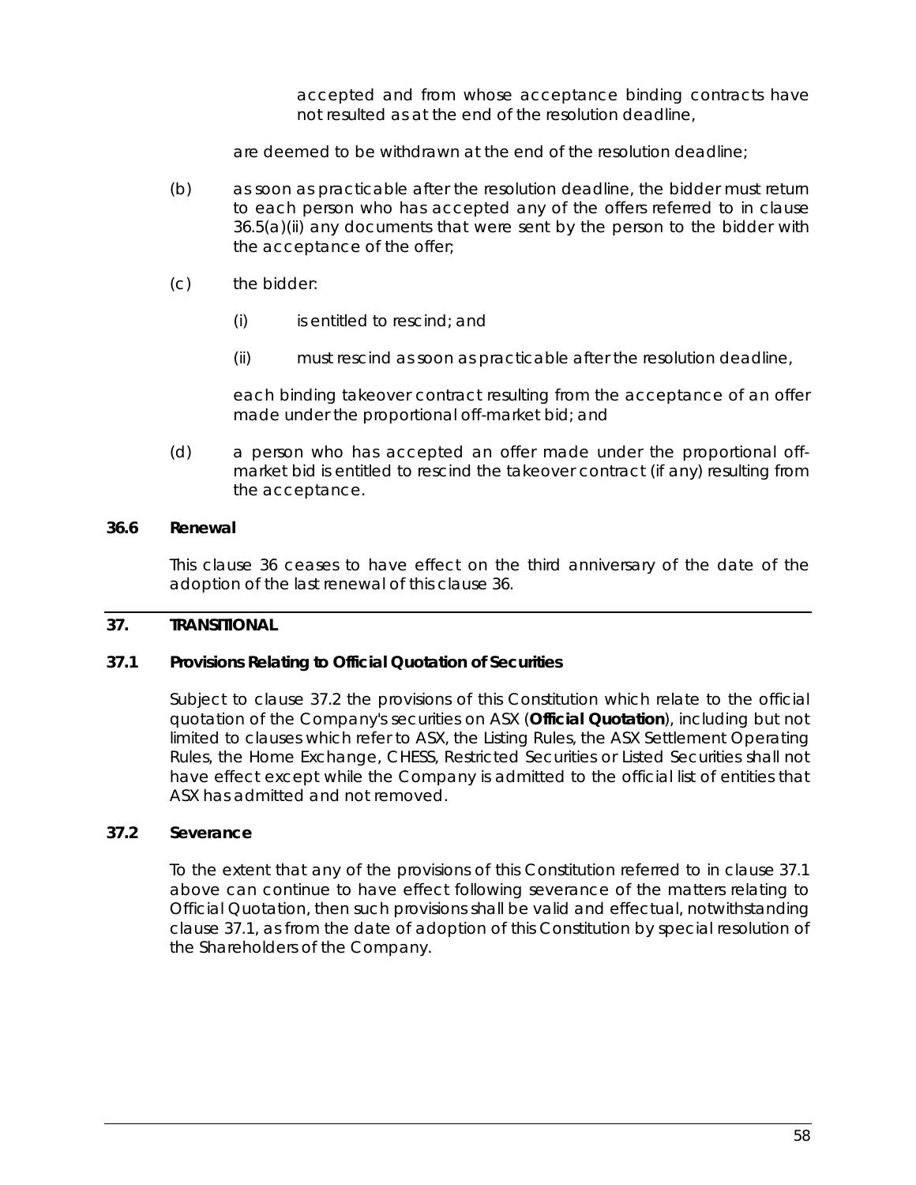accepted and from whose acceptance binding contracts have not resulted as at the end of the resolution deadline,

are deemed to be withdrawn at the end of the resolution deadline;

(b) as soon as practicable after the resolution deadline, the bidder must return to each person who has accepted any of the offers referred to in clause 36.5(a)(ii) any documents that were sent by the person to the bidder with the acceptance of the offer;

(c) the bidder:

(i) is entitled to rescind; and

(ii) must rescind as soon as practicable after the resolution deadline,

each binding takeover contract resulting from the acceptance of an offer made under the proportional off-market bid; and

(d) a person who has accepted an offer made under the proportional off-market bid is entitled to rescind the takeover contract (if any) resulting from the acceptance.

### 36.6 Renewal

This clause 36 ceases to have effect on the third anniversary of the date of the adoption of the last renewal of this clause 36.

## 37. TRANSITIONAL

### 37.1 Provisions Relating to Official Quotation of Securities

Subject to clause 37.2 the provisions of this Constitution which relate to the official quotation of the Company's securities on ASX (**Official Quotation**), including but not limited to clauses which refer to ASX, the Listing Rules, the ASX Settlement Operating Rules, the Home Exchange, CHESS, Restricted Securities or Listed Securities shall not have effect except while the Company is admitted to the official list of entities that ASX has admitted and not removed.

### 37.2 Severance

To the extent that any of the provisions of this Constitution referred to in clause 37.1 above can continue to have effect following severance of the matters relating to Official Quotation, then such provisions shall be valid and effectual, notwithstanding clause 37.1, as from the date of adoption of this Constitution by special resolution of the Shareholders of the Company.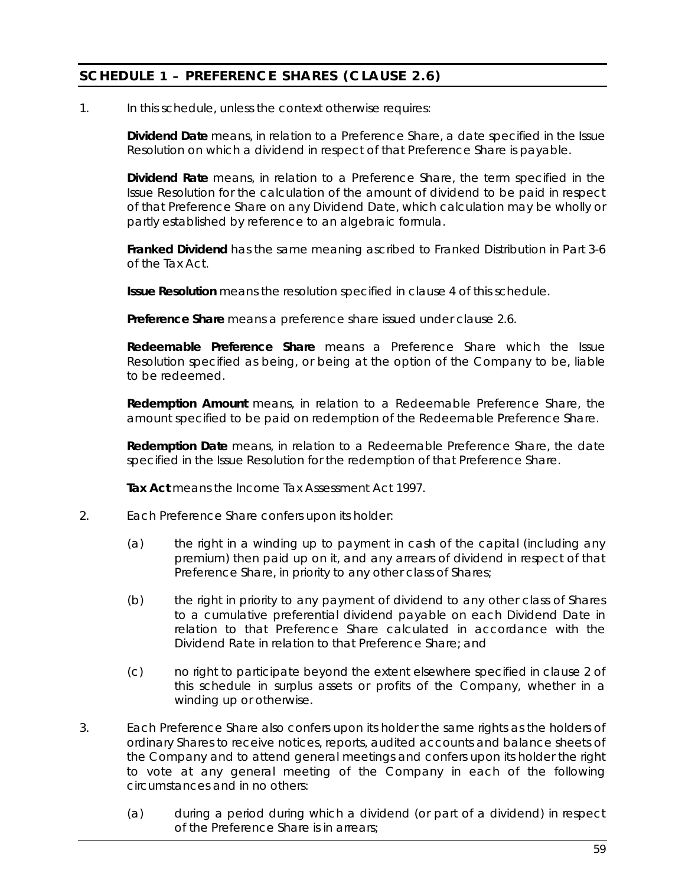## SCHEDULE 1 – PREFERENCE SHARES (CLAUSE 2.6)

1. In this schedule, unless the context otherwise requires:

   **Dividend Date** means, in relation to a Preference Share, a date specified in the Issue Resolution on which a dividend in respect of that Preference Share is payable.

   **Dividend Rate** means, in relation to a Preference Share, the term specified in the Issue Resolution for the calculation of the amount of dividend to be paid in respect of that Preference Share on any Dividend Date, which calculation may be wholly or partly established by reference to an algebraic formula.

   **Franked Dividend** has the same meaning ascribed to Franked Distribution in Part 3-6 of the Tax Act.

   **Issue Resolution** means the resolution specified in clause 4 of this schedule.

   **Preference Share** means a preference share issued under clause 2.6.

   **Redeemable Preference Share** means a Preference Share which the Issue Resolution specified as being, or being at the option of the Company to be, liable to be redeemed.

   **Redemption Amount** means, in relation to a Redeemable Preference Share, the amount specified to be paid on redemption of the Redeemable Preference Share.

   **Redemption Date** means, in relation to a Redeemable Preference Share, the date specified in the Issue Resolution for the redemption of that Preference Share.

   **Tax Act** means the Income Tax Assessment Act 1997.

2. Each Preference Share confers upon its holder:

   (a) the right in a winding up to payment in cash of the capital (including any premium) then paid up on it, and any arrears of dividend in respect of that Preference Share, in priority to any other class of Shares;

   (b) the right in priority to any payment of dividend to any other class of Shares to a cumulative preferential dividend payable on each Dividend Date in relation to that Preference Share calculated in accordance with the Dividend Rate in relation to that Preference Share; and

   (c) no right to participate beyond the extent elsewhere specified in clause 2 of this schedule in surplus assets or profits of the Company, whether in a winding up or otherwise.

3. Each Preference Share also confers upon its holder the same rights as the holders of ordinary Shares to receive notices, reports, audited accounts and balance sheets of the Company and to attend general meetings and confers upon its holder the right to vote at any general meeting of the Company in each of the following circumstances and in no others:

   (a) during a period during which a dividend (or part of a dividend) in respect of the Preference Share is in arrears;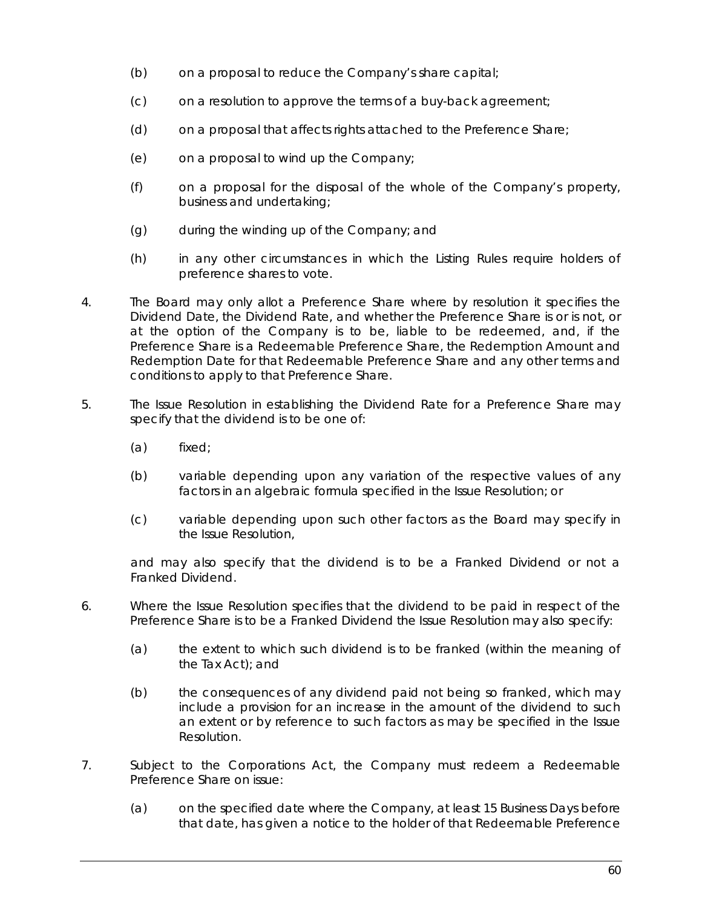(b) on a proposal to reduce the Company's share capital;

(c) on a resolution to approve the terms of a buy-back agreement;

(d) on a proposal that affects rights attached to the Preference Share;

(e) on a proposal to wind up the Company;

(f) on a proposal for the disposal of the whole of the Company's property, business and undertaking;

(g) during the winding up of the Company; and

(h) in any other circumstances in which the Listing Rules require holders of preference shares to vote.

4. The Board may only allot a Preference Share where by resolution it specifies the Dividend Date, the Dividend Rate, and whether the Preference Share is or is not, or at the option of the Company is to be, liable to be redeemed, and, if the Preference Share is a Redeemable Preference Share, the Redemption Amount and Redemption Date for that Redeemable Preference Share and any other terms and conditions to apply to that Preference Share.

5. The Issue Resolution in establishing the Dividend Rate for a Preference Share may specify that the dividend is to be one of:

   (a) fixed;

   (b) variable depending upon any variation of the respective values of any factors in an algebraic formula specified in the Issue Resolution; or

   (c) variable depending upon such other factors as the Board may specify in the Issue Resolution,

   and may also specify that the dividend is to be a Franked Dividend or not a Franked Dividend.

6. Where the Issue Resolution specifies that the dividend to be paid in respect of the Preference Share is to be a Franked Dividend the Issue Resolution may also specify:

   (a) the extent to which such dividend is to be franked (within the meaning of the Tax Act); and

   (b) the consequences of any dividend paid not being so franked, which may include a provision for an increase in the amount of the dividend to such an extent or by reference to such factors as may be specified in the Issue Resolution.

7. Subject to the Corporations Act, the Company must redeem a Redeemable Preference Share on issue:

   (a) on the specified date where the Company, at least 15 Business Days before that date, has given a notice to the holder of that Redeemable Preference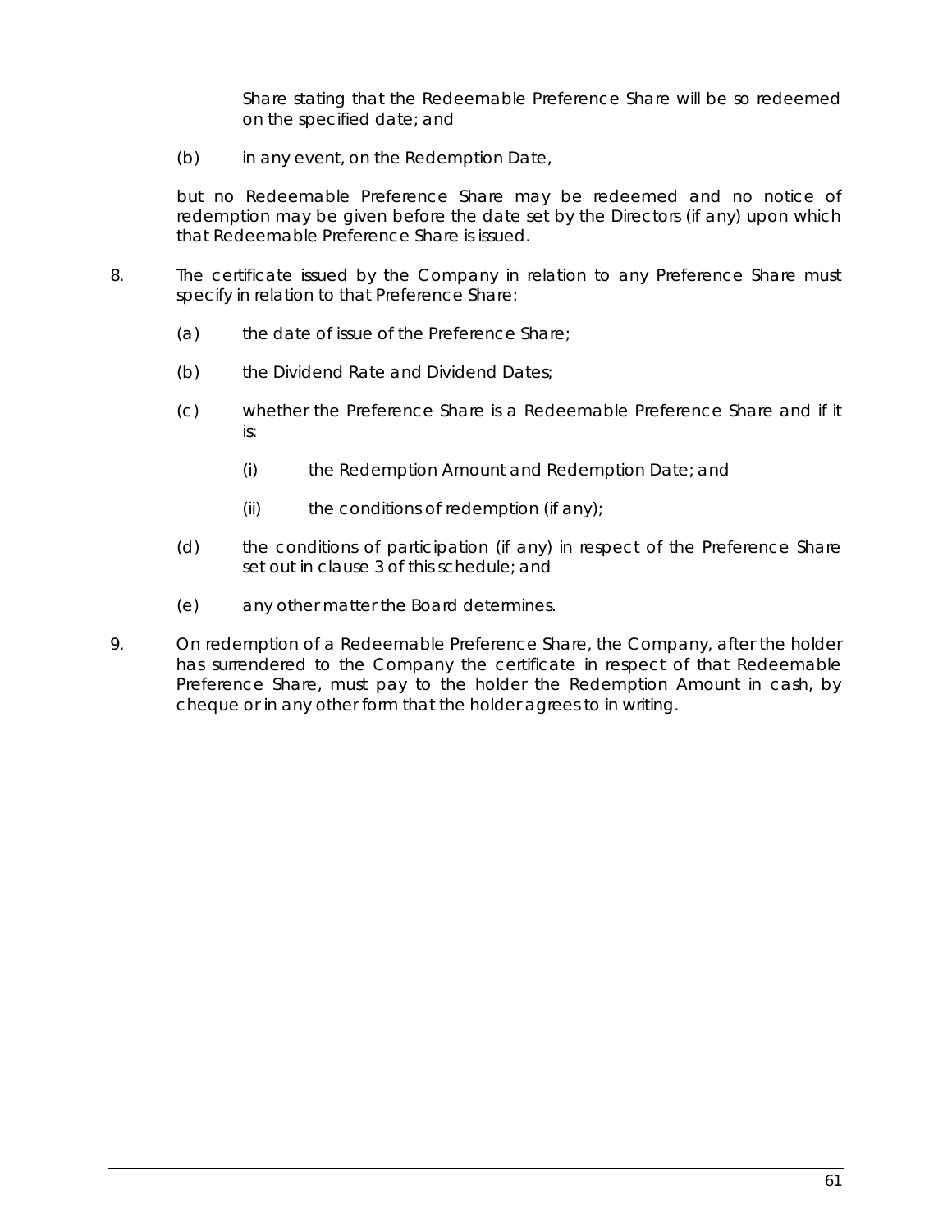Share stating that the Redeemable Preference Share will be so redeemed on the specified date; and

(b) in any event, on the Redemption Date,

but no Redeemable Preference Share may be redeemed and no notice of redemption may be given before the date set by the Directors (if any) upon which that Redeemable Preference Share is issued.

8. The certificate issued by the Company in relation to any Preference Share must specify in relation to that Preference Share:

   (a) the date of issue of the Preference Share;

   (b) the Dividend Rate and Dividend Dates;

   (c) whether the Preference Share is a Redeemable Preference Share and if it is:

      (i) the Redemption Amount and Redemption Date; and

      (ii) the conditions of redemption (if any);

   (d) the conditions of participation (if any) in respect of the Preference Share set out in clause 3 of this schedule; and

   (e) any other matter the Board determines.

9. On redemption of a Redeemable Preference Share, the Company, after the holder has surrendered to the Company the certificate in respect of that Redeemable Preference Share, must pay to the holder the Redemption Amount in cash, by cheque or in any other form that the holder agrees to in writing.